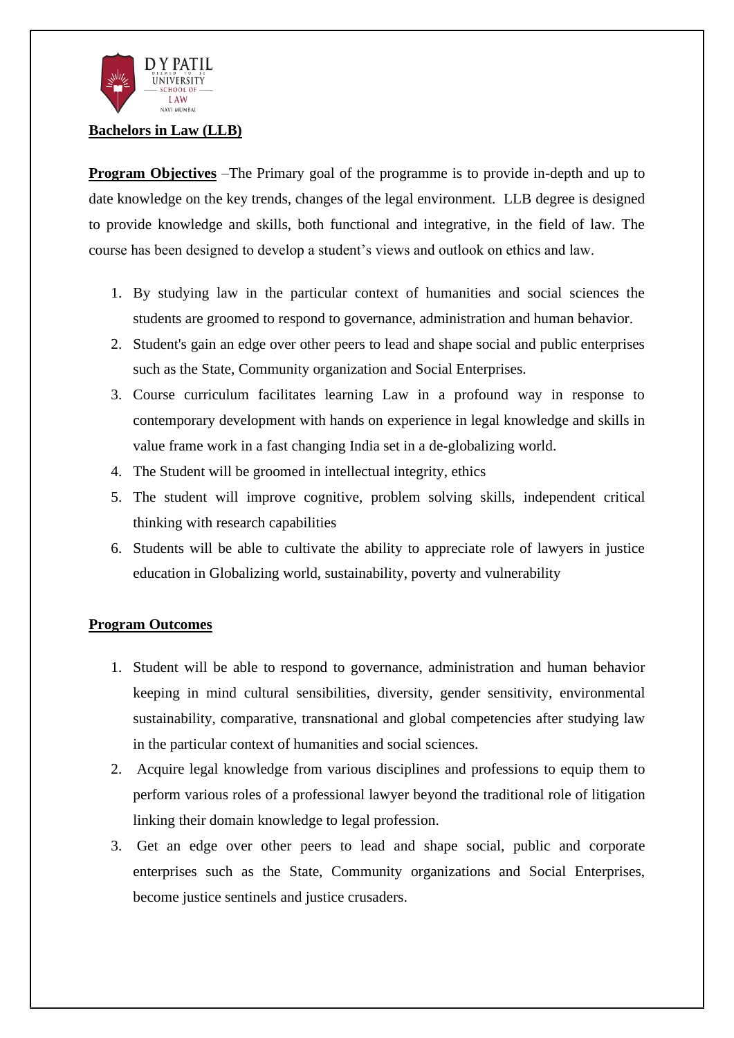**Bachelors in Law (LLB)**

**Program Objectives** –The Primary goal of the programme is to provide in-depth and up to date knowledge on the key trends, changes of the legal environment. LLB degree is designed to provide knowledge and skills, both functional and integrative, in the field of law. The course has been designed to develop a student's views and outlook on ethics and law.

1. By studying law in the particular context of humanities and social sciences the students are groomed to respond to governance, administration and human behavior.
2. Student's gain an edge over other peers to lead and shape social and public enterprises such as the State, Community organization and Social Enterprises.
3. Course curriculum facilitates learning Law in a profound way in response to contemporary development with hands on experience in legal knowledge and skills in value frame work in a fast changing India set in a de-globalizing world.
4. The Student will be groomed in intellectual integrity, ethics
5. The student will improve cognitive, problem solving skills, independent critical thinking with research capabilities
6. Students will be able to cultivate the ability to appreciate role of lawyers in justice education in Globalizing world, sustainability, poverty and vulnerability

**Program Outcomes**

1. Student will be able to respond to governance, administration and human behavior keeping in mind cultural sensibilities, diversity, gender sensitivity, environmental sustainability, comparative, transnational and global competencies after studying law in the particular context of humanities and social sciences.
2. Acquire legal knowledge from various disciplines and professions to equip them to perform various roles of a professional lawyer beyond the traditional role of litigation linking their domain knowledge to legal profession.
3. Get an edge over other peers to lead and shape social, public and corporate enterprises such as the State, Community organizations and Social Enterprises, become justice sentinels and justice crusaders.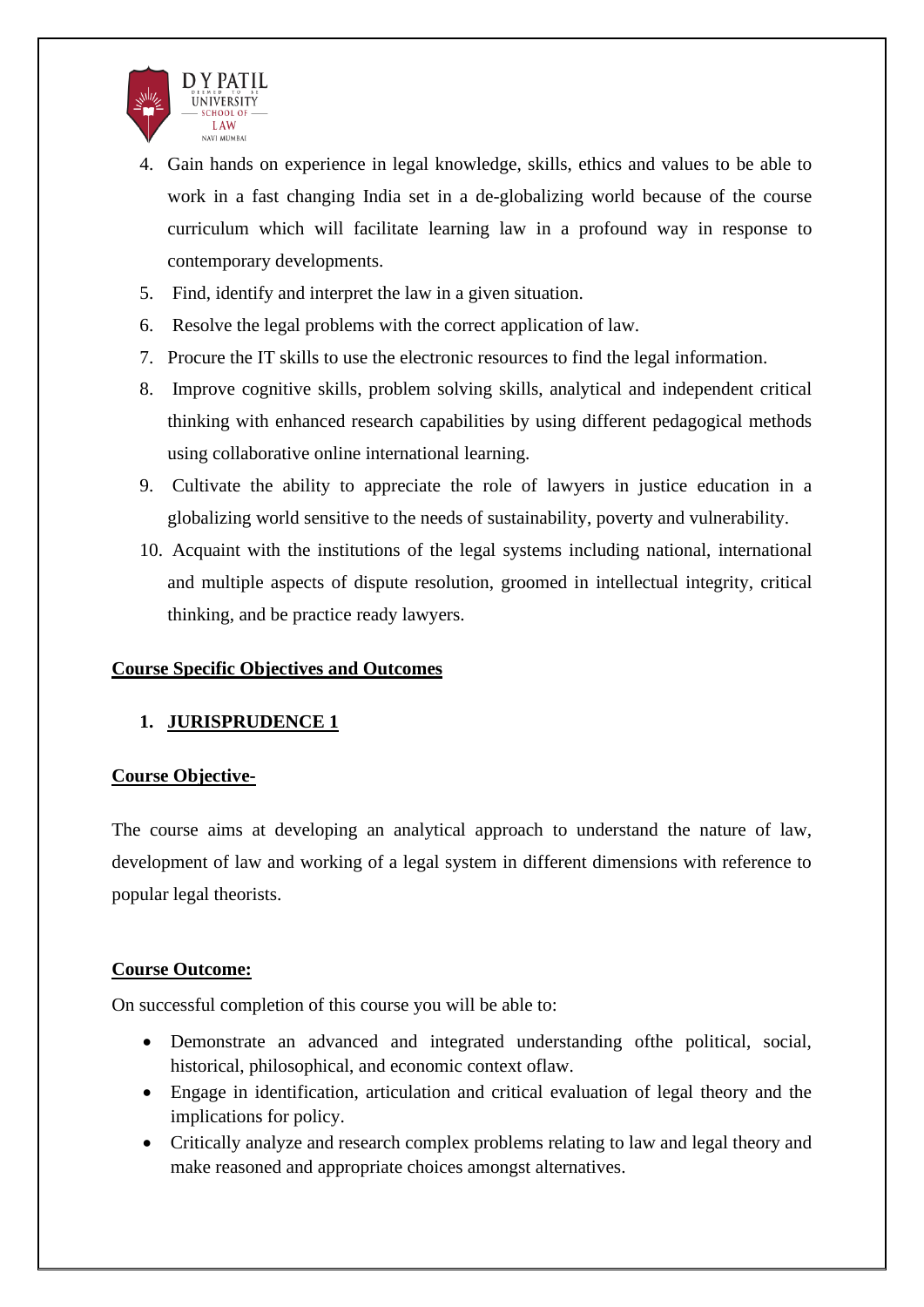4. Gain hands on experience in legal knowledge, skills, ethics and values to be able to work in a fast changing India set in a de-globalizing world because of the course curriculum which will facilitate learning law in a profound way in response to contemporary developments.
5. Find, identify and interpret the law in a given situation.
6. Resolve the legal problems with the correct application of law.
7. Procure the IT skills to use the electronic resources to find the legal information.
8. Improve cognitive skills, problem solving skills, analytical and independent critical thinking with enhanced research capabilities by using different pedagogical methods using collaborative online international learning.
9. Cultivate the ability to appreciate the role of lawyers in justice education in a globalizing world sensitive to the needs of sustainability, poverty and vulnerability.
10. Acquaint with the institutions of the legal systems including national, international and multiple aspects of dispute resolution, groomed in intellectual integrity, critical thinking, and be practice ready lawyers.

**Course Specific Objectives and Outcomes**

1. **JURISPRUDENCE 1**

**Course Objective-**

The course aims at developing an analytical approach to understand the nature of law, development of law and working of a legal system in different dimensions with reference to popular legal theorists.

**Course Outcome:**

On successful completion of this course you will be able to:

- Demonstrate an advanced and integrated understanding ofthe political, social, historical, philosophical, and economic context oflaw.
- Engage in identification, articulation and critical evaluation of legal theory and the implications for policy.
- Critically analyze and research complex problems relating to law and legal theory and make reasoned and appropriate choices amongst alternatives.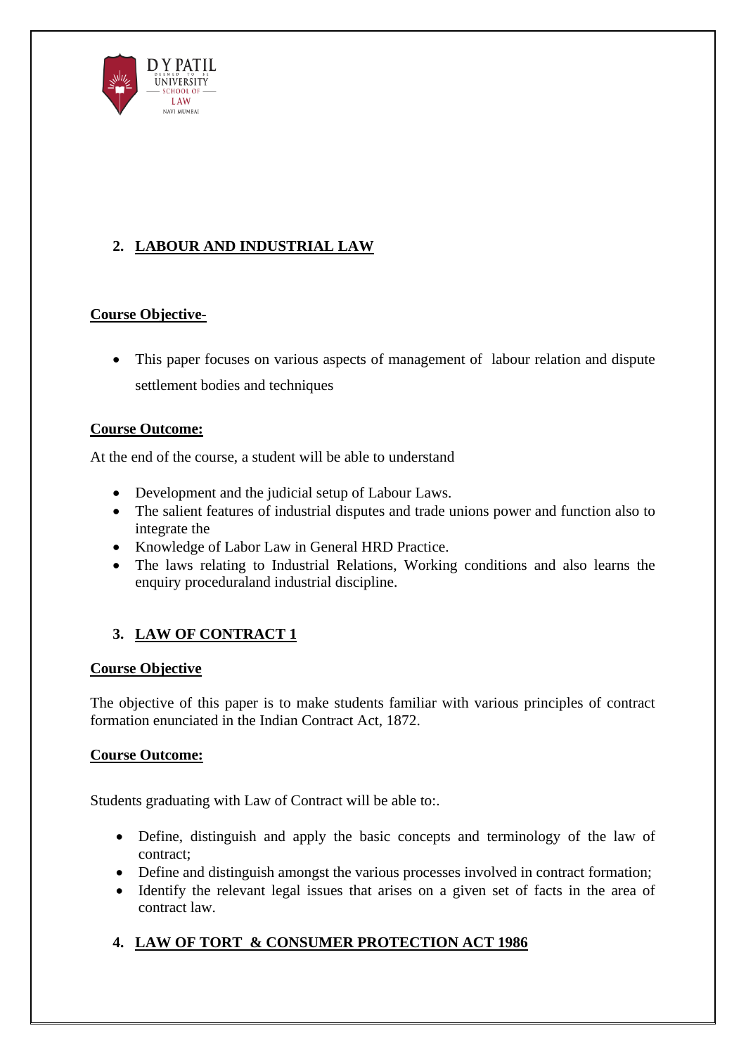## 2. LABOUR AND INDUSTRIAL LAW

**Course Objective-**

- This paper focuses on various aspects of management of labour relation and dispute settlement bodies and techniques

**Course Outcome:**

At the end of the course, a student will be able to understand

- Development and the judicial setup of Labour Laws.
- The salient features of industrial disputes and trade unions power and function also to integrate the
- Knowledge of Labor Law in General HRD Practice.
- The laws relating to Industrial Relations, Working conditions and also learns the enquiry proceduraland industrial discipline.

## 3. LAW OF CONTRACT 1

**Course Objective**

The objective of this paper is to make students familiar with various principles of contract formation enunciated in the Indian Contract Act, 1872.

**Course Outcome:**

Students graduating with Law of Contract will be able to:.

- Define, distinguish and apply the basic concepts and terminology of the law of contract;
- Define and distinguish amongst the various processes involved in contract formation;
- Identify the relevant legal issues that arises on a given set of facts in the area of contract law.

## 4. LAW OF TORT & CONSUMER PROTECTION ACT 1986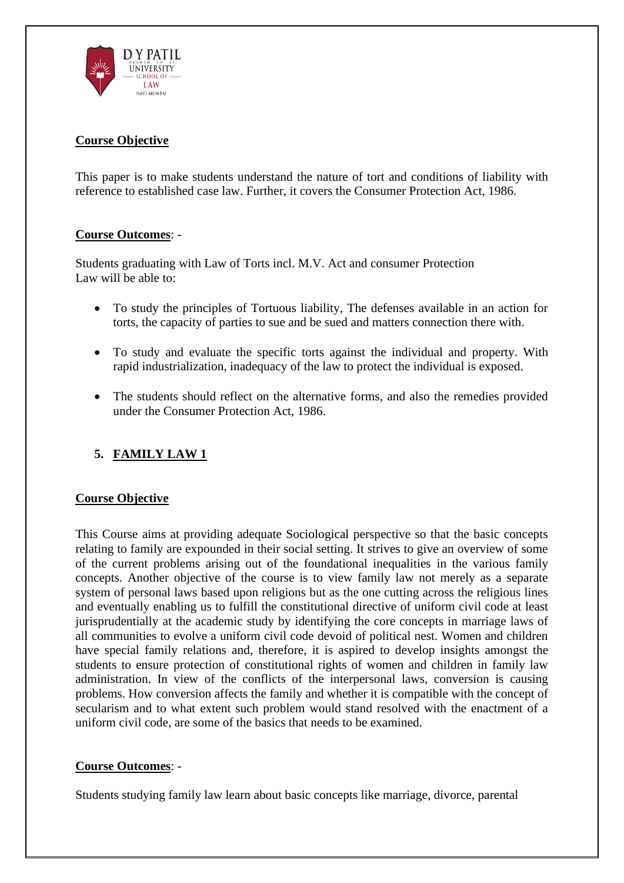**Course Objective**

This paper is to make students understand the nature of tort and conditions of liability with reference to established case law. Further, it covers the Consumer Protection Act, 1986.

**Course Outcomes**: -

Students graduating with Law of Torts incl. M.V. Act and consumer Protection Law will be able to:

- To study the principles of Tortuous liability, The defenses available in an action for torts, the capacity of parties to sue and be sued and matters connection there with.
- To study and evaluate the specific torts against the individual and property. With rapid industrialization, inadequacy of the law to protect the individual is exposed.
- The students should reflect on the alternative forms, and also the remedies provided under the Consumer Protection Act, 1986.

## 5. FAMILY LAW 1

**Course Objective**

This Course aims at providing adequate Sociological perspective so that the basic concepts relating to family are expounded in their social setting. It strives to give an overview of some of the current problems arising out of the foundational inequalities in the various family concepts. Another objective of the course is to view family law not merely as a separate system of personal laws based upon religions but as the one cutting across the religious lines and eventually enabling us to fulfill the constitutional directive of uniform civil code at least jurisprudentially at the academic study by identifying the core concepts in marriage laws of all communities to evolve a uniform civil code devoid of political nest. Women and children have special family relations and, therefore, it is aspired to develop insights amongst the students to ensure protection of constitutional rights of women and children in family law administration. In view of the conflicts of the interpersonal laws, conversion is causing problems. How conversion affects the family and whether it is compatible with the concept of secularism and to what extent such problem would stand resolved with the enactment of a uniform civil code, are some of the basics that needs to be examined.

**Course Outcomes**: -

Students studying family law learn about basic concepts like marriage, divorce, parental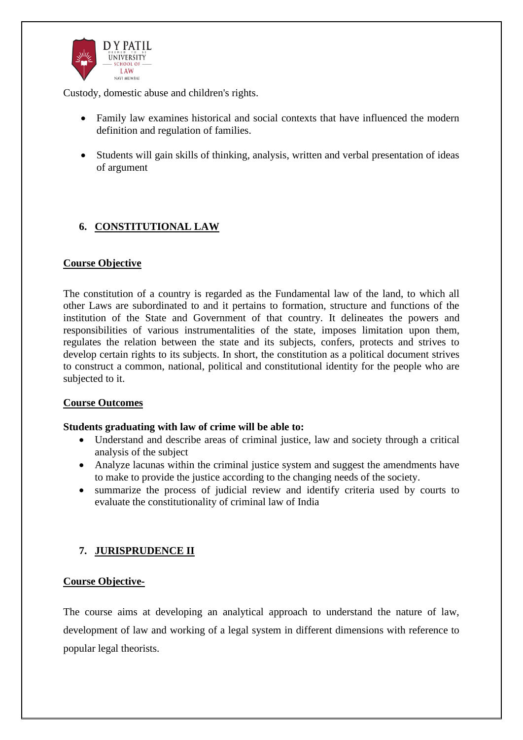Custody, domestic abuse and children's rights.

- Family law examines historical and social contexts that have influenced the modern definition and regulation of families.
- Students will gain skills of thinking, analysis, written and verbal presentation of ideas of argument

## 6. CONSTITUTIONAL LAW

**Course Objective**

The constitution of a country is regarded as the Fundamental law of the land, to which all other Laws are subordinated to and it pertains to formation, structure and functions of the institution of the State and Government of that country. It delineates the powers and responsibilities of various instrumentalities of the state, imposes limitation upon them, regulates the relation between the state and its subjects, confers, protects and strives to develop certain rights to its subjects. In short, the constitution as a political document strives to construct a common, national, political and constitutional identity for the people who are subjected to it.

**Course Outcomes**

**Students graduating with law of crime will be able to:**

- Understand and describe areas of criminal justice, law and society through a critical analysis of the subject
- Analyze lacunas within the criminal justice system and suggest the amendments have to make to provide the justice according to the changing needs of the society.
- summarize the process of judicial review and identify criteria used by courts to evaluate the constitutionality of criminal law of India

## 7. JURISPRUDENCE II

**Course Objective-**

The course aims at developing an analytical approach to understand the nature of law, development of law and working of a legal system in different dimensions with reference to popular legal theorists.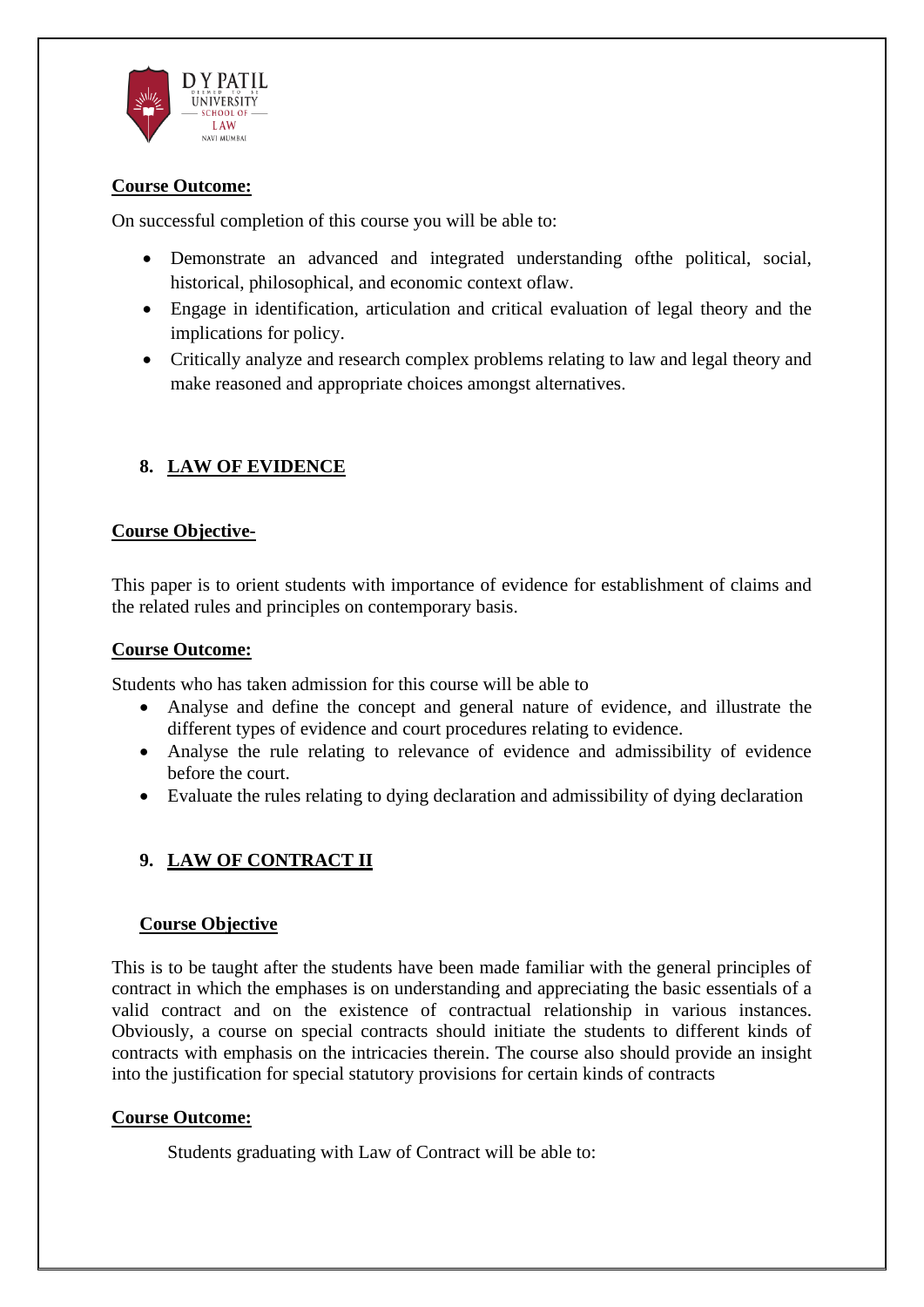**Course Outcome:**

On successful completion of this course you will be able to:

- Demonstrate an advanced and integrated understanding ofthe political, social, historical, philosophical, and economic context oflaw.
- Engage in identification, articulation and critical evaluation of legal theory and the implications for policy.
- Critically analyze and research complex problems relating to law and legal theory and make reasoned and appropriate choices amongst alternatives.

## 8. LAW OF EVIDENCE

**Course Objective-**

This paper is to orient students with importance of evidence for establishment of claims and the related rules and principles on contemporary basis.

**Course Outcome:**

Students who has taken admission for this course will be able to

- Analyse and define the concept and general nature of evidence, and illustrate the different types of evidence and court procedures relating to evidence.
- Analyse the rule relating to relevance of evidence and admissibility of evidence before the court.
- Evaluate the rules relating to dying declaration and admissibility of dying declaration

## 9. LAW OF CONTRACT II

**Course Objective**

This is to be taught after the students have been made familiar with the general principles of contract in which the emphases is on understanding and appreciating the basic essentials of a valid contract and on the existence of contractual relationship in various instances. Obviously, a course on special contracts should initiate the students to different kinds of contracts with emphasis on the intricacies therein. The course also should provide an insight into the justification for special statutory provisions for certain kinds of contracts

**Course Outcome:**

Students graduating with Law of Contract will be able to: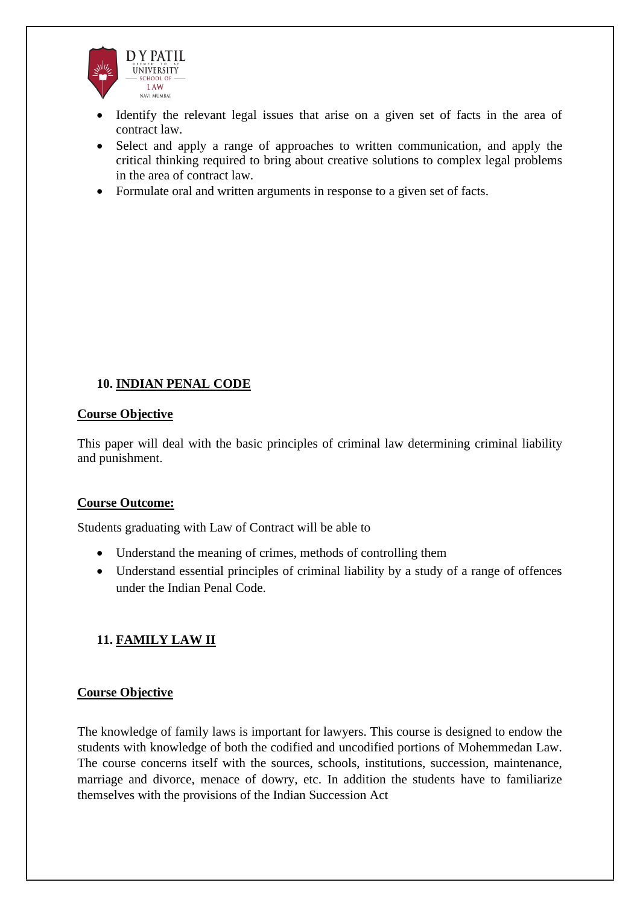- Identify the relevant legal issues that arise on a given set of facts in the area of contract law.
- Select and apply a range of approaches to written communication, and apply the critical thinking required to bring about creative solutions to complex legal problems in the area of contract law.
- Formulate oral and written arguments in response to a given set of facts.

### 10. INDIAN PENAL CODE

**Course Objective**

This paper will deal with the basic principles of criminal law determining criminal liability and punishment.

**Course Outcome:**

Students graduating with Law of Contract will be able to

- Understand the meaning of crimes, methods of controlling them
- Understand essential principles of criminal liability by a study of a range of offences under the Indian Penal Code.

### 11. FAMILY LAW II

**Course Objective**

The knowledge of family laws is important for lawyers. This course is designed to endow the students with knowledge of both the codified and uncodified portions of Mohemmedan Law. The course concerns itself with the sources, schools, institutions, succession, maintenance, marriage and divorce, menace of dowry, etc. In addition the students have to familiarize themselves with the provisions of the Indian Succession Act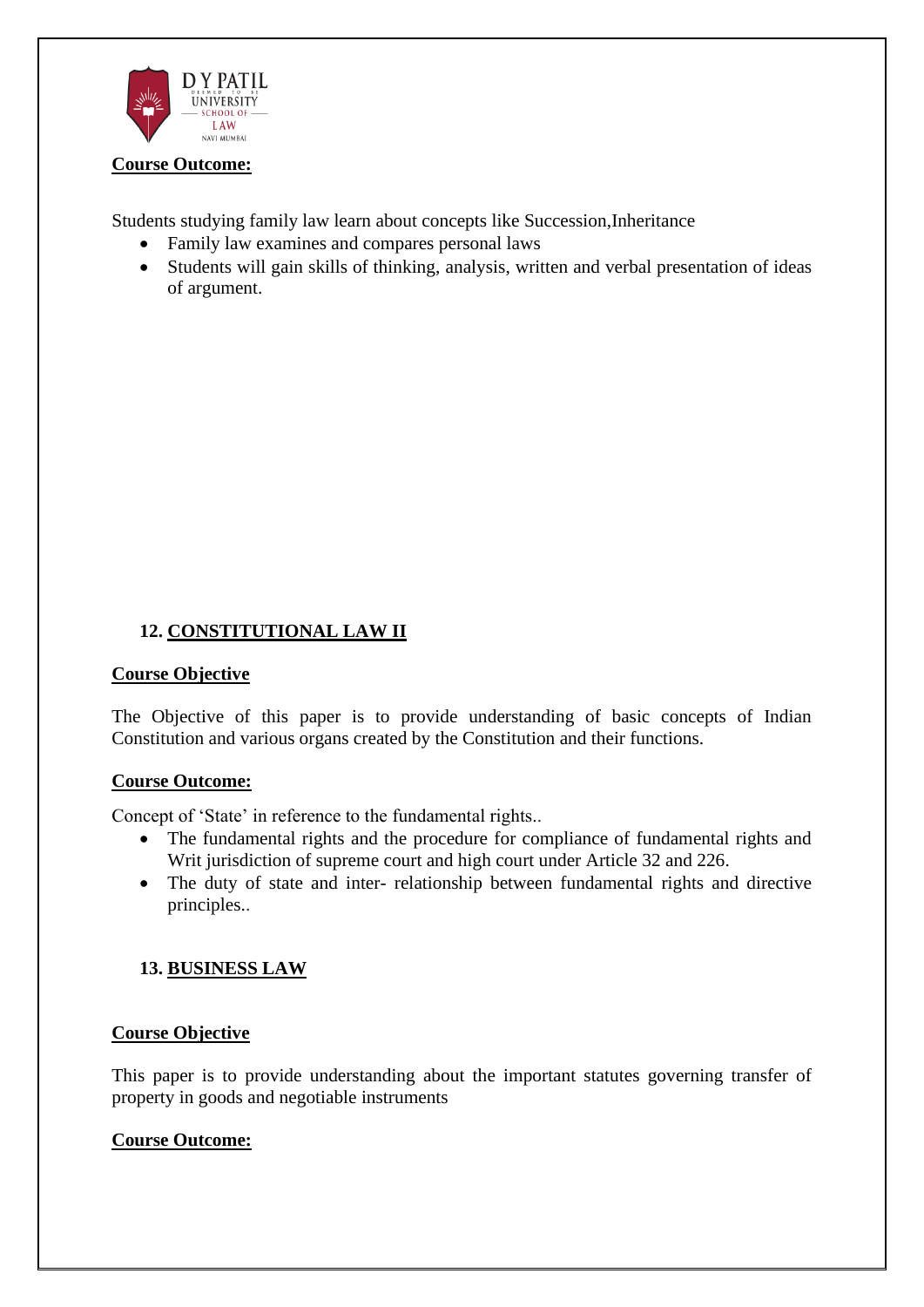**Course Outcome:**

Students studying family law learn about concepts like Succession,Inheritance

- Family law examines and compares personal laws
- Students will gain skills of thinking, analysis, written and verbal presentation of ideas of argument.

## 12. CONSTITUTIONAL LAW II

**Course Objective**

The Objective of this paper is to provide understanding of basic concepts of Indian Constitution and various organs created by the Constitution and their functions.

**Course Outcome:**

Concept of 'State' in reference to the fundamental rights..

- The fundamental rights and the procedure for compliance of fundamental rights and Writ jurisdiction of supreme court and high court under Article 32 and 226.
- The duty of state and inter- relationship between fundamental rights and directive principles..

## 13. BUSINESS LAW

**Course Objective**

This paper is to provide understanding about the important statutes governing transfer of property in goods and negotiable instruments

**Course Outcome:**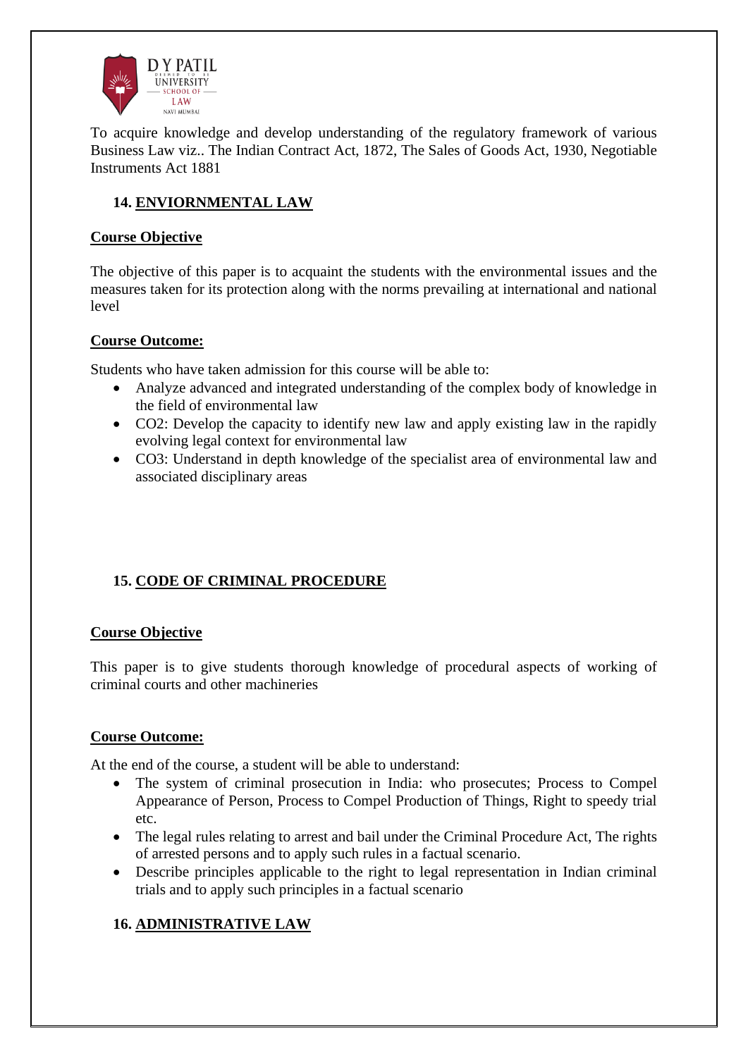To acquire knowledge and develop understanding of the regulatory framework of various Business Law viz.. The Indian Contract Act, 1872, The Sales of Goods Act, 1930, Negotiable Instruments Act 1881

### 14. ENVIORNMENTAL LAW

**Course Objective**

The objective of this paper is to acquaint the students with the environmental issues and the measures taken for its protection along with the norms prevailing at international and national level

**Course Outcome:**

Students who have taken admission for this course will be able to:

- Analyze advanced and integrated understanding of the complex body of knowledge in the field of environmental law
- CO2: Develop the capacity to identify new law and apply existing law in the rapidly evolving legal context for environmental law
- CO3: Understand in depth knowledge of the specialist area of environmental law and associated disciplinary areas

### 15. CODE OF CRIMINAL PROCEDURE

**Course Objective**

This paper is to give students thorough knowledge of procedural aspects of working of criminal courts and other machineries

**Course Outcome:**

At the end of the course, a student will be able to understand:

- The system of criminal prosecution in India: who prosecutes; Process to Compel Appearance of Person, Process to Compel Production of Things, Right to speedy trial etc.
- The legal rules relating to arrest and bail under the Criminal Procedure Act, The rights of arrested persons and to apply such rules in a factual scenario.
- Describe principles applicable to the right to legal representation in Indian criminal trials and to apply such principles in a factual scenario

### 16. ADMINISTRATIVE LAW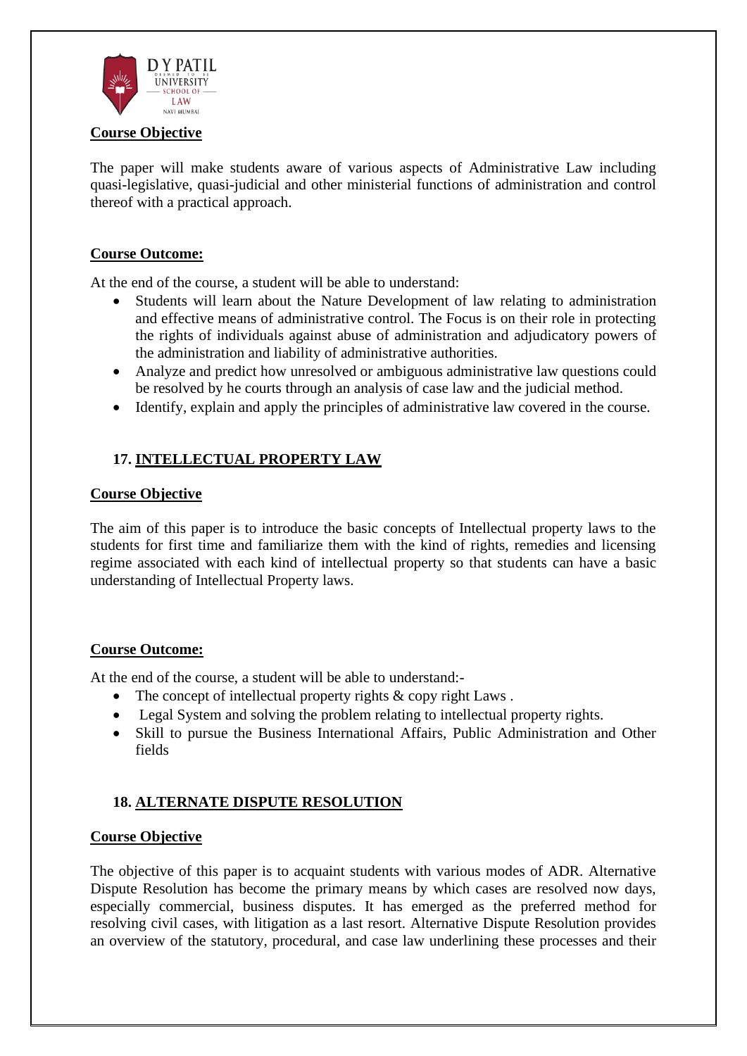**Course Objective**

The paper will make students aware of various aspects of Administrative Law including quasi-legislative, quasi-judicial and other ministerial functions of administration and control thereof with a practical approach.

**Course Outcome:**

At the end of the course, a student will be able to understand:

- Students will learn about the Nature Development of law relating to administration and effective means of administrative control. The Focus is on their role in protecting the rights of individuals against abuse of administration and adjudicatory powers of the administration and liability of administrative authorities.
- Analyze and predict how unresolved or ambiguous administrative law questions could be resolved by he courts through an analysis of case law and the judicial method.
- Identify, explain and apply the principles of administrative law covered in the course.

## 17. INTELLECTUAL PROPERTY LAW

**Course Objective**

The aim of this paper is to introduce the basic concepts of Intellectual property laws to the students for first time and familiarize them with the kind of rights, remedies and licensing regime associated with each kind of intellectual property so that students can have a basic understanding of Intellectual Property laws.

**Course Outcome:**

At the end of the course, a student will be able to understand:-

- The concept of intellectual property rights & copy right Laws .
- Legal System and solving the problem relating to intellectual property rights.
- Skill to pursue the Business International Affairs, Public Administration and Other fields

## 18. ALTERNATE DISPUTE RESOLUTION

**Course Objective**

The objective of this paper is to acquaint students with various modes of ADR. Alternative Dispute Resolution has become the primary means by which cases are resolved now days, especially commercial, business disputes. It has emerged as the preferred method for resolving civil cases, with litigation as a last resort. Alternative Dispute Resolution provides an overview of the statutory, procedural, and case law underlining these processes and their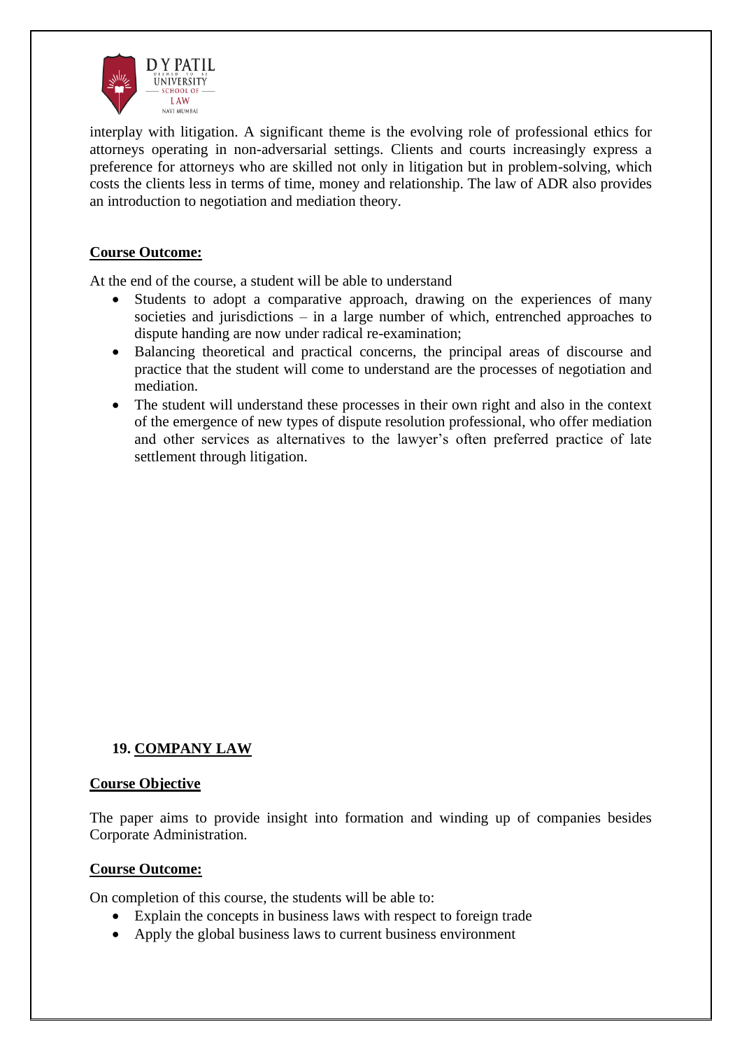interplay with litigation. A significant theme is the evolving role of professional ethics for attorneys operating in non-adversarial settings. Clients and courts increasingly express a preference for attorneys who are skilled not only in litigation but in problem-solving, which costs the clients less in terms of time, money and relationship. The law of ADR also provides an introduction to negotiation and mediation theory.

**Course Outcome:**

At the end of the course, a student will be able to understand

- Students to adopt a comparative approach, drawing on the experiences of many societies and jurisdictions – in a large number of which, entrenched approaches to dispute handing are now under radical re-examination;
- Balancing theoretical and practical concerns, the principal areas of discourse and practice that the student will come to understand are the processes of negotiation and mediation.
- The student will understand these processes in their own right and also in the context of the emergence of new types of dispute resolution professional, who offer mediation and other services as alternatives to the lawyer's often preferred practice of late settlement through litigation.

## 19. COMPANY LAW

**Course Objective**

The paper aims to provide insight into formation and winding up of companies besides Corporate Administration.

**Course Outcome:**

On completion of this course, the students will be able to:

- Explain the concepts in business laws with respect to foreign trade
- Apply the global business laws to current business environment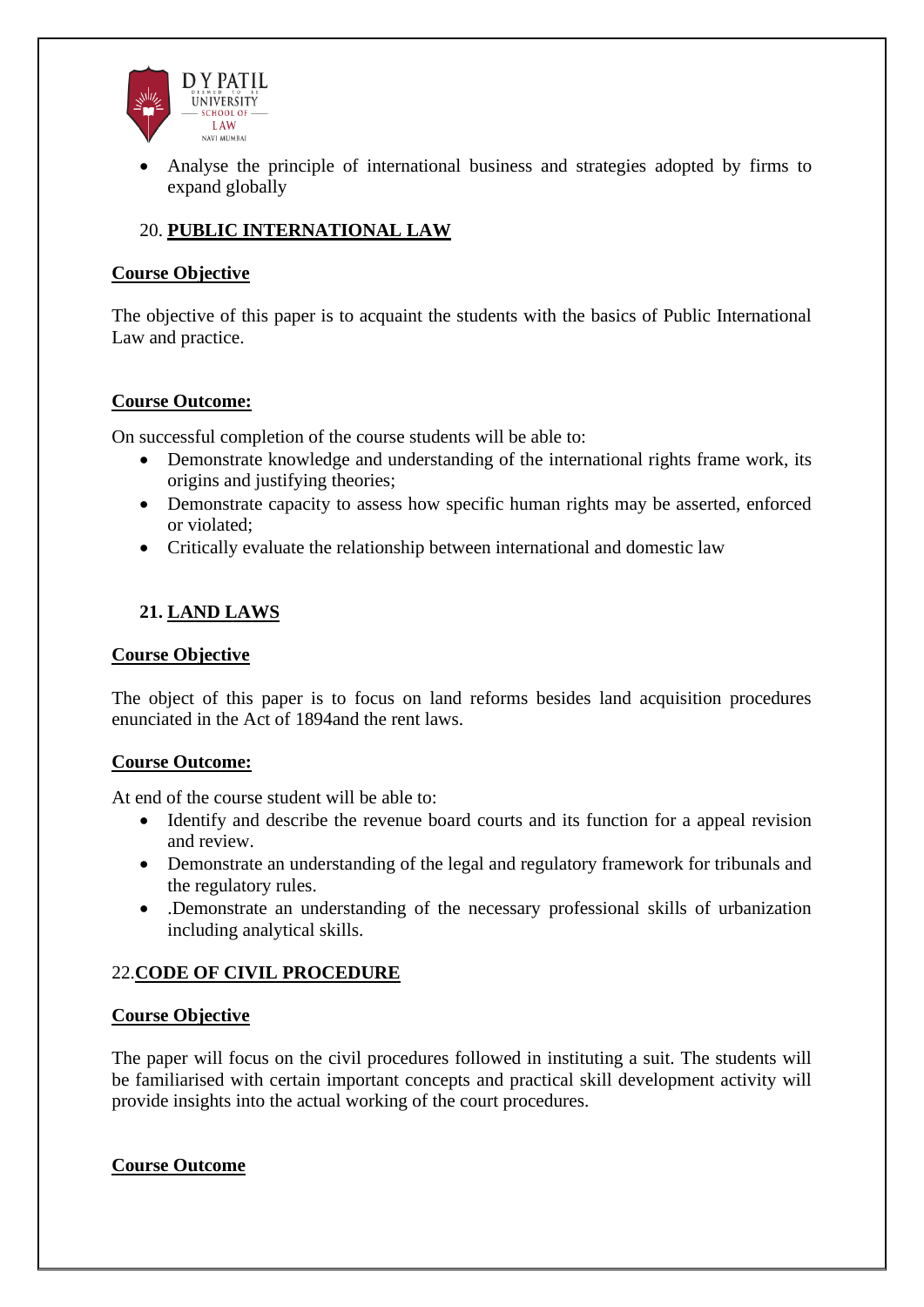- Analyse the principle of international business and strategies adopted by firms to expand globally

## 20. PUBLIC INTERNATIONAL LAW

**Course Objective**

The objective of this paper is to acquaint the students with the basics of Public International Law and practice.

**Course Outcome:**

On successful completion of the course students will be able to:

- Demonstrate knowledge and understanding of the international rights frame work, its origins and justifying theories;
- Demonstrate capacity to assess how specific human rights may be asserted, enforced or violated;
- Critically evaluate the relationship between international and domestic law

## 21. LAND LAWS

**Course Objective**

The object of this paper is to focus on land reforms besides land acquisition procedures enunciated in the Act of 1894and the rent laws.

**Course Outcome:**

At end of the course student will be able to:

- Identify and describe the revenue board courts and its function for a appeal revision and review.
- Demonstrate an understanding of the legal and regulatory framework for tribunals and the regulatory rules.
- .Demonstrate an understanding of the necessary professional skills of urbanization including analytical skills.

## 22.CODE OF CIVIL PROCEDURE

**Course Objective**

The paper will focus on the civil procedures followed in instituting a suit. The students will be familiarised with certain important concepts and practical skill development activity will provide insights into the actual working of the court procedures.

**Course Outcome**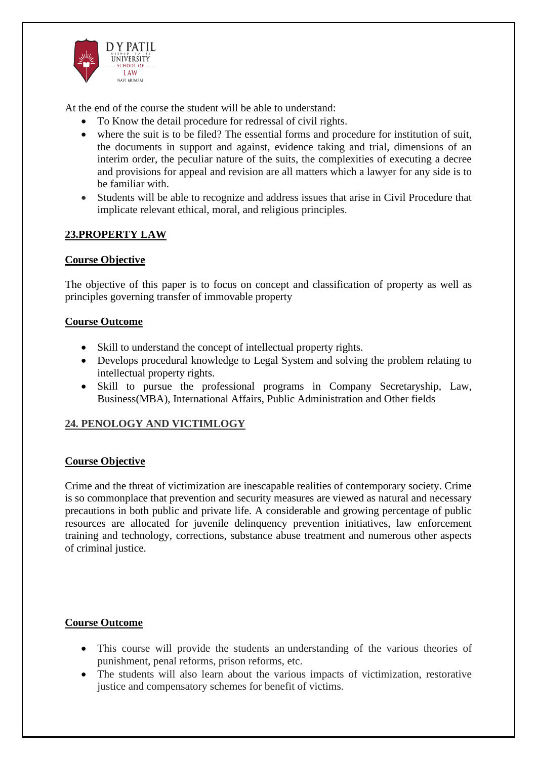At the end of the course the student will be able to understand:

- To Know the detail procedure for redressal of civil rights.
- where the suit is to be filed? The essential forms and procedure for institution of suit, the documents in support and against, evidence taking and trial, dimensions of an interim order, the peculiar nature of the suits, the complexities of executing a decree and provisions for appeal and revision are all matters which a lawyer for any side is to be familiar with.
- Students will be able to recognize and address issues that arise in Civil Procedure that implicate relevant ethical, moral, and religious principles.

## 23.PROPERTY LAW

### Course Objective

The objective of this paper is to focus on concept and classification of property as well as principles governing transfer of immovable property

### Course Outcome

- Skill to understand the concept of intellectual property rights.
- Develops procedural knowledge to Legal System and solving the problem relating to intellectual property rights.
- Skill to pursue the professional programs in Company Secretaryship, Law, Business(MBA), International Affairs, Public Administration and Other fields

## 24. PENOLOGY AND VICTIMLOGY

### Course Objective

Crime and the threat of victimization are inescapable realities of contemporary society. Crime is so commonplace that prevention and security measures are viewed as natural and necessary precautions in both public and private life. A considerable and growing percentage of public resources are allocated for juvenile delinquency prevention initiatives, law enforcement training and technology, corrections, substance abuse treatment and numerous other aspects of criminal justice.

### Course Outcome

- This course will provide the students an understanding of the various theories of punishment, penal reforms, prison reforms, etc.
- The students will also learn about the various impacts of victimization, restorative justice and compensatory schemes for benefit of victims.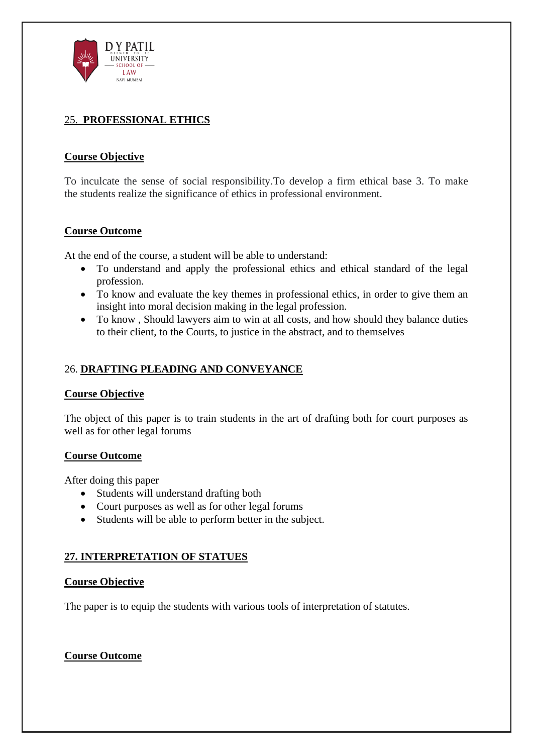## 25. **PROFESSIONAL ETHICS**

**Course Objective**

To inculcate the sense of social responsibility.To develop a firm ethical base 3. To make the students realize the significance of ethics in professional environment.

**Course Outcome**

At the end of the course, a student will be able to understand:

- To understand and apply the professional ethics and ethical standard of the legal profession.
- To know and evaluate the key themes in professional ethics, in order to give them an insight into moral decision making in the legal profession.
- To know , Should lawyers aim to win at all costs, and how should they balance duties to their client, to the Courts, to justice in the abstract, and to themselves

## 26. **DRAFTING PLEADING AND CONVEYANCE**

**Course Objective**

The object of this paper is to train students in the art of drafting both for court purposes as well as for other legal forums

**Course Outcome**

After doing this paper

- Students will understand drafting both
- Court purposes as well as for other legal forums
- Students will be able to perform better in the subject.

## **27. INTERPRETATION OF STATUES**

**Course Objective**

The paper is to equip the students with various tools of interpretation of statutes.

**Course Outcome**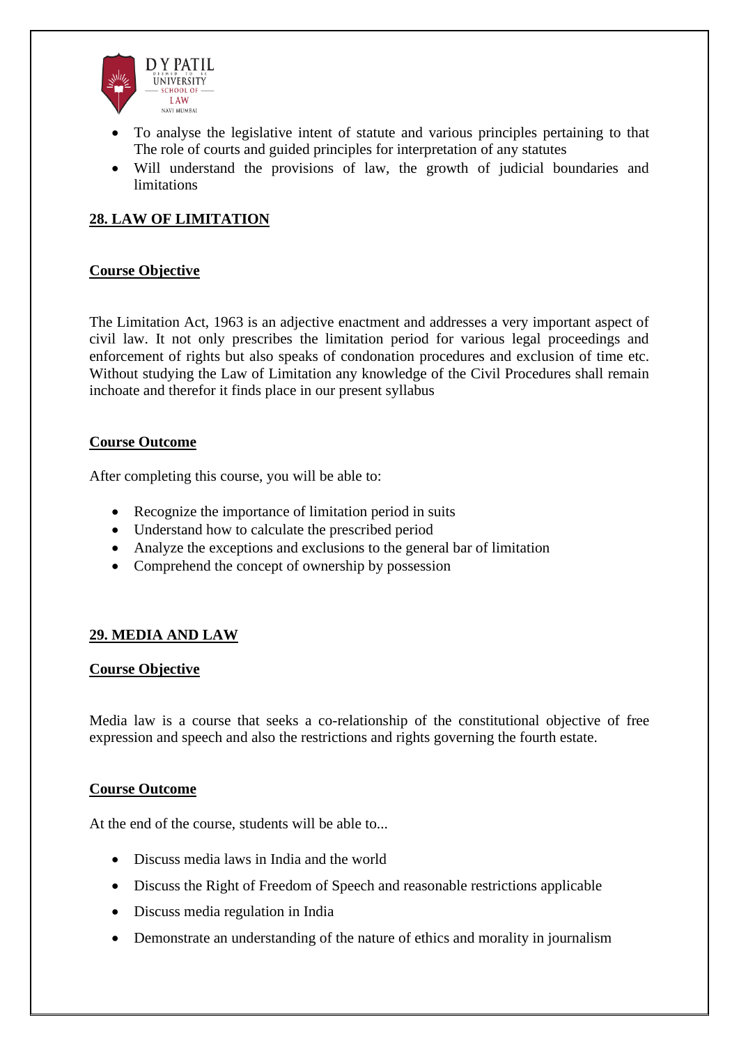- To analyse the legislative intent of statute and various principles pertaining to that The role of courts and guided principles for interpretation of any statutes
- Will understand the provisions of law, the growth of judicial boundaries and limitations

## 28. LAW OF LIMITATION

### Course Objective

The Limitation Act, 1963 is an adjective enactment and addresses a very important aspect of civil law. It not only prescribes the limitation period for various legal proceedings and enforcement of rights but also speaks of condonation procedures and exclusion of time etc. Without studying the Law of Limitation any knowledge of the Civil Procedures shall remain inchoate and therefor it finds place in our present syllabus

### Course Outcome

After completing this course, you will be able to:

- Recognize the importance of limitation period in suits
- Understand how to calculate the prescribed period
- Analyze the exceptions and exclusions to the general bar of limitation
- Comprehend the concept of ownership by possession

## 29. MEDIA AND LAW

### Course Objective

Media law is a course that seeks a co-relationship of the constitutional objective of free expression and speech and also the restrictions and rights governing the fourth estate.

### Course Outcome

At the end of the course, students will be able to...

- Discuss media laws in India and the world
- Discuss the Right of Freedom of Speech and reasonable restrictions applicable
- Discuss media regulation in India
- Demonstrate an understanding of the nature of ethics and morality in journalism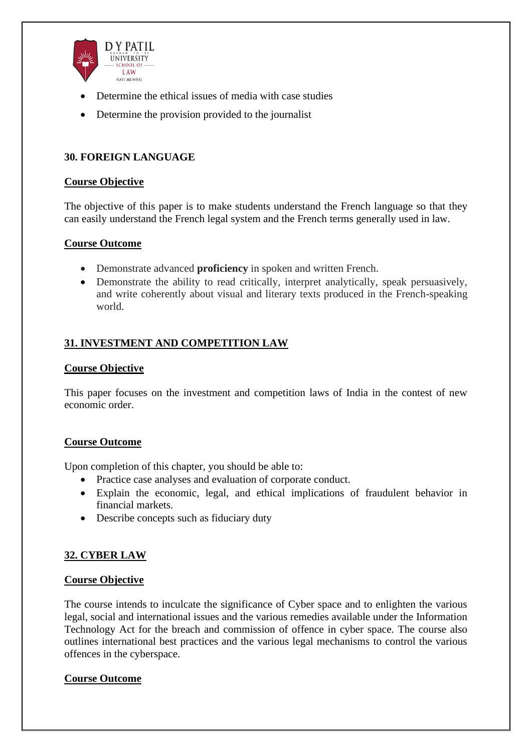- Determine the ethical issues of media with case studies
- Determine the provision provided to the journalist

### 30. FOREIGN LANGUAGE

**Course Objective**

The objective of this paper is to make students understand the French language so that they can easily understand the French legal system and the French terms generally used in law.

**Course Outcome**

- Demonstrate advanced **proficiency** in spoken and written French.
- Demonstrate the ability to read critically, interpret analytically, speak persuasively, and write coherently about visual and literary texts produced in the French-speaking world.

### 31. INVESTMENT AND COMPETITION LAW

**Course Objective**

This paper focuses on the investment and competition laws of India in the contest of new economic order.

**Course Outcome**

Upon completion of this chapter, you should be able to:

- Practice case analyses and evaluation of corporate conduct.
- Explain the economic, legal, and ethical implications of fraudulent behavior in financial markets.
- Describe concepts such as fiduciary duty

### 32. CYBER LAW

**Course Objective**

The course intends to inculcate the significance of Cyber space and to enlighten the various legal, social and international issues and the various remedies available under the Information Technology Act for the breach and commission of offence in cyber space. The course also outlines international best practices and the various legal mechanisms to control the various offences in the cyberspace.

**Course Outcome**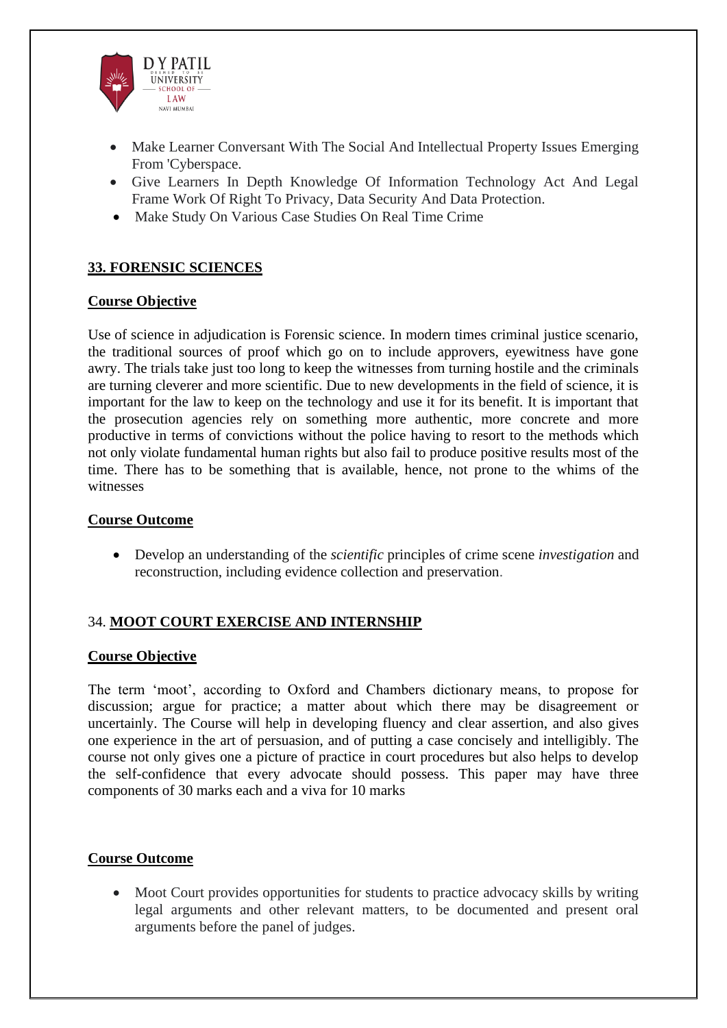- Make Learner Conversant With The Social And Intellectual Property Issues Emerging From 'Cyberspace.
- Give Learners In Depth Knowledge Of Information Technology Act And Legal Frame Work Of Right To Privacy, Data Security And Data Protection.
- Make Study On Various Case Studies On Real Time Crime

## 33. FORENSIC SCIENCES

**Course Objective**

Use of science in adjudication is Forensic science. In modern times criminal justice scenario, the traditional sources of proof which go on to include approvers, eyewitness have gone awry. The trials take just too long to keep the witnesses from turning hostile and the criminals are turning cleverer and more scientific. Due to new developments in the field of science, it is important for the law to keep on the technology and use it for its benefit. It is important that the prosecution agencies rely on something more authentic, more concrete and more productive in terms of convictions without the police having to resort to the methods which not only violate fundamental human rights but also fail to produce positive results most of the time. There has to be something that is available, hence, not prone to the whims of the witnesses

**Course Outcome**

- Develop an understanding of the *scientific* principles of crime scene *investigation* and reconstruction, including evidence collection and preservation.

## 34. MOOT COURT EXERCISE AND INTERNSHIP

**Course Objective**

The term 'moot', according to Oxford and Chambers dictionary means, to propose for discussion; argue for practice; a matter about which there may be disagreement or uncertainly. The Course will help in developing fluency and clear assertion, and also gives one experience in the art of persuasion, and of putting a case concisely and intelligibly. The course not only gives one a picture of practice in court procedures but also helps to develop the self-confidence that every advocate should possess. This paper may have three components of 30 marks each and a viva for 10 marks

**Course Outcome**

- Moot Court provides opportunities for students to practice advocacy skills by writing legal arguments and other relevant matters, to be documented and present oral arguments before the panel of judges.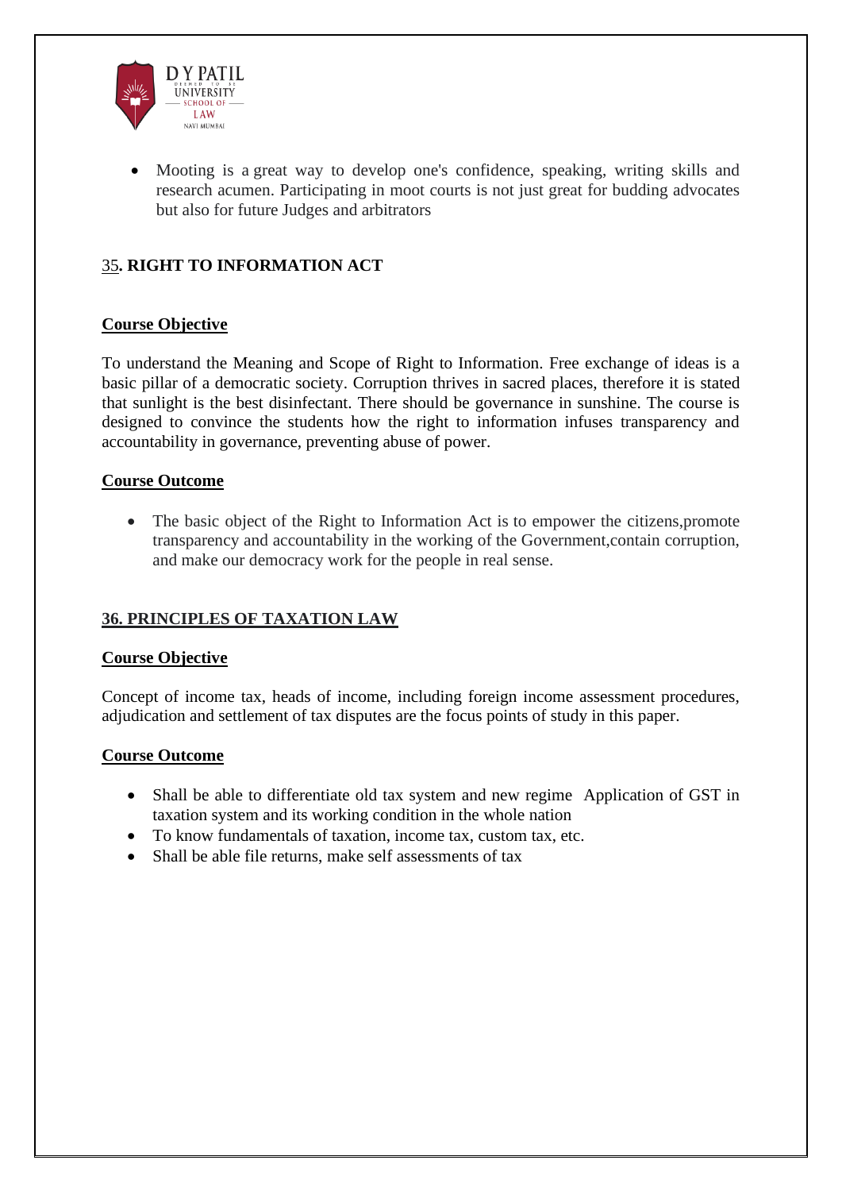- Mooting is a great way to develop one's confidence, speaking, writing skills and research acumen. Participating in moot courts is not just great for budding advocates but also for future Judges and arbitrators

## 35. RIGHT TO INFORMATION ACT

### Course Objective

To understand the Meaning and Scope of Right to Information. Free exchange of ideas is a basic pillar of a democratic society. Corruption thrives in sacred places, therefore it is stated that sunlight is the best disinfectant. There should be governance in sunshine. The course is designed to convince the students how the right to information infuses transparency and accountability in governance, preventing abuse of power.

### Course Outcome

- The basic object of the Right to Information Act is to empower the citizens,promote transparency and accountability in the working of the Government,contain corruption, and make our democracy work for the people in real sense.

## 36. PRINCIPLES OF TAXATION LAW

### Course Objective

Concept of income tax, heads of income, including foreign income assessment procedures, adjudication and settlement of tax disputes are the focus points of study in this paper.

### Course Outcome

- Shall be able to differentiate old tax system and new regime Application of GST in taxation system and its working condition in the whole nation
- To know fundamentals of taxation, income tax, custom tax, etc.
- Shall be able file returns, make self assessments of tax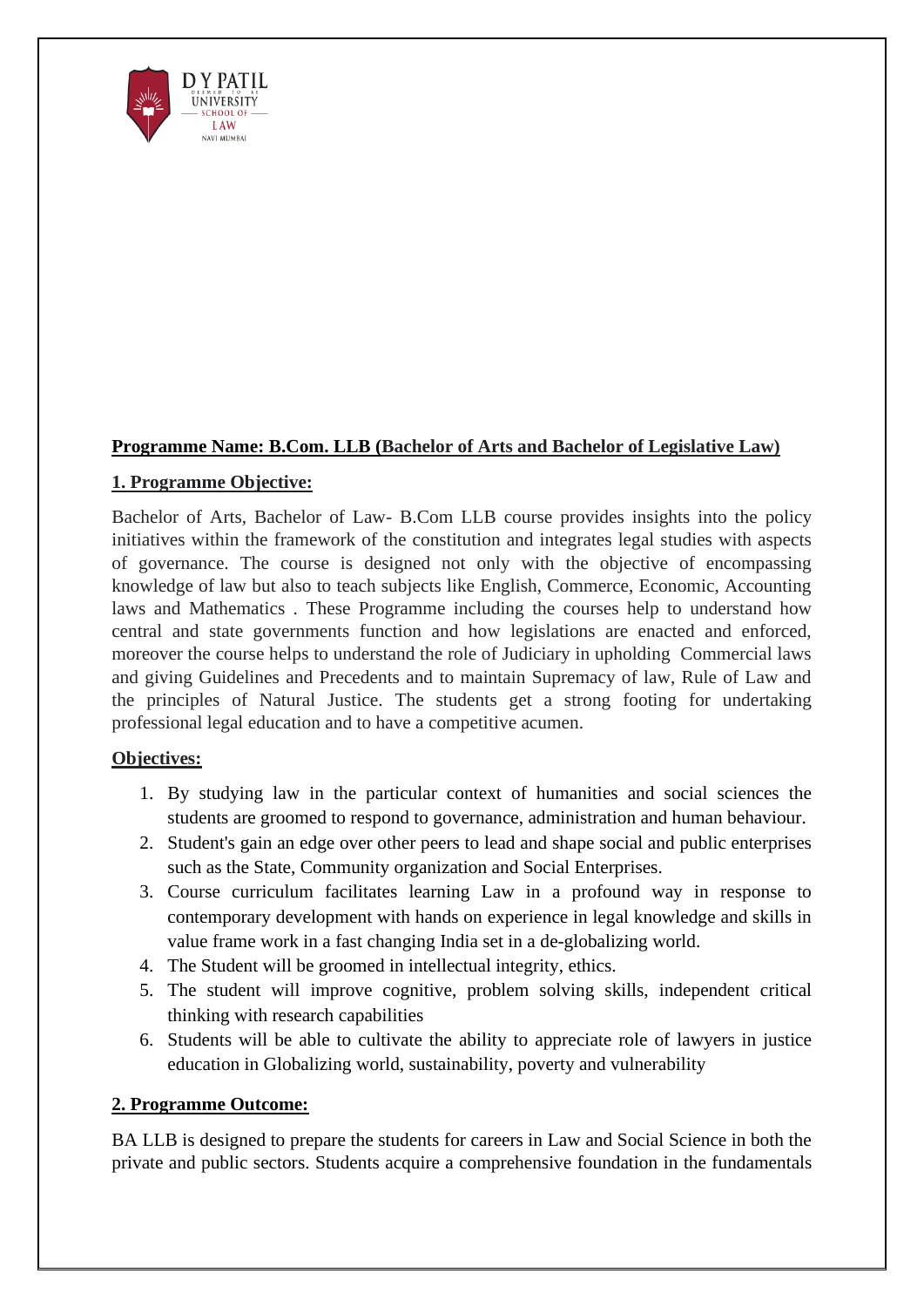**Programme Name: B.Com. LLB (Bachelor of Arts and Bachelor of Legislative Law)**

**1. Programme Objective:**

Bachelor of Arts, Bachelor of Law- B.Com LLB course provides insights into the policy initiatives within the framework of the constitution and integrates legal studies with aspects of governance. The course is designed not only with the objective of encompassing knowledge of law but also to teach subjects like English, Commerce, Economic, Accounting laws and Mathematics . These Programme including the courses help to understand how central and state governments function and how legislations are enacted and enforced, moreover the course helps to understand the role of Judiciary in upholding Commercial laws and giving Guidelines and Precedents and to maintain Supremacy of law, Rule of Law and the principles of Natural Justice. The students get a strong footing for undertaking professional legal education and to have a competitive acumen.

**Objectives:**

1. By studying law in the particular context of humanities and social sciences the students are groomed to respond to governance, administration and human behaviour.
2. Student's gain an edge over other peers to lead and shape social and public enterprises such as the State, Community organization and Social Enterprises.
3. Course curriculum facilitates learning Law in a profound way in response to contemporary development with hands on experience in legal knowledge and skills in value frame work in a fast changing India set in a de-globalizing world.
4. The Student will be groomed in intellectual integrity, ethics.
5. The student will improve cognitive, problem solving skills, independent critical thinking with research capabilities
6. Students will be able to cultivate the ability to appreciate role of lawyers in justice education in Globalizing world, sustainability, poverty and vulnerability

**2. Programme Outcome:**

BA LLB is designed to prepare the students for careers in Law and Social Science in both the private and public sectors. Students acquire a comprehensive foundation in the fundamentals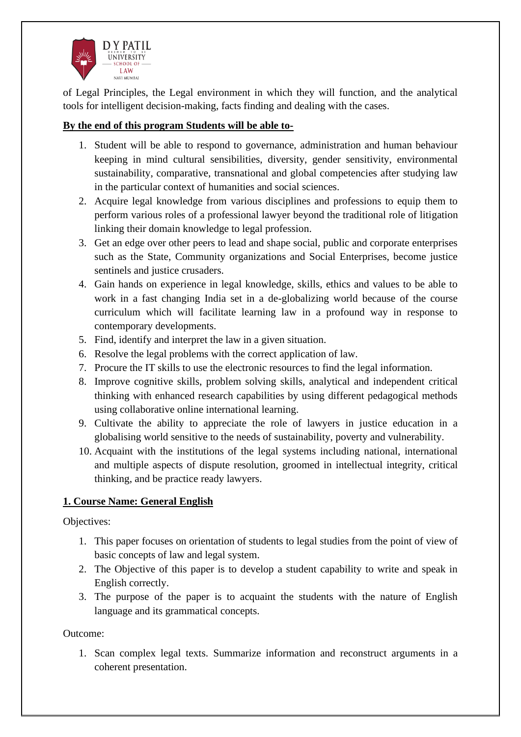of Legal Principles, the Legal environment in which they will function, and the analytical tools for intelligent decision-making, facts finding and dealing with the cases.

**By the end of this program Students will be able to-**

1. Student will be able to respond to governance, administration and human behaviour keeping in mind cultural sensibilities, diversity, gender sensitivity, environmental sustainability, comparative, transnational and global competencies after studying law in the particular context of humanities and social sciences.
2. Acquire legal knowledge from various disciplines and professions to equip them to perform various roles of a professional lawyer beyond the traditional role of litigation linking their domain knowledge to legal profession.
3. Get an edge over other peers to lead and shape social, public and corporate enterprises such as the State, Community organizations and Social Enterprises, become justice sentinels and justice crusaders.
4. Gain hands on experience in legal knowledge, skills, ethics and values to be able to work in a fast changing India set in a de-globalizing world because of the course curriculum which will facilitate learning law in a profound way in response to contemporary developments.
5. Find, identify and interpret the law in a given situation.
6. Resolve the legal problems with the correct application of law.
7. Procure the IT skills to use the electronic resources to find the legal information.
8. Improve cognitive skills, problem solving skills, analytical and independent critical thinking with enhanced research capabilities by using different pedagogical methods using collaborative online international learning.
9. Cultivate the ability to appreciate the role of lawyers in justice education in a globalising world sensitive to the needs of sustainability, poverty and vulnerability.
10. Acquaint with the institutions of the legal systems including national, international and multiple aspects of dispute resolution, groomed in intellectual integrity, critical thinking, and be practice ready lawyers.

## 1. Course Name: General English

Objectives:

1. This paper focuses on orientation of students to legal studies from the point of view of basic concepts of law and legal system.
2. The Objective of this paper is to develop a student capability to write and speak in English correctly.
3. The purpose of the paper is to acquaint the students with the nature of English language and its grammatical concepts.

Outcome:

1. Scan complex legal texts. Summarize information and reconstruct arguments in a coherent presentation.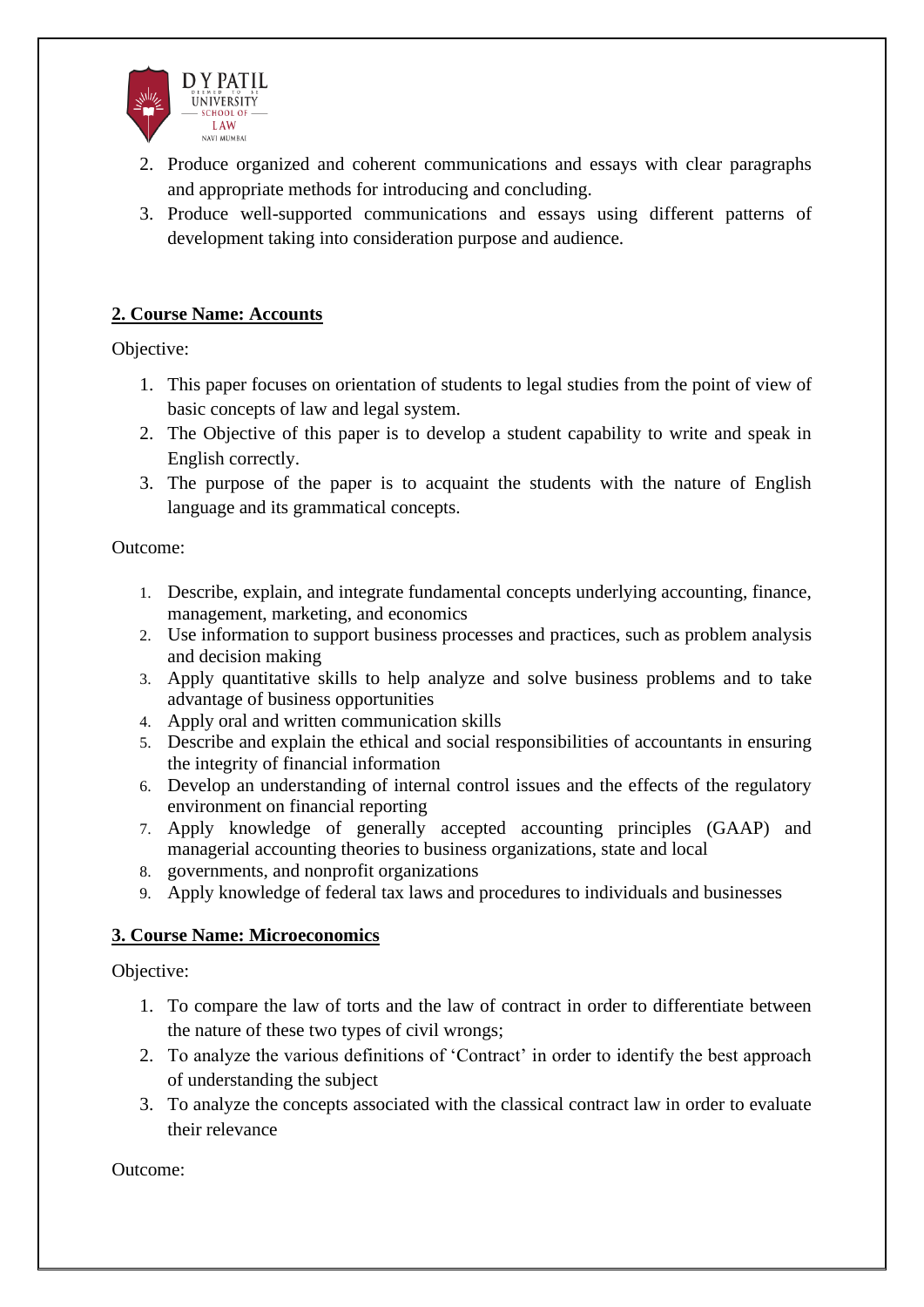2. Produce organized and coherent communications and essays with clear paragraphs and appropriate methods for introducing and concluding.
3. Produce well-supported communications and essays using different patterns of development taking into consideration purpose and audience.

**2. Course Name: Accounts**

Objective:

1. This paper focuses on orientation of students to legal studies from the point of view of basic concepts of law and legal system.
2. The Objective of this paper is to develop a student capability to write and speak in English correctly.
3. The purpose of the paper is to acquaint the students with the nature of English language and its grammatical concepts.

Outcome:

1. Describe, explain, and integrate fundamental concepts underlying accounting, finance, management, marketing, and economics
2. Use information to support business processes and practices, such as problem analysis and decision making
3. Apply quantitative skills to help analyze and solve business problems and to take advantage of business opportunities
4. Apply oral and written communication skills
5. Describe and explain the ethical and social responsibilities of accountants in ensuring the integrity of financial information
6. Develop an understanding of internal control issues and the effects of the regulatory environment on financial reporting
7. Apply knowledge of generally accepted accounting principles (GAAP) and managerial accounting theories to business organizations, state and local
8. governments, and nonprofit organizations
9. Apply knowledge of federal tax laws and procedures to individuals and businesses

**3. Course Name: Microeconomics**

Objective:

1. To compare the law of torts and the law of contract in order to differentiate between the nature of these two types of civil wrongs;
2. To analyze the various definitions of 'Contract' in order to identify the best approach of understanding the subject
3. To analyze the concepts associated with the classical contract law in order to evaluate their relevance

Outcome: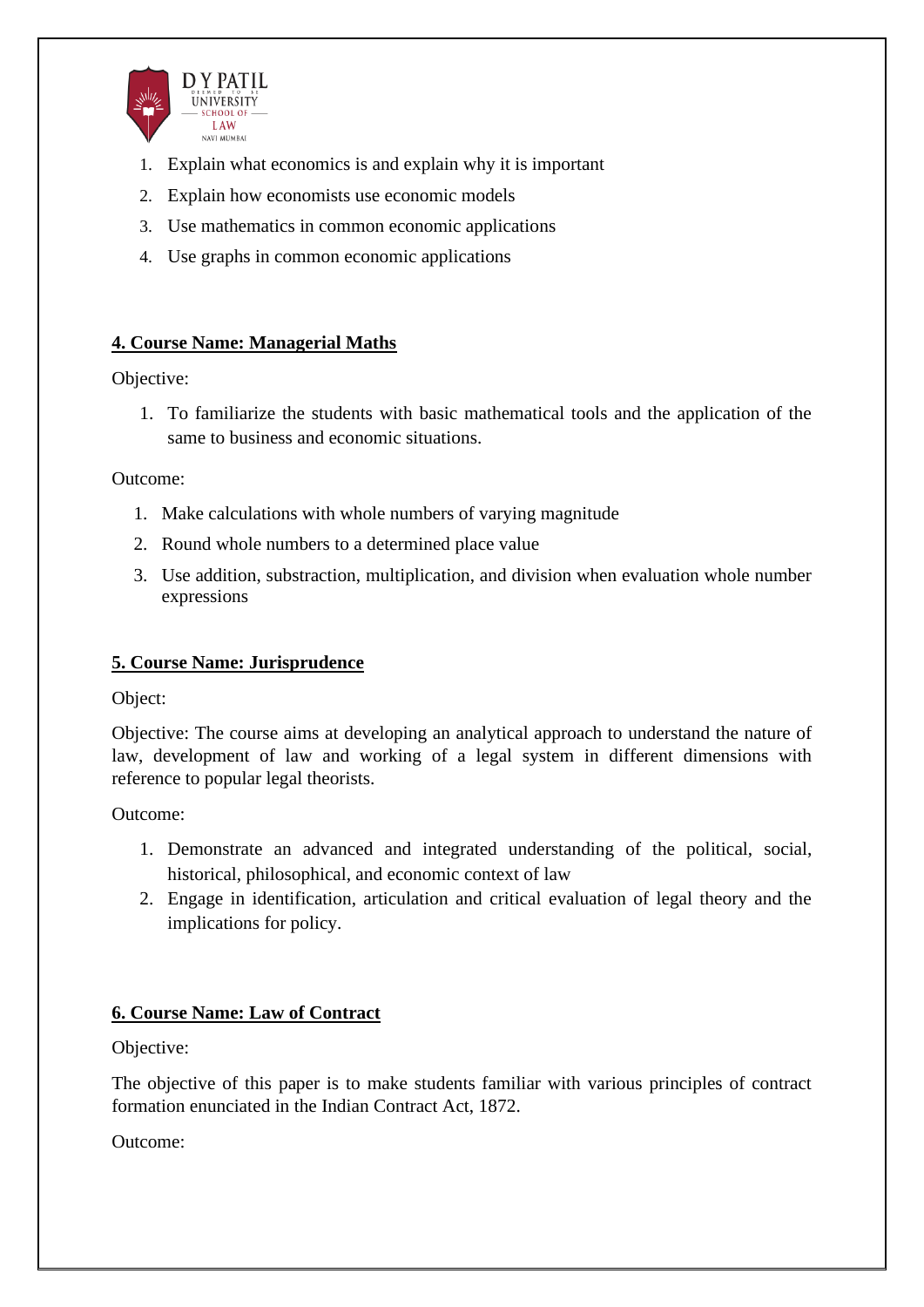1. Explain what economics is and explain why it is important
2. Explain how economists use economic models
3. Use mathematics in common economic applications
4. Use graphs in common economic applications

**4. Course Name: Managerial Maths**

Objective:

1. To familiarize the students with basic mathematical tools and the application of the same to business and economic situations.

Outcome:

1. Make calculations with whole numbers of varying magnitude
2. Round whole numbers to a determined place value
3. Use addition, substraction, multiplication, and division when evaluation whole number expressions

**5. Course Name: Jurisprudence**

Object:

Objective: The course aims at developing an analytical approach to understand the nature of law, development of law and working of a legal system in different dimensions with reference to popular legal theorists.

Outcome:

1. Demonstrate an advanced and integrated understanding of the political, social, historical, philosophical, and economic context of law
2. Engage in identification, articulation and critical evaluation of legal theory and the implications for policy.

**6. Course Name: Law of Contract**

Objective:

The objective of this paper is to make students familiar with various principles of contract formation enunciated in the Indian Contract Act, 1872.

Outcome: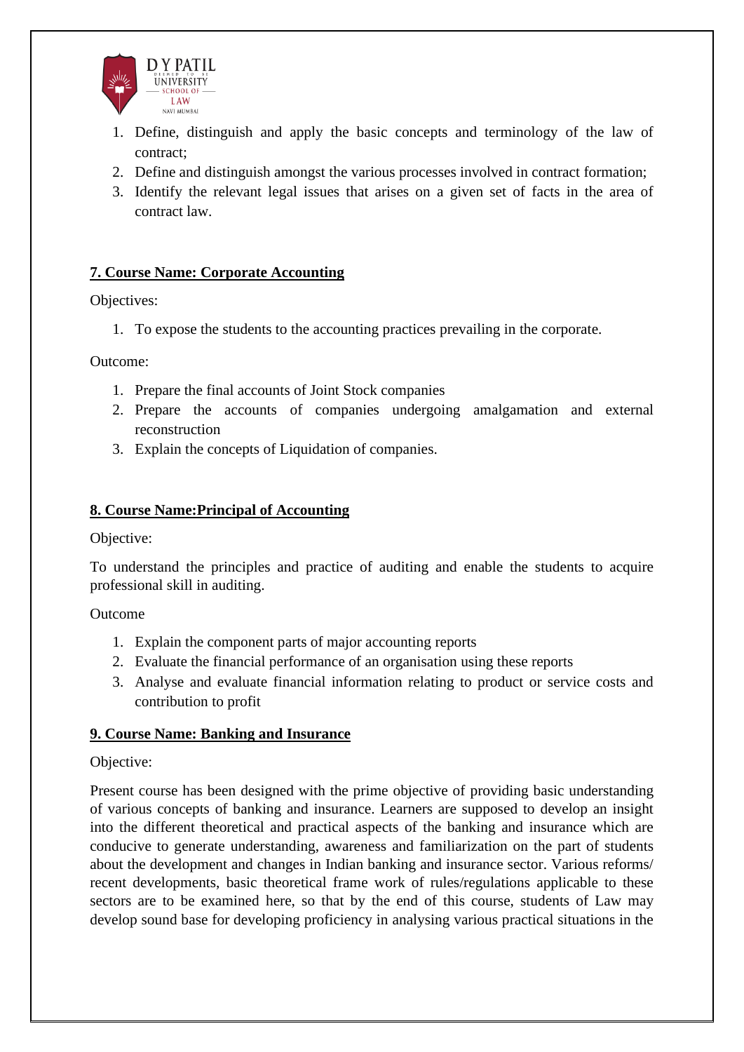1. Define, distinguish and apply the basic concepts and terminology of the law of contract;
2. Define and distinguish amongst the various processes involved in contract formation;
3. Identify the relevant legal issues that arises on a given set of facts in the area of contract law.

### **7. Course Name: Corporate Accounting**

Objectives:

1. To expose the students to the accounting practices prevailing in the corporate.

Outcome:

1. Prepare the final accounts of Joint Stock companies
2. Prepare the accounts of companies undergoing amalgamation and external reconstruction
3. Explain the concepts of Liquidation of companies.

### **8. Course Name:Principal of Accounting**

Objective:

To understand the principles and practice of auditing and enable the students to acquire professional skill in auditing.

Outcome

1. Explain the component parts of major accounting reports
2. Evaluate the financial performance of an organisation using these reports
3. Analyse and evaluate financial information relating to product or service costs and contribution to profit

### **9. Course Name: Banking and Insurance**

Objective:

Present course has been designed with the prime objective of providing basic understanding of various concepts of banking and insurance. Learners are supposed to develop an insight into the different theoretical and practical aspects of the banking and insurance which are conducive to generate understanding, awareness and familiarization on the part of students about the development and changes in Indian banking and insurance sector. Various reforms/ recent developments, basic theoretical frame work of rules/regulations applicable to these sectors are to be examined here, so that by the end of this course, students of Law may develop sound base for developing proficiency in analysing various practical situations in the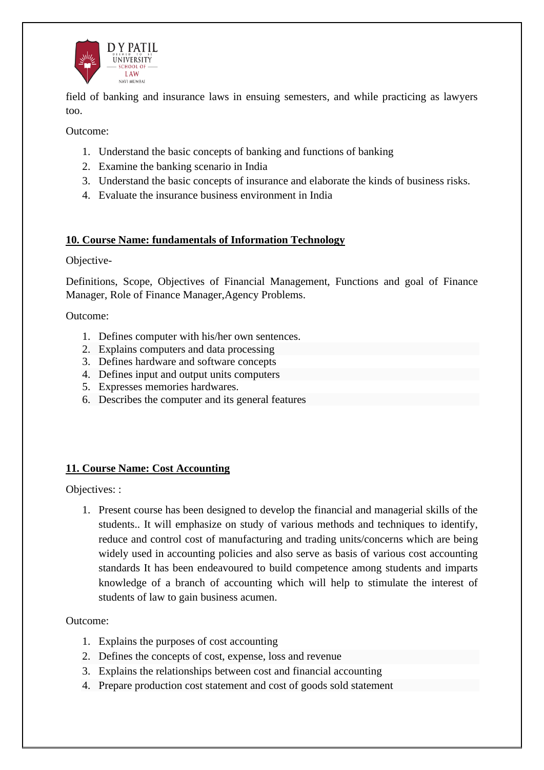field of banking and insurance laws in ensuing semesters, and while practicing as lawyers too.

Outcome:

1. Understand the basic concepts of banking and functions of banking
2. Examine the banking scenario in India
3. Understand the basic concepts of insurance and elaborate the kinds of business risks.
4. Evaluate the insurance business environment in India

**10. Course Name: fundamentals of Information Technology**

Objective-

Definitions, Scope, Objectives of Financial Management, Functions and goal of Finance Manager, Role of Finance Manager,Agency Problems.

Outcome:

1. Defines computer with his/her own sentences.
2. Explains computers and data processing
3. Defines hardware and software concepts
4. Defines input and output units computers
5. Expresses memories hardwares.
6. Describes the computer and its general features

**11. Course Name: Cost Accounting**

Objectives: :

1. Present course has been designed to develop the financial and managerial skills of the students.. It will emphasize on study of various methods and techniques to identify, reduce and control cost of manufacturing and trading units/concerns which are being widely used in accounting policies and also serve as basis of various cost accounting standards It has been endeavoured to build competence among students and imparts knowledge of a branch of accounting which will help to stimulate the interest of students of law to gain business acumen.

Outcome:

1. Explains the purposes of cost accounting
2. Defines the concepts of cost, expense, loss and revenue
3. Explains the relationships between cost and financial accounting
4. Prepare production cost statement and cost of goods sold statement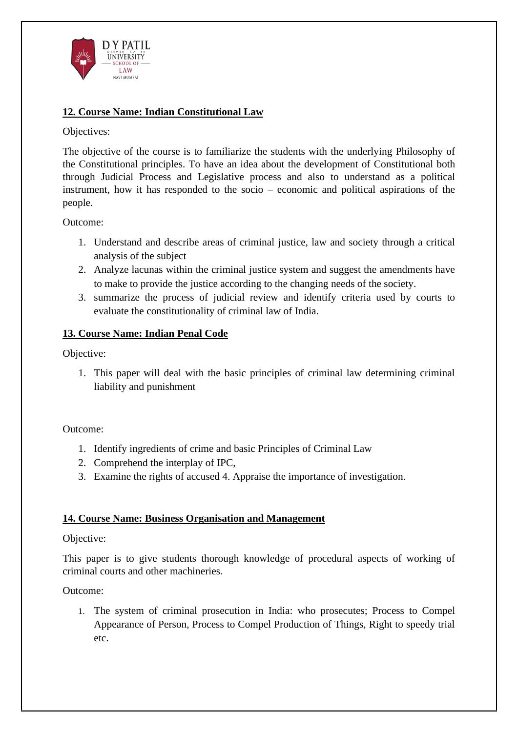**12. Course Name: Indian Constitutional Law**

Objectives:

The objective of the course is to familiarize the students with the underlying Philosophy of the Constitutional principles. To have an idea about the development of Constitutional both through Judicial Process and Legislative process and also to understand as a political instrument, how it has responded to the socio – economic and political aspirations of the people.

Outcome:

1. Understand and describe areas of criminal justice, law and society through a critical analysis of the subject
2. Analyze lacunas within the criminal justice system and suggest the amendments have to make to provide the justice according to the changing needs of the society.
3. summarize the process of judicial review and identify criteria used by courts to evaluate the constitutionality of criminal law of India.

**13. Course Name: Indian Penal Code**

Objective:

1. This paper will deal with the basic principles of criminal law determining criminal liability and punishment

Outcome:

1. Identify ingredients of crime and basic Principles of Criminal Law
2. Comprehend the interplay of IPC,
3. Examine the rights of accused 4. Appraise the importance of investigation.

**14. Course Name: Business Organisation and Management**

Objective:

This paper is to give students thorough knowledge of procedural aspects of working of criminal courts and other machineries.

Outcome:

1. The system of criminal prosecution in India: who prosecutes; Process to Compel Appearance of Person, Process to Compel Production of Things, Right to speedy trial etc.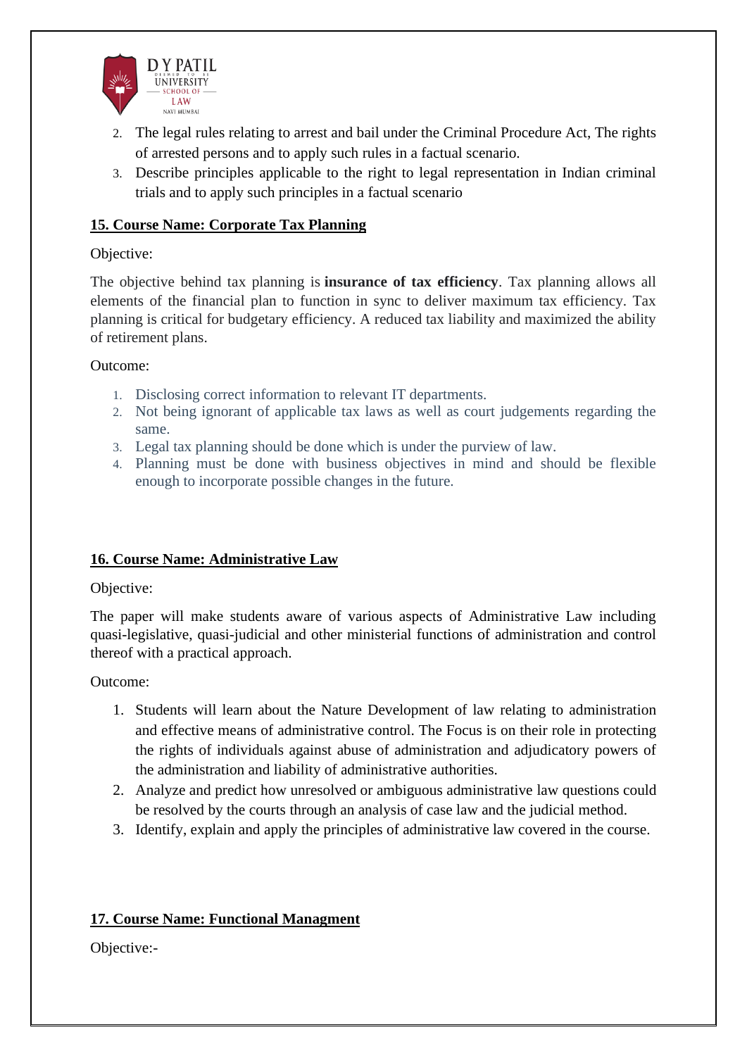2. The legal rules relating to arrest and bail under the Criminal Procedure Act, The rights of arrested persons and to apply such rules in a factual scenario.
3. Describe principles applicable to the right to legal representation in Indian criminal trials and to apply such principles in a factual scenario

**15. Course Name: Corporate Tax Planning**

Objective:

The objective behind tax planning is **insurance of tax efficiency**. Tax planning allows all elements of the financial plan to function in sync to deliver maximum tax efficiency. Tax planning is critical for budgetary efficiency. A reduced tax liability and maximized the ability of retirement plans.

Outcome:

1. Disclosing correct information to relevant IT departments.
2. Not being ignorant of applicable tax laws as well as court judgements regarding the same.
3. Legal tax planning should be done which is under the purview of law.
4. Planning must be done with business objectives in mind and should be flexible enough to incorporate possible changes in the future.

**16. Course Name: Administrative Law**

Objective:

The paper will make students aware of various aspects of Administrative Law including quasi-legislative, quasi-judicial and other ministerial functions of administration and control thereof with a practical approach.

Outcome:

1. Students will learn about the Nature Development of law relating to administration and effective means of administrative control. The Focus is on their role in protecting the rights of individuals against abuse of administration and adjudicatory powers of the administration and liability of administrative authorities.
2. Analyze and predict how unresolved or ambiguous administrative law questions could be resolved by the courts through an analysis of case law and the judicial method.
3. Identify, explain and apply the principles of administrative law covered in the course.

**17. Course Name: Functional Managment**

Objective:-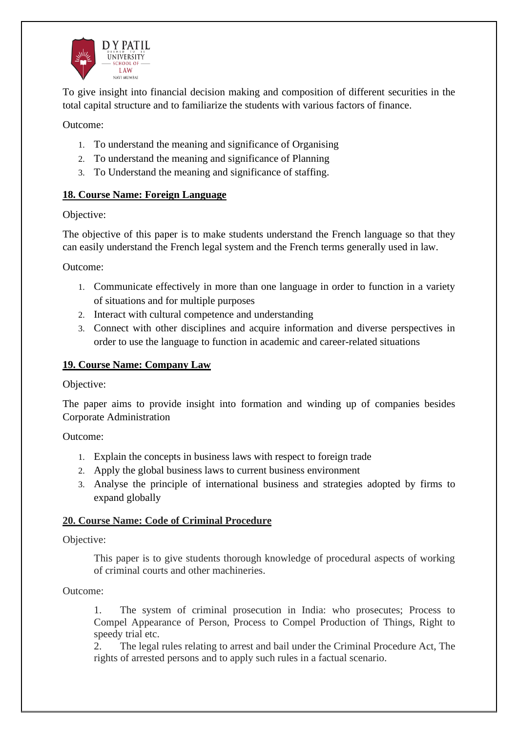To give insight into financial decision making and composition of different securities in the total capital structure and to familiarize the students with various factors of finance.

Outcome:

1. To understand the meaning and significance of Organising
2. To understand the meaning and significance of Planning
3. To Understand the meaning and significance of staffing.

**18. Course Name: Foreign Language**

Objective:

The objective of this paper is to make students understand the French language so that they can easily understand the French legal system and the French terms generally used in law.

Outcome:

1. Communicate effectively in more than one language in order to function in a variety of situations and for multiple purposes
2. Interact with cultural competence and understanding
3. Connect with other disciplines and acquire information and diverse perspectives in order to use the language to function in academic and career-related situations

**19. Course Name: Company Law**

Objective:

The paper aims to provide insight into formation and winding up of companies besides Corporate Administration

Outcome:

1. Explain the concepts in business laws with respect to foreign trade
2. Apply the global business laws to current business environment
3. Analyse the principle of international business and strategies adopted by firms to expand globally

**20. Course Name: Code of Criminal Procedure**

Objective:

This paper is to give students thorough knowledge of procedural aspects of working of criminal courts and other machineries.

Outcome:

1. The system of criminal prosecution in India: who prosecutes; Process to Compel Appearance of Person, Process to Compel Production of Things, Right to speedy trial etc.
2. The legal rules relating to arrest and bail under the Criminal Procedure Act, The rights of arrested persons and to apply such rules in a factual scenario.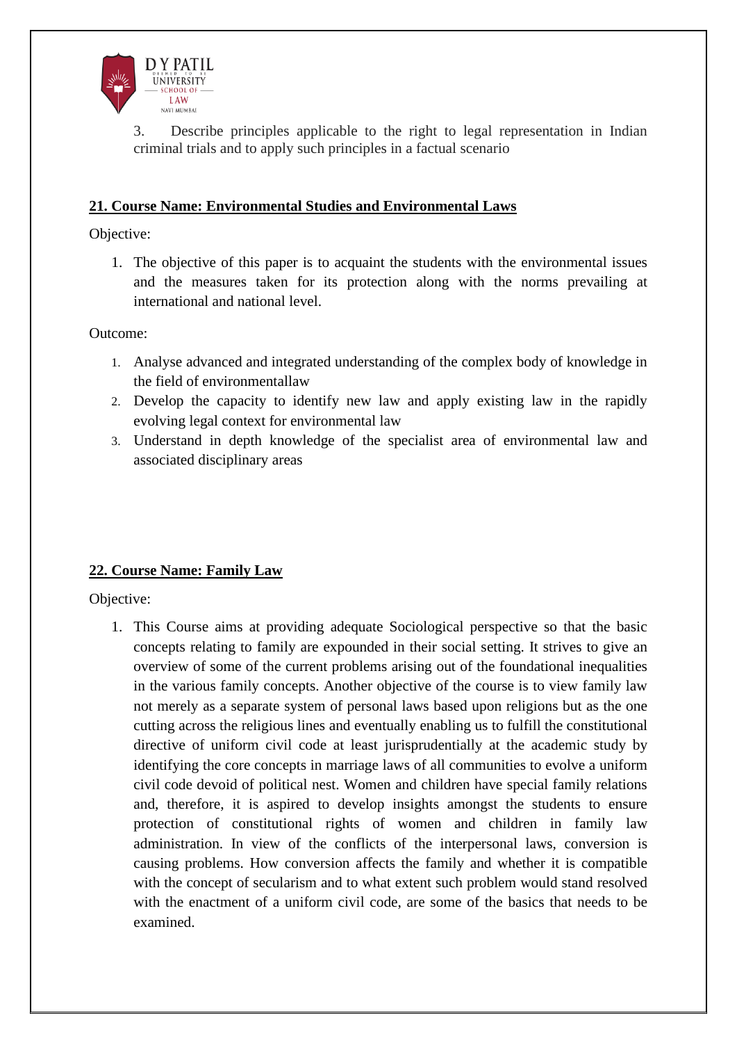3. Describe principles applicable to the right to legal representation in Indian criminal trials and to apply such principles in a factual scenario

## 21. Course Name: Environmental Studies and Environmental Laws

Objective:

1. The objective of this paper is to acquaint the students with the environmental issues and the measures taken for its protection along with the norms prevailing at international and national level.

Outcome:

1. Analyse advanced and integrated understanding of the complex body of knowledge in the field of environmentallaw
2. Develop the capacity to identify new law and apply existing law in the rapidly evolving legal context for environmental law
3. Understand in depth knowledge of the specialist area of environmental law and associated disciplinary areas

## 22. Course Name: Family Law

Objective:

1. This Course aims at providing adequate Sociological perspective so that the basic concepts relating to family are expounded in their social setting. It strives to give an overview of some of the current problems arising out of the foundational inequalities in the various family concepts. Another objective of the course is to view family law not merely as a separate system of personal laws based upon religions but as the one cutting across the religious lines and eventually enabling us to fulfill the constitutional directive of uniform civil code at least jurisprudentially at the academic study by identifying the core concepts in marriage laws of all communities to evolve a uniform civil code devoid of political nest. Women and children have special family relations and, therefore, it is aspired to develop insights amongst the students to ensure protection of constitutional rights of women and children in family law administration. In view of the conflicts of the interpersonal laws, conversion is causing problems. How conversion affects the family and whether it is compatible with the concept of secularism and to what extent such problem would stand resolved with the enactment of a uniform civil code, are some of the basics that needs to be examined.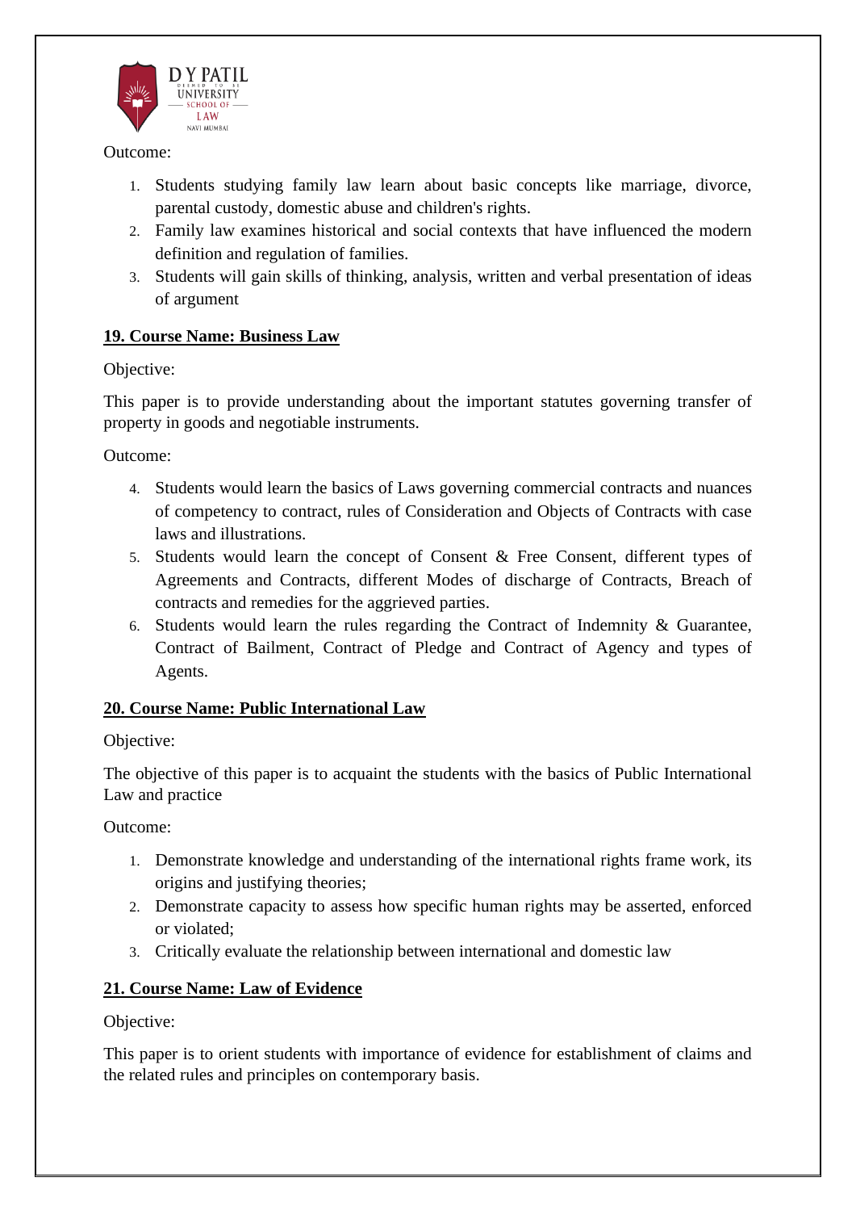Outcome:

1. Students studying family law learn about basic concepts like marriage, divorce, parental custody, domestic abuse and children's rights.
2. Family law examines historical and social contexts that have influenced the modern definition and regulation of families.
3. Students will gain skills of thinking, analysis, written and verbal presentation of ideas of argument

**19. Course Name: Business Law**

Objective:

This paper is to provide understanding about the important statutes governing transfer of property in goods and negotiable instruments.

Outcome:

4. Students would learn the basics of Laws governing commercial contracts and nuances of competency to contract, rules of Consideration and Objects of Contracts with case laws and illustrations.
5. Students would learn the concept of Consent & Free Consent, different types of Agreements and Contracts, different Modes of discharge of Contracts, Breach of contracts and remedies for the aggrieved parties.
6. Students would learn the rules regarding the Contract of Indemnity & Guarantee, Contract of Bailment, Contract of Pledge and Contract of Agency and types of Agents.

**20. Course Name: Public International Law**

Objective:

The objective of this paper is to acquaint the students with the basics of Public International Law and practice

Outcome:

1. Demonstrate knowledge and understanding of the international rights frame work, its origins and justifying theories;
2. Demonstrate capacity to assess how specific human rights may be asserted, enforced or violated;
3. Critically evaluate the relationship between international and domestic law

**21. Course Name: Law of Evidence**

Objective:

This paper is to orient students with importance of evidence for establishment of claims and the related rules and principles on contemporary basis.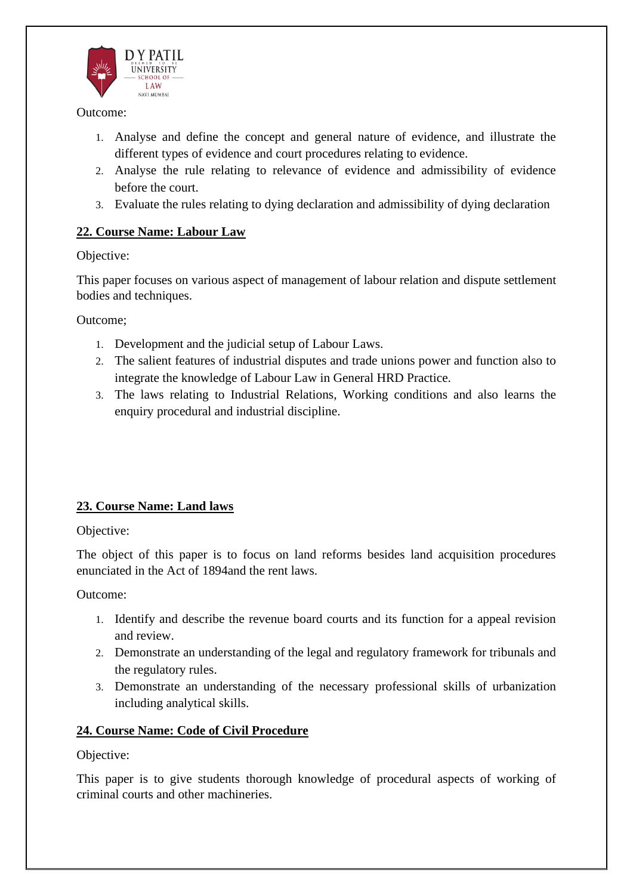Outcome:

1. Analyse and define the concept and general nature of evidence, and illustrate the different types of evidence and court procedures relating to evidence.
2. Analyse the rule relating to relevance of evidence and admissibility of evidence before the court.
3. Evaluate the rules relating to dying declaration and admissibility of dying declaration

**22. Course Name: Labour Law**

Objective:

This paper focuses on various aspect of management of labour relation and dispute settlement bodies and techniques.

Outcome;

1. Development and the judicial setup of Labour Laws.
2. The salient features of industrial disputes and trade unions power and function also to integrate the knowledge of Labour Law in General HRD Practice.
3. The laws relating to Industrial Relations, Working conditions and also learns the enquiry procedural and industrial discipline.

**23. Course Name: Land laws**

Objective:

The object of this paper is to focus on land reforms besides land acquisition procedures enunciated in the Act of 1894and the rent laws.

Outcome:

1. Identify and describe the revenue board courts and its function for a appeal revision and review.
2. Demonstrate an understanding of the legal and regulatory framework for tribunals and the regulatory rules.
3. Demonstrate an understanding of the necessary professional skills of urbanization including analytical skills.

**24. Course Name: Code of Civil Procedure**

Objective:

This paper is to give students thorough knowledge of procedural aspects of working of criminal courts and other machineries.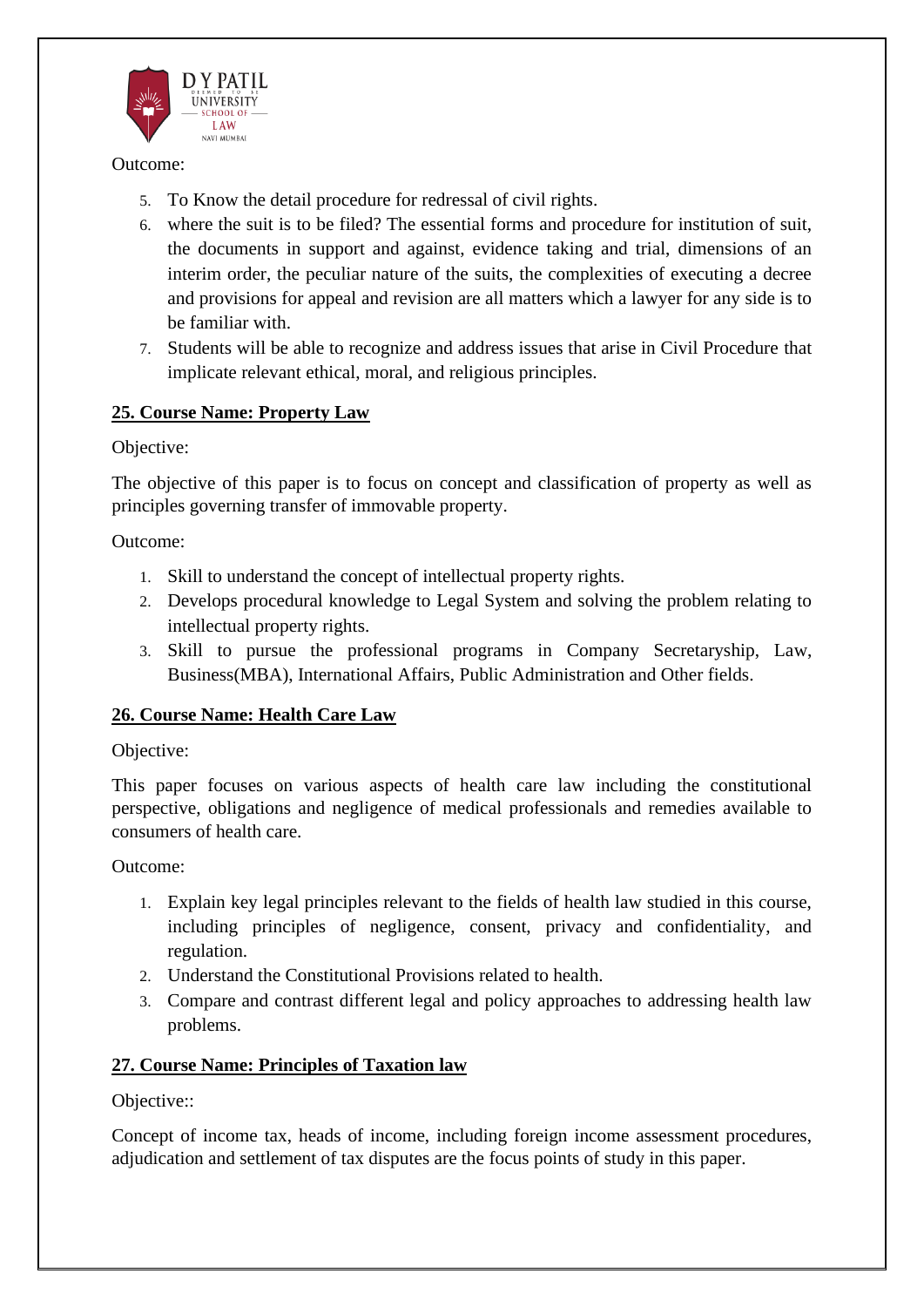Outcome:

5. To Know the detail procedure for redressal of civil rights.
6. where the suit is to be filed? The essential forms and procedure for institution of suit, the documents in support and against, evidence taking and trial, dimensions of an interim order, the peculiar nature of the suits, the complexities of executing a decree and provisions for appeal and revision are all matters which a lawyer for any side is to be familiar with.
7. Students will be able to recognize and address issues that arise in Civil Procedure that implicate relevant ethical, moral, and religious principles.

**25. Course Name: Property Law**

Objective:

The objective of this paper is to focus on concept and classification of property as well as principles governing transfer of immovable property.

Outcome:

1. Skill to understand the concept of intellectual property rights.
2. Develops procedural knowledge to Legal System and solving the problem relating to intellectual property rights.
3. Skill to pursue the professional programs in Company Secretaryship, Law, Business(MBA), International Affairs, Public Administration and Other fields.

**26. Course Name: Health Care Law**

Objective:

This paper focuses on various aspects of health care law including the constitutional perspective, obligations and negligence of medical professionals and remedies available to consumers of health care.

Outcome:

1. Explain key legal principles relevant to the fields of health law studied in this course, including principles of negligence, consent, privacy and confidentiality, and regulation.
2. Understand the Constitutional Provisions related to health.
3. Compare and contrast different legal and policy approaches to addressing health law problems.

**27. Course Name: Principles of Taxation law**

Objective::

Concept of income tax, heads of income, including foreign income assessment procedures, adjudication and settlement of tax disputes are the focus points of study in this paper.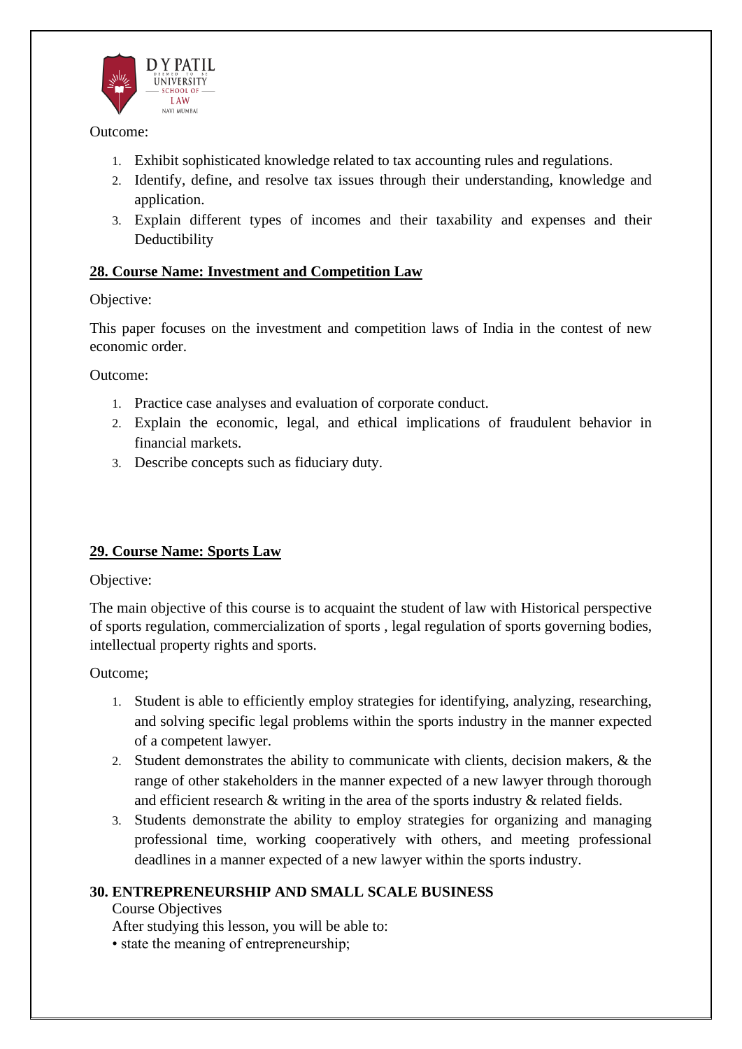Outcome:

1. Exhibit sophisticated knowledge related to tax accounting rules and regulations.
2. Identify, define, and resolve tax issues through their understanding, knowledge and application.
3. Explain different types of incomes and their taxability and expenses and their Deductibility

**28. Course Name: Investment and Competition Law**

Objective:

This paper focuses on the investment and competition laws of India in the contest of new economic order.

Outcome:

1. Practice case analyses and evaluation of corporate conduct.
2. Explain the economic, legal, and ethical implications of fraudulent behavior in financial markets.
3. Describe concepts such as fiduciary duty.

**29. Course Name: Sports Law**

Objective:

The main objective of this course is to acquaint the student of law with Historical perspective of sports regulation, commercialization of sports , legal regulation of sports governing bodies, intellectual property rights and sports.

Outcome;

1. Student is able to efficiently employ strategies for identifying, analyzing, researching, and solving specific legal problems within the sports industry in the manner expected of a competent lawyer.
2. Student demonstrates the ability to communicate with clients, decision makers, & the range of other stakeholders in the manner expected of a new lawyer through thorough and efficient research & writing in the area of the sports industry & related fields.
3. Students demonstrate the ability to employ strategies for organizing and managing professional time, working cooperatively with others, and meeting professional deadlines in a manner expected of a new lawyer within the sports industry.

**30. ENTREPRENEURSHIP AND SMALL SCALE BUSINESS**

Course Objectives

After studying this lesson, you will be able to:

• state the meaning of entrepreneurship;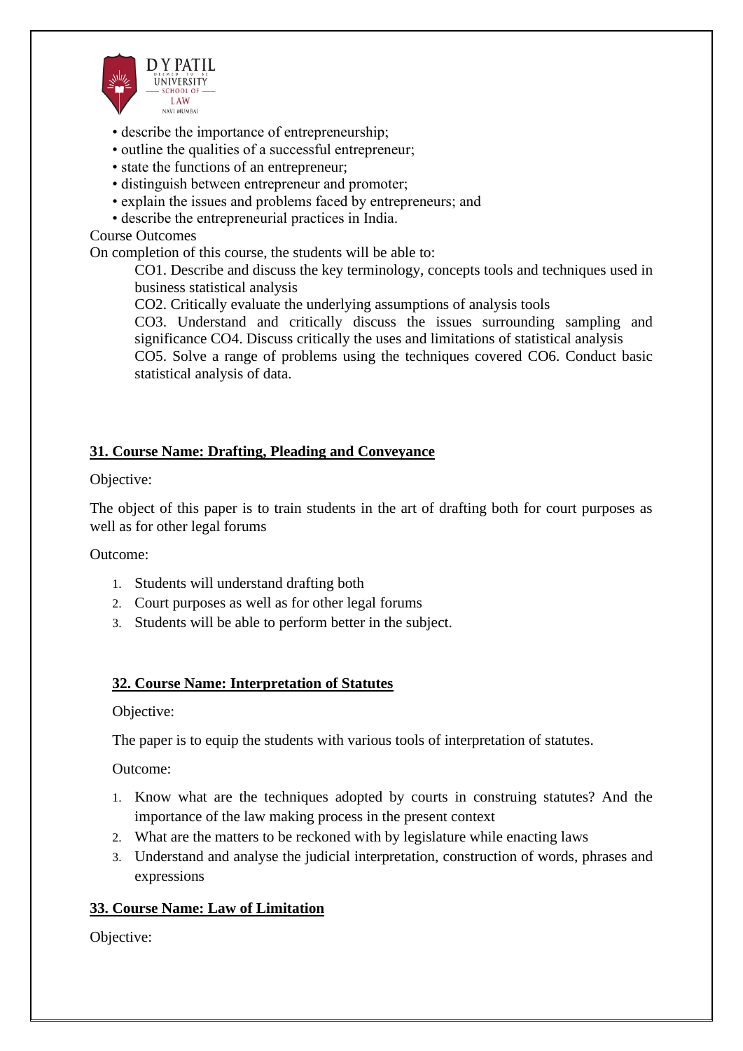- describe the importance of entrepreneurship;
- outline the qualities of a successful entrepreneur;
- state the functions of an entrepreneur;
- distinguish between entrepreneur and promoter;
- explain the issues and problems faced by entrepreneurs; and
- describe the entrepreneurial practices in India.

Course Outcomes

On completion of this course, the students will be able to:

CO1. Describe and discuss the key terminology, concepts tools and techniques used in business statistical analysis

CO2. Critically evaluate the underlying assumptions of analysis tools

CO3. Understand and critically discuss the issues surrounding sampling and significance CO4. Discuss critically the uses and limitations of statistical analysis

CO5. Solve a range of problems using the techniques covered CO6. Conduct basic statistical analysis of data.

## 31. Course Name: Drafting, Pleading and Conveyance

Objective:

The object of this paper is to train students in the art of drafting both for court purposes as well as for other legal forums

Outcome:

1. Students will understand drafting both
2. Court purposes as well as for other legal forums
3. Students will be able to perform better in the subject.

## 32. Course Name: Interpretation of Statutes

Objective:

The paper is to equip the students with various tools of interpretation of statutes.

Outcome:

1. Know what are the techniques adopted by courts in construing statutes? And the importance of the law making process in the present context
2. What are the matters to be reckoned with by legislature while enacting laws
3. Understand and analyse the judicial interpretation, construction of words, phrases and expressions

## 33. Course Name: Law of Limitation

Objective: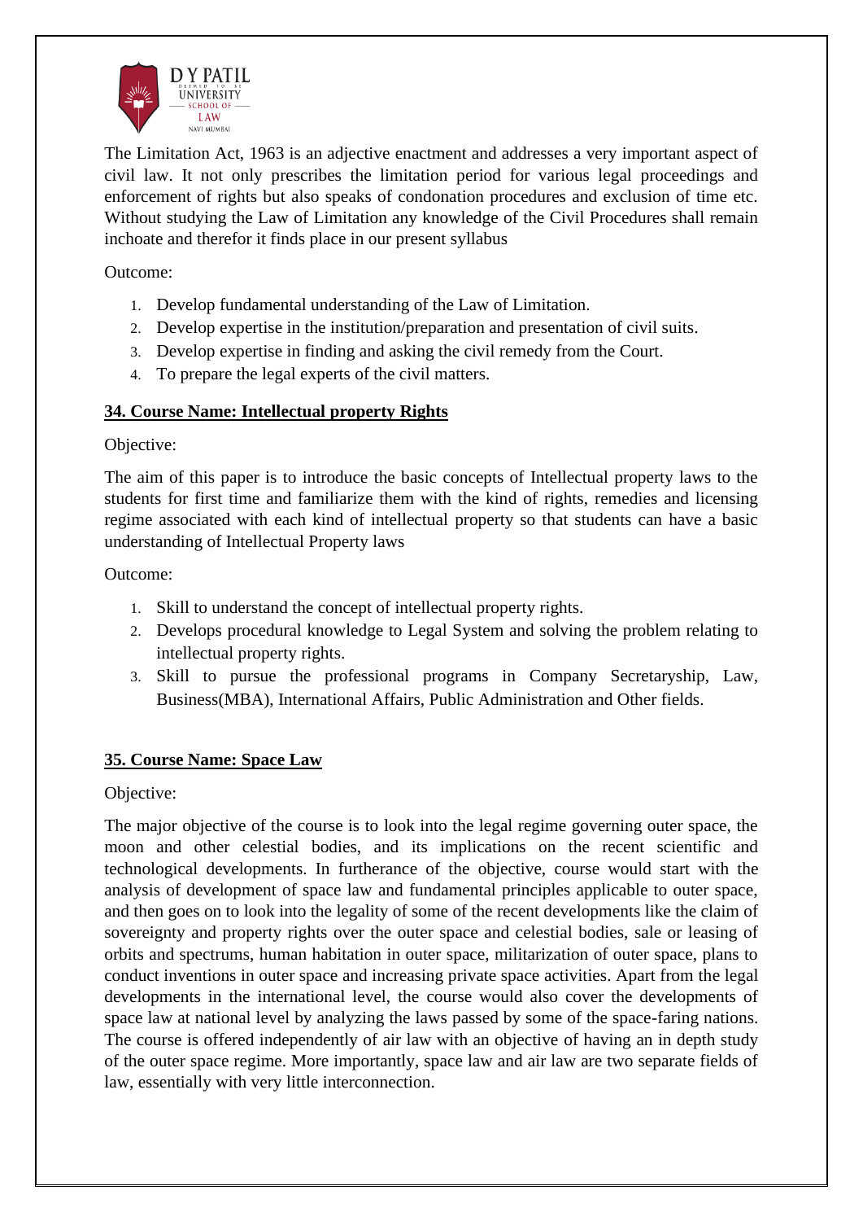The Limitation Act, 1963 is an adjective enactment and addresses a very important aspect of civil law. It not only prescribes the limitation period for various legal proceedings and enforcement of rights but also speaks of condonation procedures and exclusion of time etc. Without studying the Law of Limitation any knowledge of the Civil Procedures shall remain inchoate and therefor it finds place in our present syllabus

Outcome:

1. Develop fundamental understanding of the Law of Limitation.
2. Develop expertise in the institution/preparation and presentation of civil suits.
3. Develop expertise in finding and asking the civil remedy from the Court.
4. To prepare the legal experts of the civil matters.

## 34. Course Name: Intellectual property Rights

Objective:

The aim of this paper is to introduce the basic concepts of Intellectual property laws to the students for first time and familiarize them with the kind of rights, remedies and licensing regime associated with each kind of intellectual property so that students can have a basic understanding of Intellectual Property laws

Outcome:

1. Skill to understand the concept of intellectual property rights.
2. Develops procedural knowledge to Legal System and solving the problem relating to intellectual property rights.
3. Skill to pursue the professional programs in Company Secretaryship, Law, Business(MBA), International Affairs, Public Administration and Other fields.

## 35. Course Name: Space Law

Objective:

The major objective of the course is to look into the legal regime governing outer space, the moon and other celestial bodies, and its implications on the recent scientific and technological developments. In furtherance of the objective, course would start with the analysis of development of space law and fundamental principles applicable to outer space, and then goes on to look into the legality of some of the recent developments like the claim of sovereignty and property rights over the outer space and celestial bodies, sale or leasing of orbits and spectrums, human habitation in outer space, militarization of outer space, plans to conduct inventions in outer space and increasing private space activities. Apart from the legal developments in the international level, the course would also cover the developments of space law at national level by analyzing the laws passed by some of the space-faring nations. The course is offered independently of air law with an objective of having an in depth study of the outer space regime. More importantly, space law and air law are two separate fields of law, essentially with very little interconnection.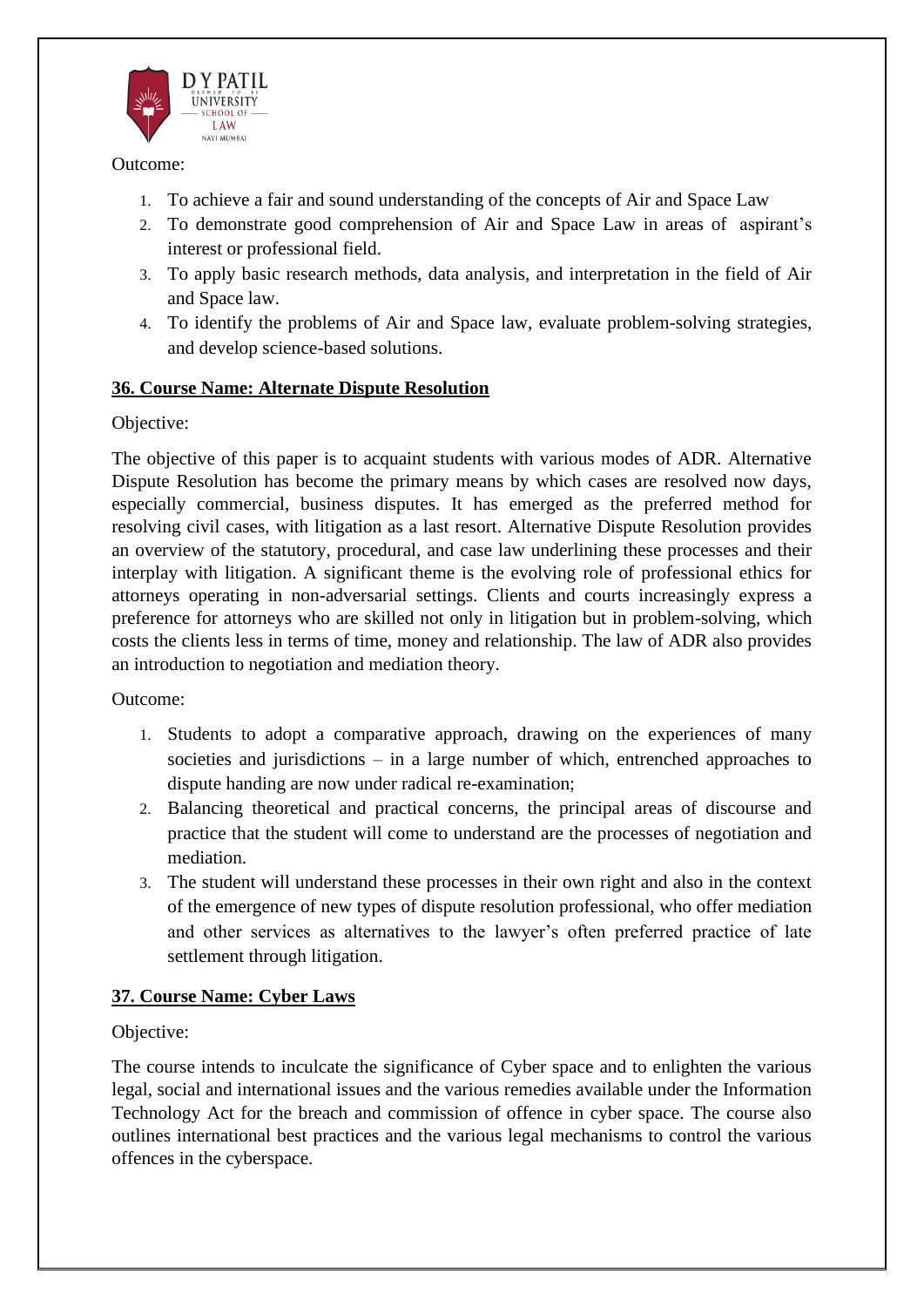Outcome:

1. To achieve a fair and sound understanding of the concepts of Air and Space Law
2. To demonstrate good comprehension of Air and Space Law in areas of aspirant's interest or professional field.
3. To apply basic research methods, data analysis, and interpretation in the field of Air and Space law.
4. To identify the problems of Air and Space law, evaluate problem-solving strategies, and develop science-based solutions.

## 36. Course Name: Alternate Dispute Resolution

Objective:

The objective of this paper is to acquaint students with various modes of ADR. Alternative Dispute Resolution has become the primary means by which cases are resolved now days, especially commercial, business disputes. It has emerged as the preferred method for resolving civil cases, with litigation as a last resort. Alternative Dispute Resolution provides an overview of the statutory, procedural, and case law underlining these processes and their interplay with litigation. A significant theme is the evolving role of professional ethics for attorneys operating in non-adversarial settings. Clients and courts increasingly express a preference for attorneys who are skilled not only in litigation but in problem-solving, which costs the clients less in terms of time, money and relationship. The law of ADR also provides an introduction to negotiation and mediation theory.

Outcome:

1. Students to adopt a comparative approach, drawing on the experiences of many societies and jurisdictions – in a large number of which, entrenched approaches to dispute handing are now under radical re-examination;
2. Balancing theoretical and practical concerns, the principal areas of discourse and practice that the student will come to understand are the processes of negotiation and mediation.
3. The student will understand these processes in their own right and also in the context of the emergence of new types of dispute resolution professional, who offer mediation and other services as alternatives to the lawyer's often preferred practice of late settlement through litigation.

## 37. Course Name: Cyber Laws

Objective:

The course intends to inculcate the significance of Cyber space and to enlighten the various legal, social and international issues and the various remedies available under the Information Technology Act for the breach and commission of offence in cyber space. The course also outlines international best practices and the various legal mechanisms to control the various offences in the cyberspace.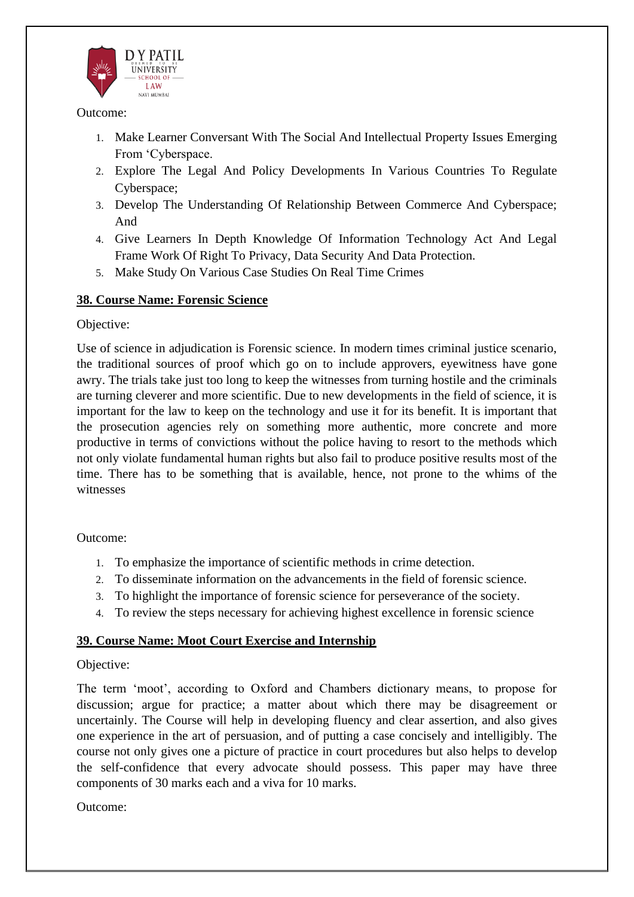Outcome:

1. Make Learner Conversant With The Social And Intellectual Property Issues Emerging From 'Cyberspace.
2. Explore The Legal And Policy Developments In Various Countries To Regulate Cyberspace;
3. Develop The Understanding Of Relationship Between Commerce And Cyberspace; And
4. Give Learners In Depth Knowledge Of Information Technology Act And Legal Frame Work Of Right To Privacy, Data Security And Data Protection.
5. Make Study On Various Case Studies On Real Time Crimes

**38. Course Name: Forensic Science**

Objective:

Use of science in adjudication is Forensic science. In modern times criminal justice scenario, the traditional sources of proof which go on to include approvers, eyewitness have gone awry. The trials take just too long to keep the witnesses from turning hostile and the criminals are turning cleverer and more scientific. Due to new developments in the field of science, it is important for the law to keep on the technology and use it for its benefit. It is important that the prosecution agencies rely on something more authentic, more concrete and more productive in terms of convictions without the police having to resort to the methods which not only violate fundamental human rights but also fail to produce positive results most of the time. There has to be something that is available, hence, not prone to the whims of the witnesses

Outcome:

1. To emphasize the importance of scientific methods in crime detection.
2. To disseminate information on the advancements in the field of forensic science.
3. To highlight the importance of forensic science for perseverance of the society.
4. To review the steps necessary for achieving highest excellence in forensic science

**39. Course Name: Moot Court Exercise and Internship**

Objective:

The term 'moot', according to Oxford and Chambers dictionary means, to propose for discussion; argue for practice; a matter about which there may be disagreement or uncertainly. The Course will help in developing fluency and clear assertion, and also gives one experience in the art of persuasion, and of putting a case concisely and intelligibly. The course not only gives one a picture of practice in court procedures but also helps to develop the self-confidence that every advocate should possess. This paper may have three components of 30 marks each and a viva for 10 marks.

Outcome: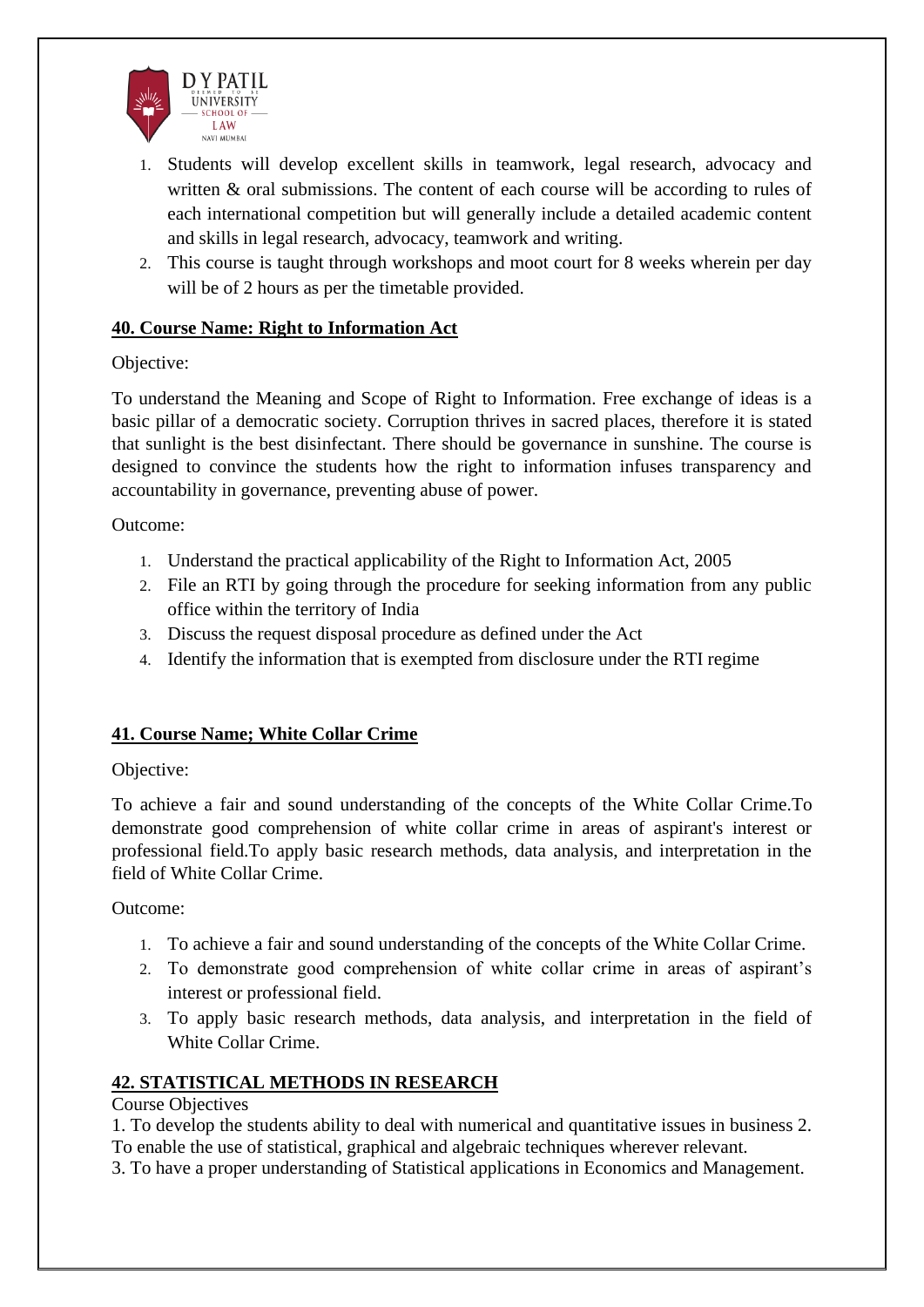1. Students will develop excellent skills in teamwork, legal research, advocacy and written & oral submissions. The content of each course will be according to rules of each international competition but will generally include a detailed academic content and skills in legal research, advocacy, teamwork and writing.
2. This course is taught through workshops and moot court for 8 weeks wherein per day will be of 2 hours as per the timetable provided.

**40. Course Name: Right to Information Act**

Objective:

To understand the Meaning and Scope of Right to Information. Free exchange of ideas is a basic pillar of a democratic society. Corruption thrives in sacred places, therefore it is stated that sunlight is the best disinfectant. There should be governance in sunshine. The course is designed to convince the students how the right to information infuses transparency and accountability in governance, preventing abuse of power.

Outcome:

1. Understand the practical applicability of the Right to Information Act, 2005
2. File an RTI by going through the procedure for seeking information from any public office within the territory of India
3. Discuss the request disposal procedure as defined under the Act
4. Identify the information that is exempted from disclosure under the RTI regime

**41. Course Name; White Collar Crime**

Objective:

To achieve a fair and sound understanding of the concepts of the White Collar Crime.To demonstrate good comprehension of white collar crime in areas of aspirant's interest or professional field.To apply basic research methods, data analysis, and interpretation in the field of White Collar Crime.

Outcome:

1. To achieve a fair and sound understanding of the concepts of the White Collar Crime.
2. To demonstrate good comprehension of white collar crime in areas of aspirant's interest or professional field.
3. To apply basic research methods, data analysis, and interpretation in the field of White Collar Crime.

**42. STATISTICAL METHODS IN RESEARCH**

Course Objectives

1. To develop the students ability to deal with numerical and quantitative issues in business 2. To enable the use of statistical, graphical and algebraic techniques wherever relevant.
3. To have a proper understanding of Statistical applications in Economics and Management.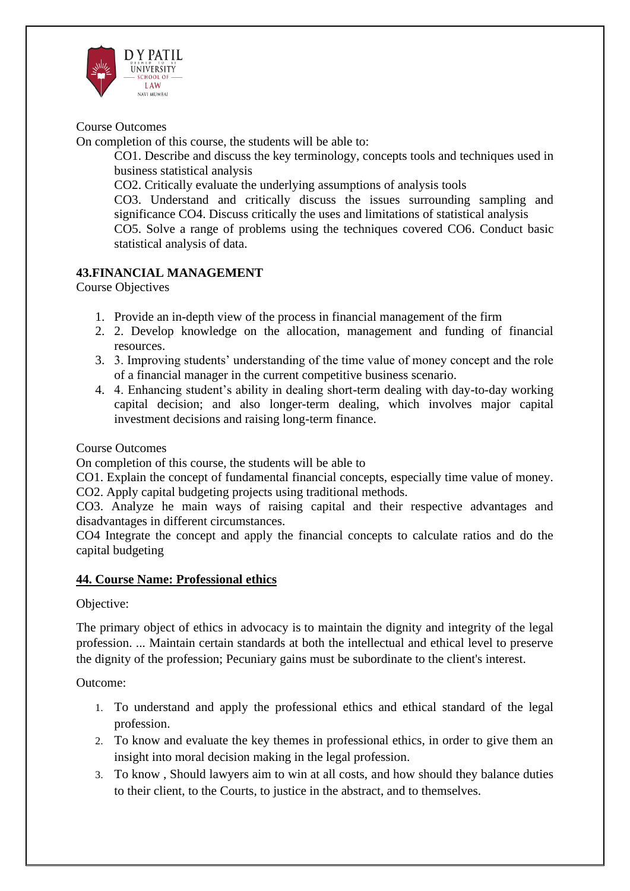Course Outcomes

On completion of this course, the students will be able to:

CO1. Describe and discuss the key terminology, concepts tools and techniques used in business statistical analysis

CO2. Critically evaluate the underlying assumptions of analysis tools

CO3. Understand and critically discuss the issues surrounding sampling and significance CO4. Discuss critically the uses and limitations of statistical analysis

CO5. Solve a range of problems using the techniques covered CO6. Conduct basic statistical analysis of data.

## 43.FINANCIAL MANAGEMENT

Course Objectives

1. Provide an in-depth view of the process in financial management of the firm
2. 2. Develop knowledge on the allocation, management and funding of financial resources.
3. 3. Improving students' understanding of the time value of money concept and the role of a financial manager in the current competitive business scenario.
4. 4. Enhancing student's ability in dealing short-term dealing with day-to-day working capital decision; and also longer-term dealing, which involves major capital investment decisions and raising long-term finance.

Course Outcomes

On completion of this course, the students will be able to

CO1. Explain the concept of fundamental financial concepts, especially time value of money.

CO2. Apply capital budgeting projects using traditional methods.

CO3. Analyze he main ways of raising capital and their respective advantages and disadvantages in different circumstances.

CO4 Integrate the concept and apply the financial concepts to calculate ratios and do the capital budgeting

## 44. Course Name: Professional ethics

Objective:

The primary object of ethics in advocacy is to maintain the dignity and integrity of the legal profession. ... Maintain certain standards at both the intellectual and ethical level to preserve the dignity of the profession; Pecuniary gains must be subordinate to the client's interest.

Outcome:

1. To understand and apply the professional ethics and ethical standard of the legal profession.
2. To know and evaluate the key themes in professional ethics, in order to give them an insight into moral decision making in the legal profession.
3. To know , Should lawyers aim to win at all costs, and how should they balance duties to their client, to the Courts, to justice in the abstract, and to themselves.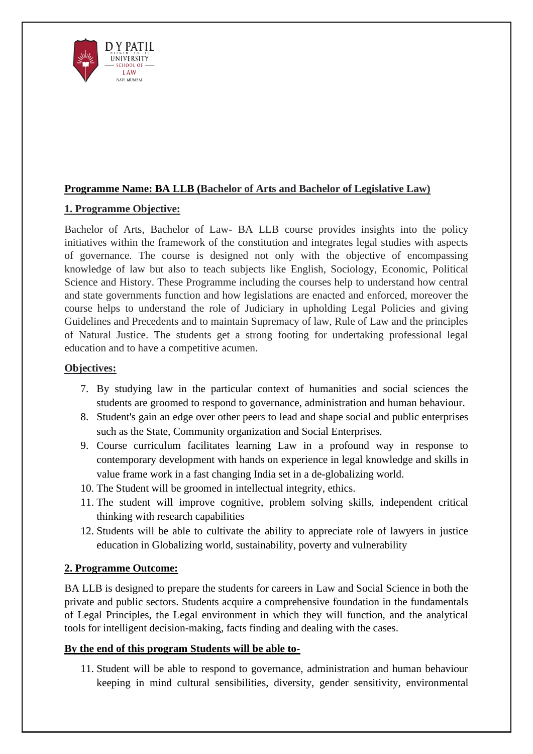**Programme Name: BA LLB (Bachelor of Arts and Bachelor of Legislative Law)**

**1. Programme Objective:**

Bachelor of Arts, Bachelor of Law- BA LLB course provides insights into the policy initiatives within the framework of the constitution and integrates legal studies with aspects of governance. The course is designed not only with the objective of encompassing knowledge of law but also to teach subjects like English, Sociology, Economic, Political Science and History. These Programme including the courses help to understand how central and state governments function and how legislations are enacted and enforced, moreover the course helps to understand the role of Judiciary in upholding Legal Policies and giving Guidelines and Precedents and to maintain Supremacy of law, Rule of Law and the principles of Natural Justice. The students get a strong footing for undertaking professional legal education and to have a competitive acumen.

**Objectives:**

7. By studying law in the particular context of humanities and social sciences the students are groomed to respond to governance, administration and human behaviour.
8. Student's gain an edge over other peers to lead and shape social and public enterprises such as the State, Community organization and Social Enterprises.
9. Course curriculum facilitates learning Law in a profound way in response to contemporary development with hands on experience in legal knowledge and skills in value frame work in a fast changing India set in a de-globalizing world.
10. The Student will be groomed in intellectual integrity, ethics.
11. The student will improve cognitive, problem solving skills, independent critical thinking with research capabilities
12. Students will be able to cultivate the ability to appreciate role of lawyers in justice education in Globalizing world, sustainability, poverty and vulnerability

**2. Programme Outcome:**

BA LLB is designed to prepare the students for careers in Law and Social Science in both the private and public sectors. Students acquire a comprehensive foundation in the fundamentals of Legal Principles, the Legal environment in which they will function, and the analytical tools for intelligent decision-making, facts finding and dealing with the cases.

**By the end of this program Students will be able to-**

11. Student will be able to respond to governance, administration and human behaviour keeping in mind cultural sensibilities, diversity, gender sensitivity, environmental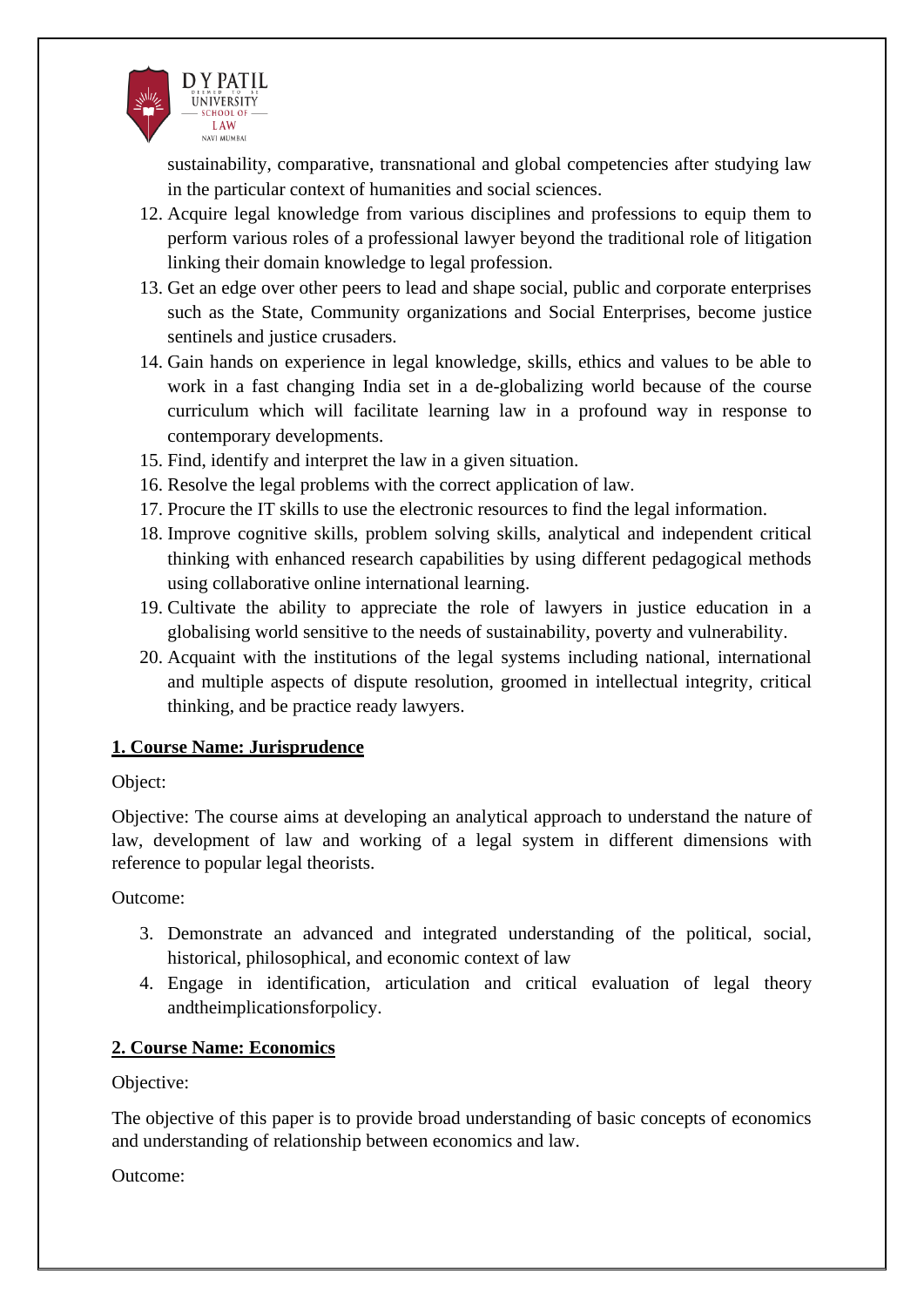sustainability, comparative, transnational and global competencies after studying law in the particular context of humanities and social sciences.

12. Acquire legal knowledge from various disciplines and professions to equip them to perform various roles of a professional lawyer beyond the traditional role of litigation linking their domain knowledge to legal profession.
13. Get an edge over other peers to lead and shape social, public and corporate enterprises such as the State, Community organizations and Social Enterprises, become justice sentinels and justice crusaders.
14. Gain hands on experience in legal knowledge, skills, ethics and values to be able to work in a fast changing India set in a de-globalizing world because of the course curriculum which will facilitate learning law in a profound way in response to contemporary developments.
15. Find, identify and interpret the law in a given situation.
16. Resolve the legal problems with the correct application of law.
17. Procure the IT skills to use the electronic resources to find the legal information.
18. Improve cognitive skills, problem solving skills, analytical and independent critical thinking with enhanced research capabilities by using different pedagogical methods using collaborative online international learning.
19. Cultivate the ability to appreciate the role of lawyers in justice education in a globalising world sensitive to the needs of sustainability, poverty and vulnerability.
20. Acquaint with the institutions of the legal systems including national, international and multiple aspects of dispute resolution, groomed in intellectual integrity, critical thinking, and be practice ready lawyers.

**1. Course Name: Jurisprudence**

Object:

Objective: The course aims at developing an analytical approach to understand the nature of law, development of law and working of a legal system in different dimensions with reference to popular legal theorists.

Outcome:

3. Demonstrate an advanced and integrated understanding of the political, social, historical, philosophical, and economic context of law
4. Engage in identification, articulation and critical evaluation of legal theory andtheimplicationsforpolicy.

**2. Course Name: Economics**

Objective:

The objective of this paper is to provide broad understanding of basic concepts of economics and understanding of relationship between economics and law.

Outcome: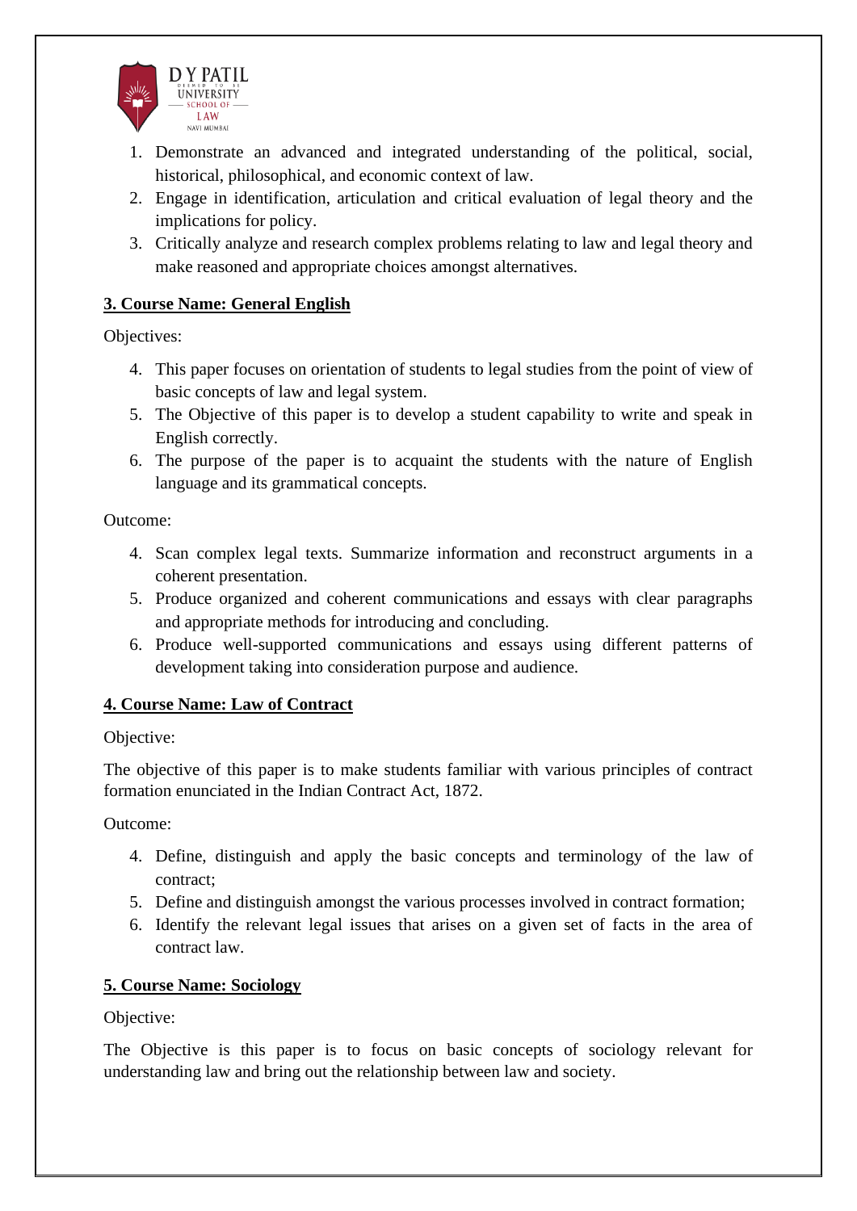1. Demonstrate an advanced and integrated understanding of the political, social, historical, philosophical, and economic context of law.
2. Engage in identification, articulation and critical evaluation of legal theory and the implications for policy.
3. Critically analyze and research complex problems relating to law and legal theory and make reasoned and appropriate choices amongst alternatives.

**3. Course Name: General English**

Objectives:

4. This paper focuses on orientation of students to legal studies from the point of view of basic concepts of law and legal system.
5. The Objective of this paper is to develop a student capability to write and speak in English correctly.
6. The purpose of the paper is to acquaint the students with the nature of English language and its grammatical concepts.

Outcome:

4. Scan complex legal texts. Summarize information and reconstruct arguments in a coherent presentation.
5. Produce organized and coherent communications and essays with clear paragraphs and appropriate methods for introducing and concluding.
6. Produce well-supported communications and essays using different patterns of development taking into consideration purpose and audience.

**4. Course Name: Law of Contract**

Objective:

The objective of this paper is to make students familiar with various principles of contract formation enunciated in the Indian Contract Act, 1872.

Outcome:

4. Define, distinguish and apply the basic concepts and terminology of the law of contract;
5. Define and distinguish amongst the various processes involved in contract formation;
6. Identify the relevant legal issues that arises on a given set of facts in the area of contract law.

**5. Course Name: Sociology**

Objective:

The Objective is this paper is to focus on basic concepts of sociology relevant for understanding law and bring out the relationship between law and society.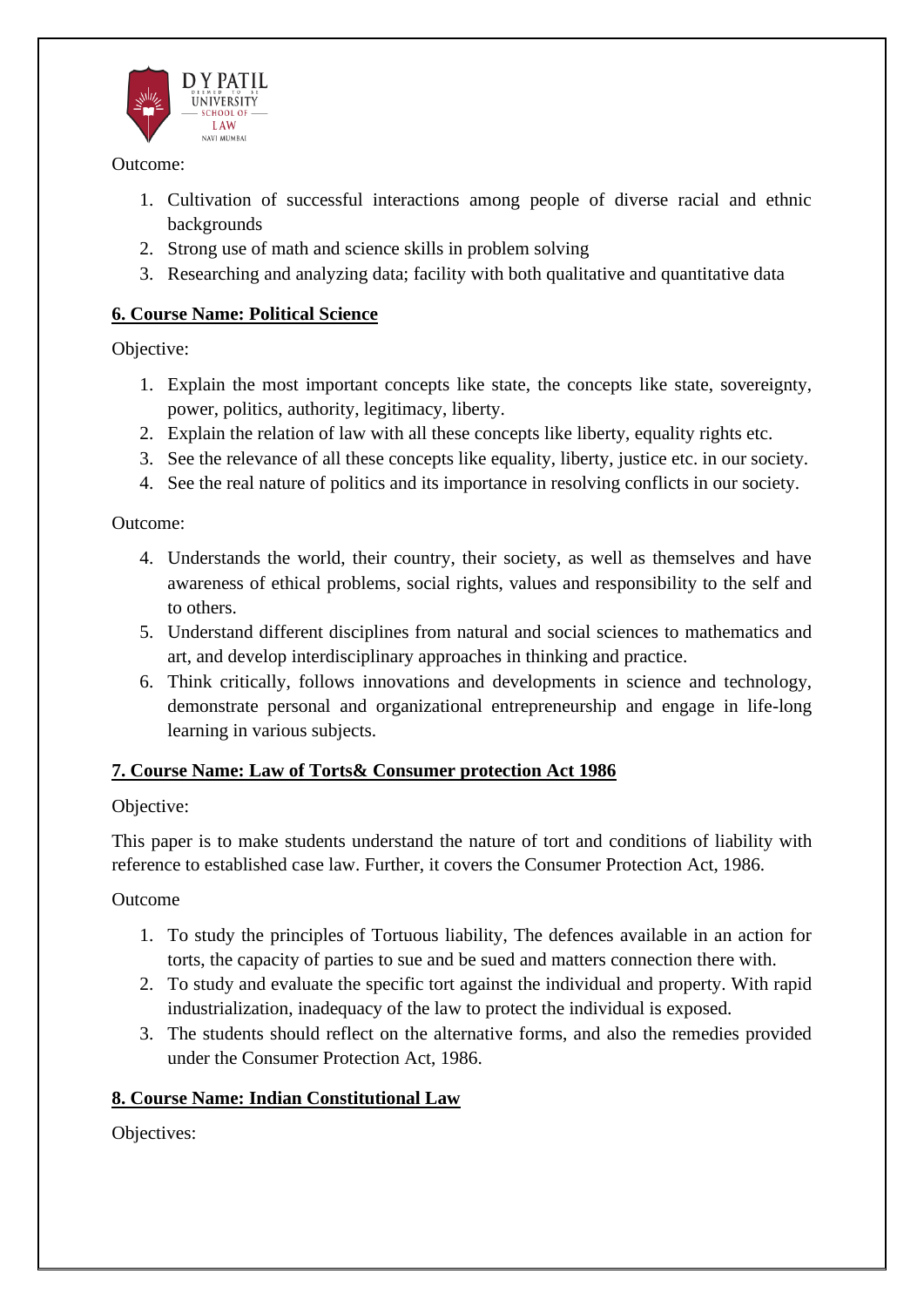Outcome:

1. Cultivation of successful interactions among people of diverse racial and ethnic backgrounds
2. Strong use of math and science skills in problem solving
3. Researching and analyzing data; facility with both qualitative and quantitative data

**6. Course Name: Political Science**

Objective:

1. Explain the most important concepts like state, the concepts like state, sovereignty, power, politics, authority, legitimacy, liberty.
2. Explain the relation of law with all these concepts like liberty, equality rights etc.
3. See the relevance of all these concepts like equality, liberty, justice etc. in our society.
4. See the real nature of politics and its importance in resolving conflicts in our society.

Outcome:

4. Understands the world, their country, their society, as well as themselves and have awareness of ethical problems, social rights, values and responsibility to the self and to others.
5. Understand different disciplines from natural and social sciences to mathematics and art, and develop interdisciplinary approaches in thinking and practice.
6. Think critically, follows innovations and developments in science and technology, demonstrate personal and organizational entrepreneurship and engage in life-long learning in various subjects.

**7. Course Name: Law of Torts& Consumer protection Act 1986**

Objective:

This paper is to make students understand the nature of tort and conditions of liability with reference to established case law. Further, it covers the Consumer Protection Act, 1986.

Outcome

1. To study the principles of Tortuous liability, The defences available in an action for torts, the capacity of parties to sue and be sued and matters connection there with.
2. To study and evaluate the specific tort against the individual and property. With rapid industrialization, inadequacy of the law to protect the individual is exposed.
3. The students should reflect on the alternative forms, and also the remedies provided under the Consumer Protection Act, 1986.

**8. Course Name: Indian Constitutional Law**

Objectives: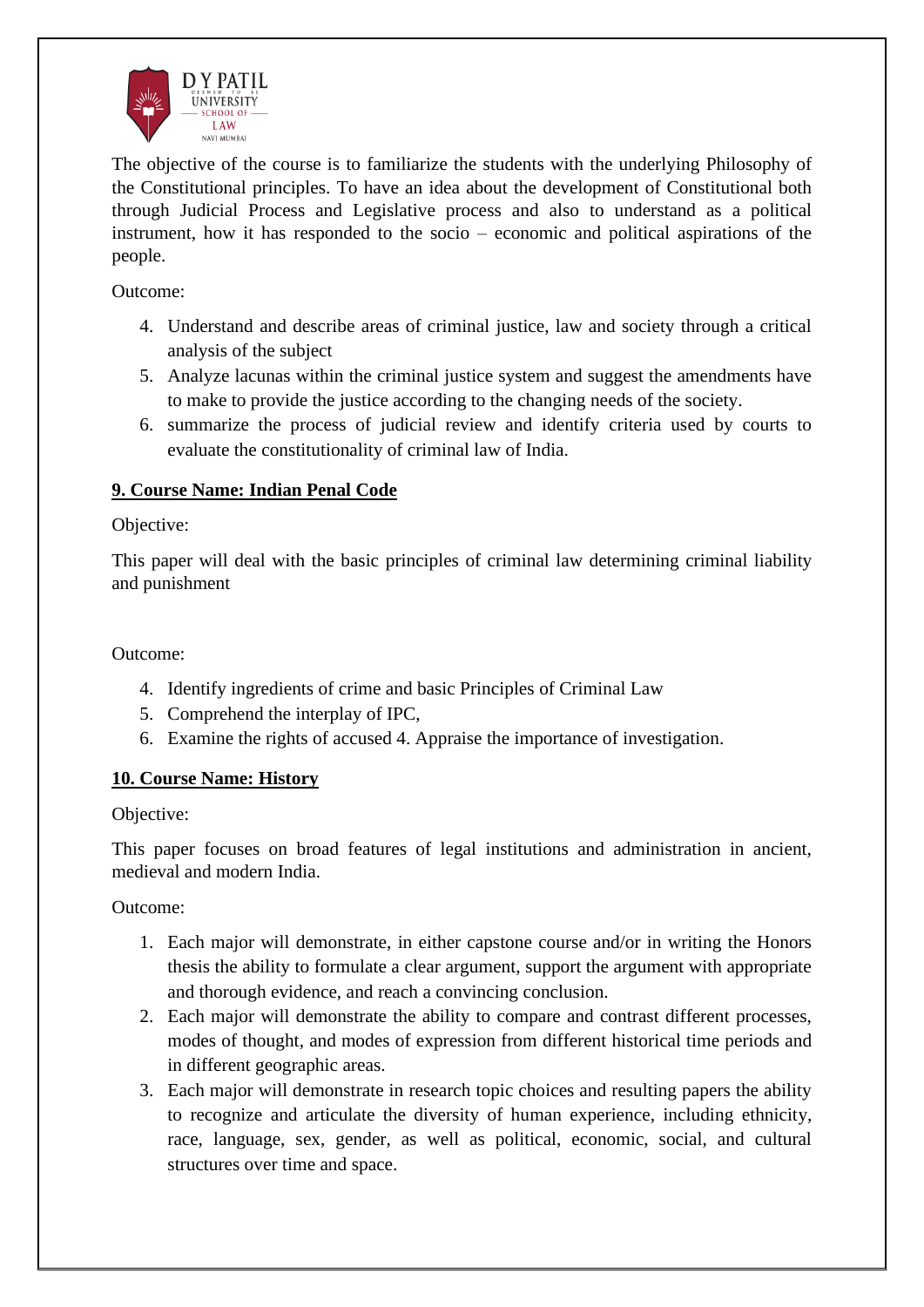The objective of the course is to familiarize the students with the underlying Philosophy of the Constitutional principles. To have an idea about the development of Constitutional both through Judicial Process and Legislative process and also to understand as a political instrument, how it has responded to the socio – economic and political aspirations of the people.

Outcome:

4. Understand and describe areas of criminal justice, law and society through a critical analysis of the subject
5. Analyze lacunas within the criminal justice system and suggest the amendments have to make to provide the justice according to the changing needs of the society.
6. summarize the process of judicial review and identify criteria used by courts to evaluate the constitutionality of criminal law of India.

**9. Course Name: Indian Penal Code**

Objective:

This paper will deal with the basic principles of criminal law determining criminal liability and punishment

Outcome:

4. Identify ingredients of crime and basic Principles of Criminal Law
5. Comprehend the interplay of IPC,
6. Examine the rights of accused 4. Appraise the importance of investigation.

**10. Course Name: History**

Objective:

This paper focuses on broad features of legal institutions and administration in ancient, medieval and modern India.

Outcome:

1. Each major will demonstrate, in either capstone course and/or in writing the Honors thesis the ability to formulate a clear argument, support the argument with appropriate and thorough evidence, and reach a convincing conclusion.
2. Each major will demonstrate the ability to compare and contrast different processes, modes of thought, and modes of expression from different historical time periods and in different geographic areas.
3. Each major will demonstrate in research topic choices and resulting papers the ability to recognize and articulate the diversity of human experience, including ethnicity, race, language, sex, gender, as well as political, economic, social, and cultural structures over time and space.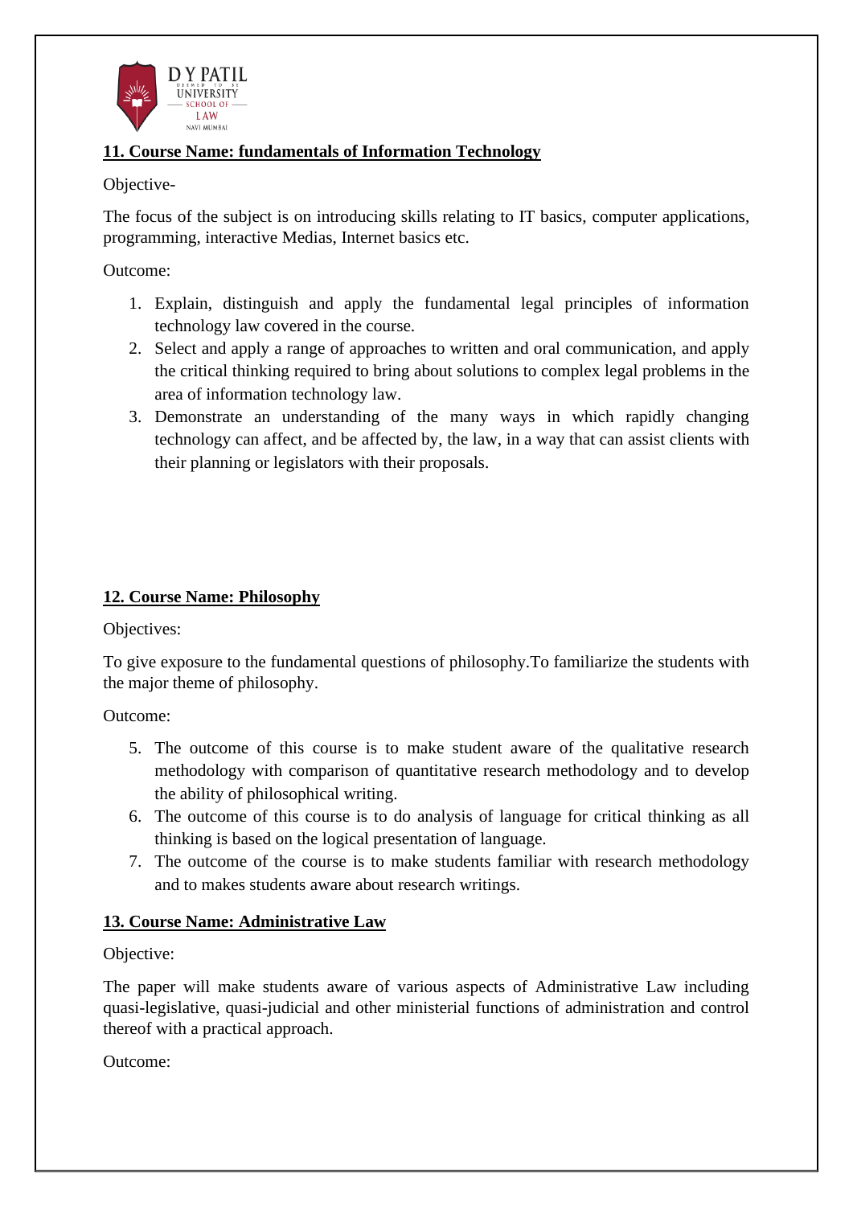**11. Course Name: fundamentals of Information Technology**

Objective-

The focus of the subject is on introducing skills relating to IT basics, computer applications, programming, interactive Medias, Internet basics etc.

Outcome:

1. Explain, distinguish and apply the fundamental legal principles of information technology law covered in the course.
2. Select and apply a range of approaches to written and oral communication, and apply the critical thinking required to bring about solutions to complex legal problems in the area of information technology law.
3. Demonstrate an understanding of the many ways in which rapidly changing technology can affect, and be affected by, the law, in a way that can assist clients with their planning or legislators with their proposals.

**12. Course Name: Philosophy**

Objectives:

To give exposure to the fundamental questions of philosophy.To familiarize the students with the major theme of philosophy.

Outcome:

5. The outcome of this course is to make student aware of the qualitative research methodology with comparison of quantitative research methodology and to develop the ability of philosophical writing.
6. The outcome of this course is to do analysis of language for critical thinking as all thinking is based on the logical presentation of language.
7. The outcome of the course is to make students familiar with research methodology and to makes students aware about research writings.

**13. Course Name: Administrative Law**

Objective:

The paper will make students aware of various aspects of Administrative Law including quasi-legislative, quasi-judicial and other ministerial functions of administration and control thereof with a practical approach.

Outcome: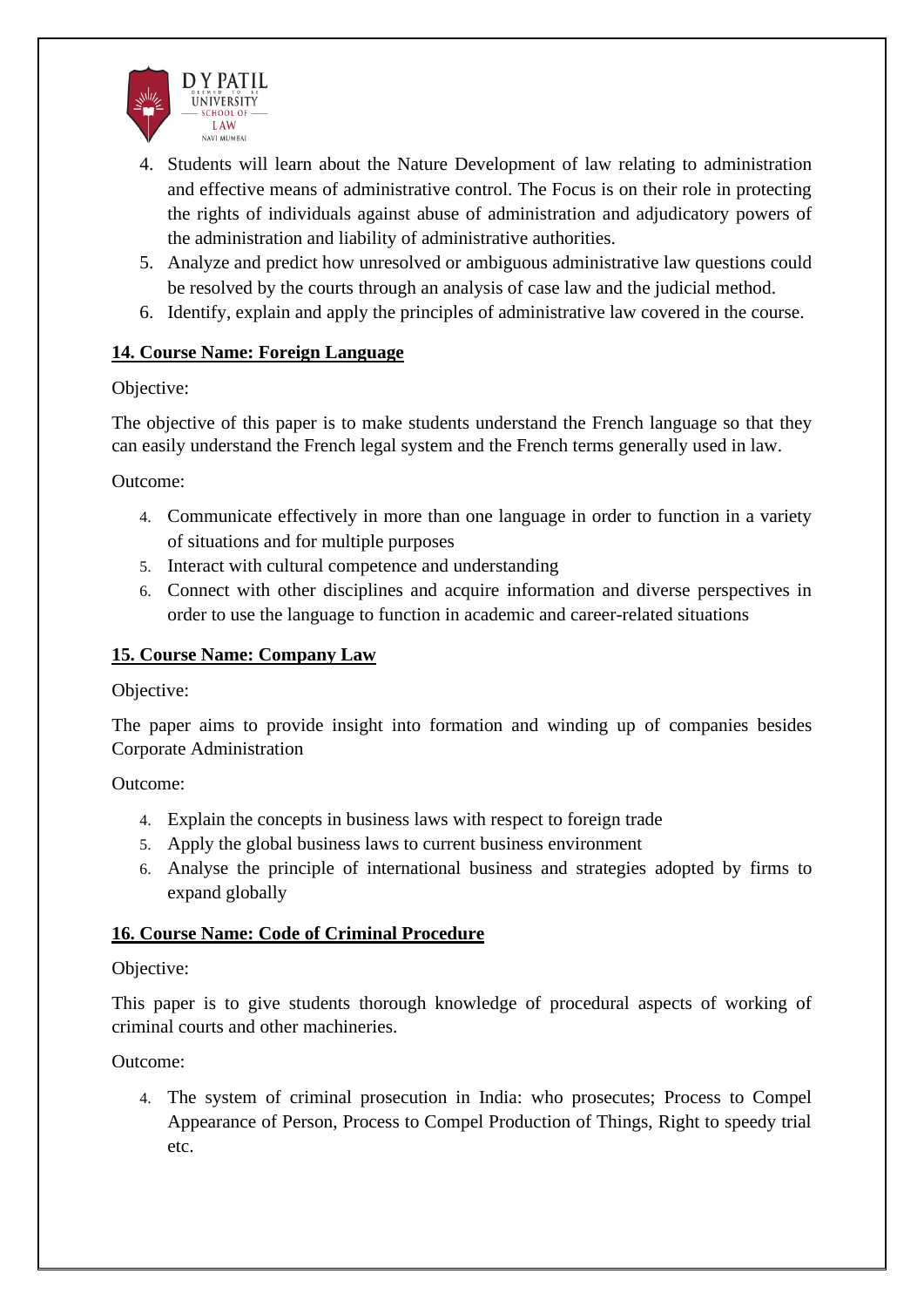4. Students will learn about the Nature Development of law relating to administration and effective means of administrative control. The Focus is on their role in protecting the rights of individuals against abuse of administration and adjudicatory powers of the administration and liability of administrative authorities.
5. Analyze and predict how unresolved or ambiguous administrative law questions could be resolved by the courts through an analysis of case law and the judicial method.
6. Identify, explain and apply the principles of administrative law covered in the course.

**14. Course Name: Foreign Language**

Objective:

The objective of this paper is to make students understand the French language so that they can easily understand the French legal system and the French terms generally used in law.

Outcome:

4. Communicate effectively in more than one language in order to function in a variety of situations and for multiple purposes
5. Interact with cultural competence and understanding
6. Connect with other disciplines and acquire information and diverse perspectives in order to use the language to function in academic and career-related situations

**15. Course Name: Company Law**

Objective:

The paper aims to provide insight into formation and winding up of companies besides Corporate Administration

Outcome:

4. Explain the concepts in business laws with respect to foreign trade
5. Apply the global business laws to current business environment
6. Analyse the principle of international business and strategies adopted by firms to expand globally

**16. Course Name: Code of Criminal Procedure**

Objective:

This paper is to give students thorough knowledge of procedural aspects of working of criminal courts and other machineries.

Outcome:

4. The system of criminal prosecution in India: who prosecutes; Process to Compel Appearance of Person, Process to Compel Production of Things, Right to speedy trial etc.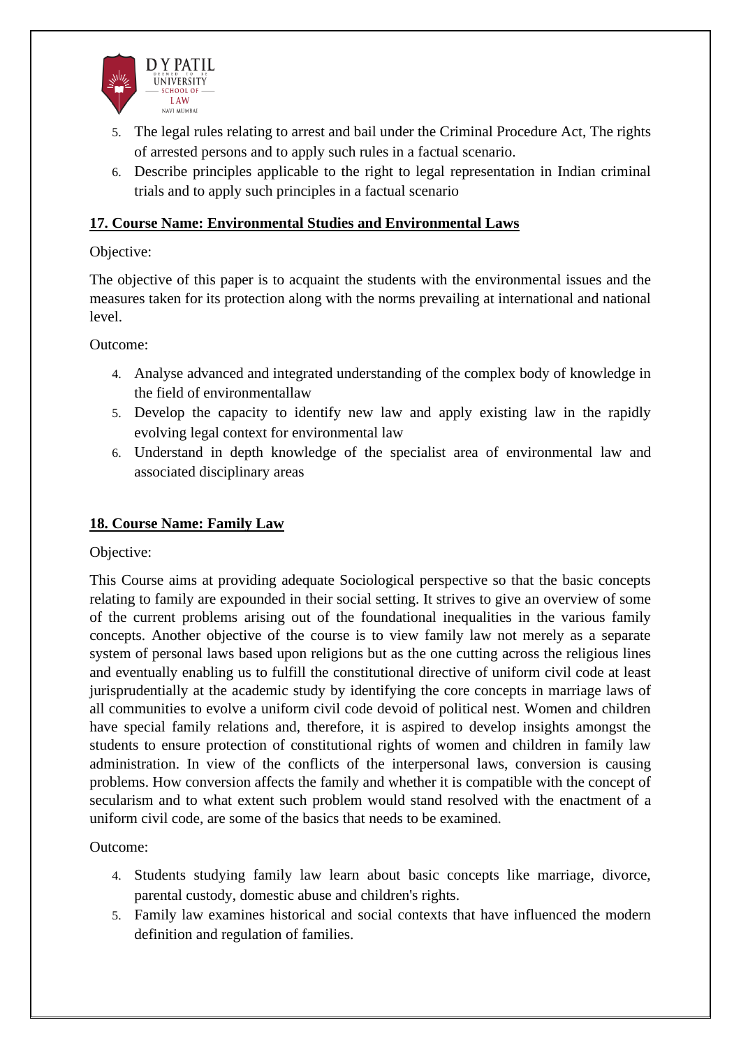5. The legal rules relating to arrest and bail under the Criminal Procedure Act, The rights of arrested persons and to apply such rules in a factual scenario.
6. Describe principles applicable to the right to legal representation in Indian criminal trials and to apply such principles in a factual scenario

**17. Course Name: Environmental Studies and Environmental Laws**

Objective:

The objective of this paper is to acquaint the students with the environmental issues and the measures taken for its protection along with the norms prevailing at international and national level.

Outcome:

4. Analyse advanced and integrated understanding of the complex body of knowledge in the field of environmentallaw
5. Develop the capacity to identify new law and apply existing law in the rapidly evolving legal context for environmental law
6. Understand in depth knowledge of the specialist area of environmental law and associated disciplinary areas

**18. Course Name: Family Law**

Objective:

This Course aims at providing adequate Sociological perspective so that the basic concepts relating to family are expounded in their social setting. It strives to give an overview of some of the current problems arising out of the foundational inequalities in the various family concepts. Another objective of the course is to view family law not merely as a separate system of personal laws based upon religions but as the one cutting across the religious lines and eventually enabling us to fulfill the constitutional directive of uniform civil code at least jurisprudentially at the academic study by identifying the core concepts in marriage laws of all communities to evolve a uniform civil code devoid of political nest. Women and children have special family relations and, therefore, it is aspired to develop insights amongst the students to ensure protection of constitutional rights of women and children in family law administration. In view of the conflicts of the interpersonal laws, conversion is causing problems. How conversion affects the family and whether it is compatible with the concept of secularism and to what extent such problem would stand resolved with the enactment of a uniform civil code, are some of the basics that needs to be examined.

Outcome:

4. Students studying family law learn about basic concepts like marriage, divorce, parental custody, domestic abuse and children's rights.
5. Family law examines historical and social contexts that have influenced the modern definition and regulation of families.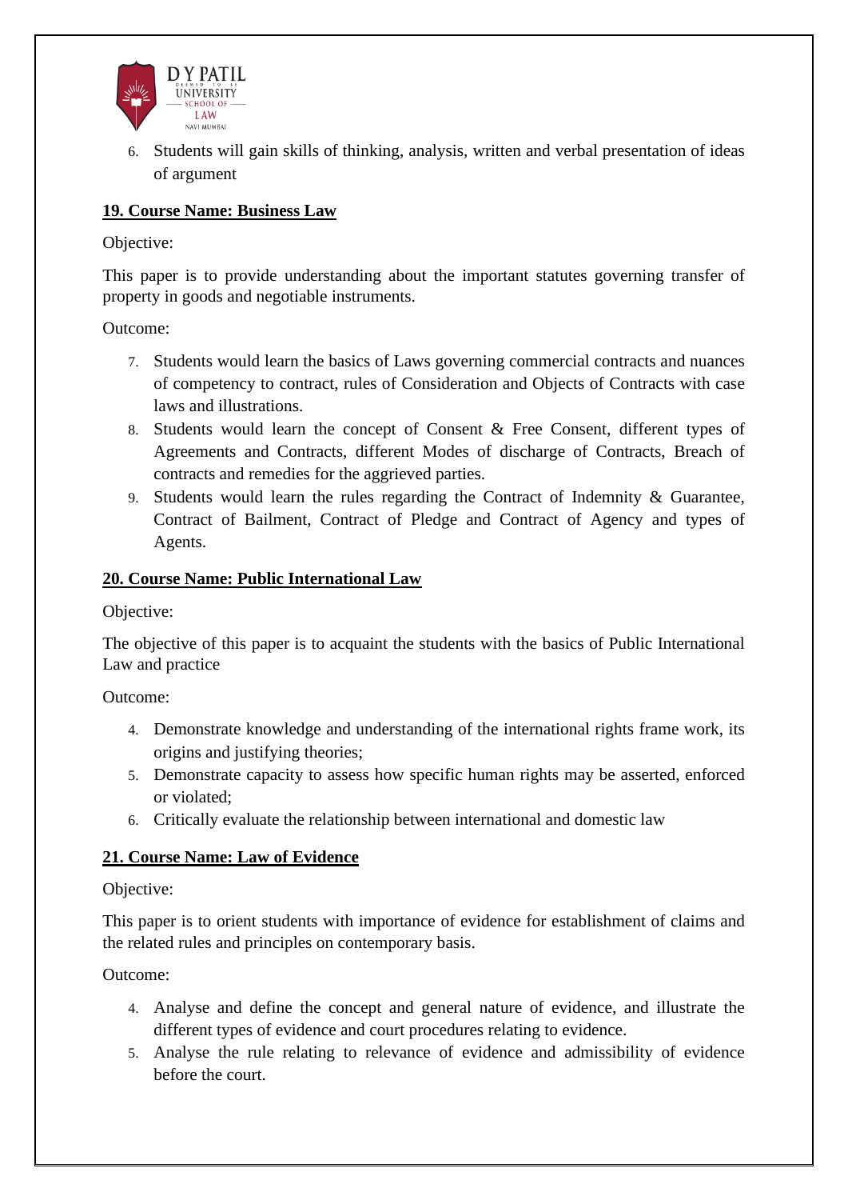6. Students will gain skills of thinking, analysis, written and verbal presentation of ideas of argument

**19. Course Name: Business Law**

Objective:

This paper is to provide understanding about the important statutes governing transfer of property in goods and negotiable instruments.

Outcome:

7. Students would learn the basics of Laws governing commercial contracts and nuances of competency to contract, rules of Consideration and Objects of Contracts with case laws and illustrations.
8. Students would learn the concept of Consent & Free Consent, different types of Agreements and Contracts, different Modes of discharge of Contracts, Breach of contracts and remedies for the aggrieved parties.
9. Students would learn the rules regarding the Contract of Indemnity & Guarantee, Contract of Bailment, Contract of Pledge and Contract of Agency and types of Agents.

**20. Course Name: Public International Law**

Objective:

The objective of this paper is to acquaint the students with the basics of Public International Law and practice

Outcome:

4. Demonstrate knowledge and understanding of the international rights frame work, its origins and justifying theories;
5. Demonstrate capacity to assess how specific human rights may be asserted, enforced or violated;
6. Critically evaluate the relationship between international and domestic law

**21. Course Name: Law of Evidence**

Objective:

This paper is to orient students with importance of evidence for establishment of claims and the related rules and principles on contemporary basis.

Outcome:

4. Analyse and define the concept and general nature of evidence, and illustrate the different types of evidence and court procedures relating to evidence.
5. Analyse the rule relating to relevance of evidence and admissibility of evidence before the court.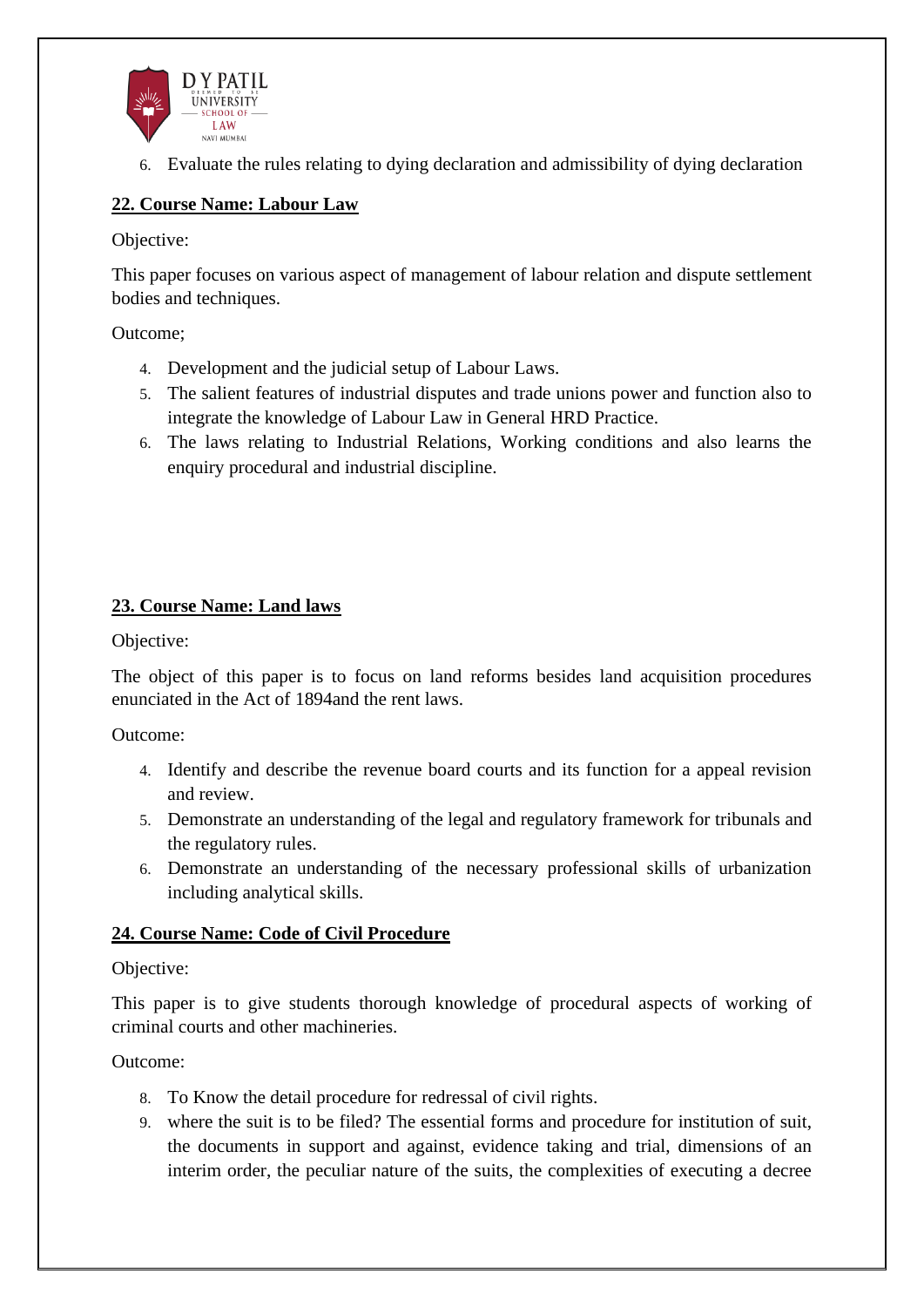6. Evaluate the rules relating to dying declaration and admissibility of dying declaration

**22. Course Name: Labour Law**

Objective:

This paper focuses on various aspect of management of labour relation and dispute settlement bodies and techniques.

Outcome;

4. Development and the judicial setup of Labour Laws.
5. The salient features of industrial disputes and trade unions power and function also to integrate the knowledge of Labour Law in General HRD Practice.
6. The laws relating to Industrial Relations, Working conditions and also learns the enquiry procedural and industrial discipline.

**23. Course Name: Land laws**

Objective:

The object of this paper is to focus on land reforms besides land acquisition procedures enunciated in the Act of 1894and the rent laws.

Outcome:

4. Identify and describe the revenue board courts and its function for a appeal revision and review.
5. Demonstrate an understanding of the legal and regulatory framework for tribunals and the regulatory rules.
6. Demonstrate an understanding of the necessary professional skills of urbanization including analytical skills.

**24. Course Name: Code of Civil Procedure**

Objective:

This paper is to give students thorough knowledge of procedural aspects of working of criminal courts and other machineries.

Outcome:

8. To Know the detail procedure for redressal of civil rights.
9. where the suit is to be filed? The essential forms and procedure for institution of suit, the documents in support and against, evidence taking and trial, dimensions of an interim order, the peculiar nature of the suits, the complexities of executing a decree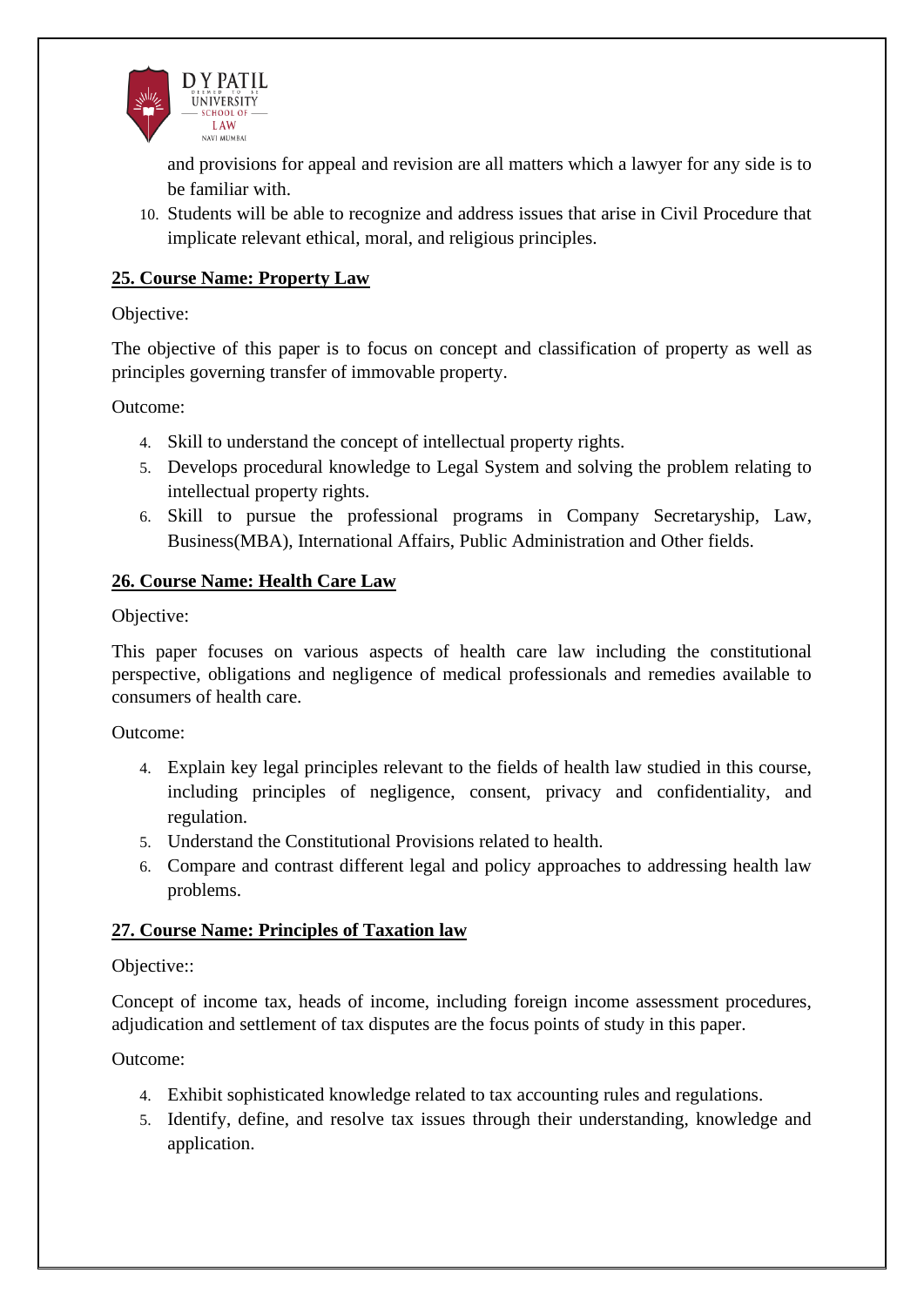and provisions for appeal and revision are all matters which a lawyer for any side is to be familiar with.

10. Students will be able to recognize and address issues that arise in Civil Procedure that implicate relevant ethical, moral, and religious principles.

**25. Course Name: Property Law**

Objective:

The objective of this paper is to focus on concept and classification of property as well as principles governing transfer of immovable property.

Outcome:

4. Skill to understand the concept of intellectual property rights.
5. Develops procedural knowledge to Legal System and solving the problem relating to intellectual property rights.
6. Skill to pursue the professional programs in Company Secretaryship, Law, Business(MBA), International Affairs, Public Administration and Other fields.

**26. Course Name: Health Care Law**

Objective:

This paper focuses on various aspects of health care law including the constitutional perspective, obligations and negligence of medical professionals and remedies available to consumers of health care.

Outcome:

4. Explain key legal principles relevant to the fields of health law studied in this course, including principles of negligence, consent, privacy and confidentiality, and regulation.
5. Understand the Constitutional Provisions related to health.
6. Compare and contrast different legal and policy approaches to addressing health law problems.

**27. Course Name: Principles of Taxation law**

Objective::

Concept of income tax, heads of income, including foreign income assessment procedures, adjudication and settlement of tax disputes are the focus points of study in this paper.

Outcome:

4. Exhibit sophisticated knowledge related to tax accounting rules and regulations.
5. Identify, define, and resolve tax issues through their understanding, knowledge and application.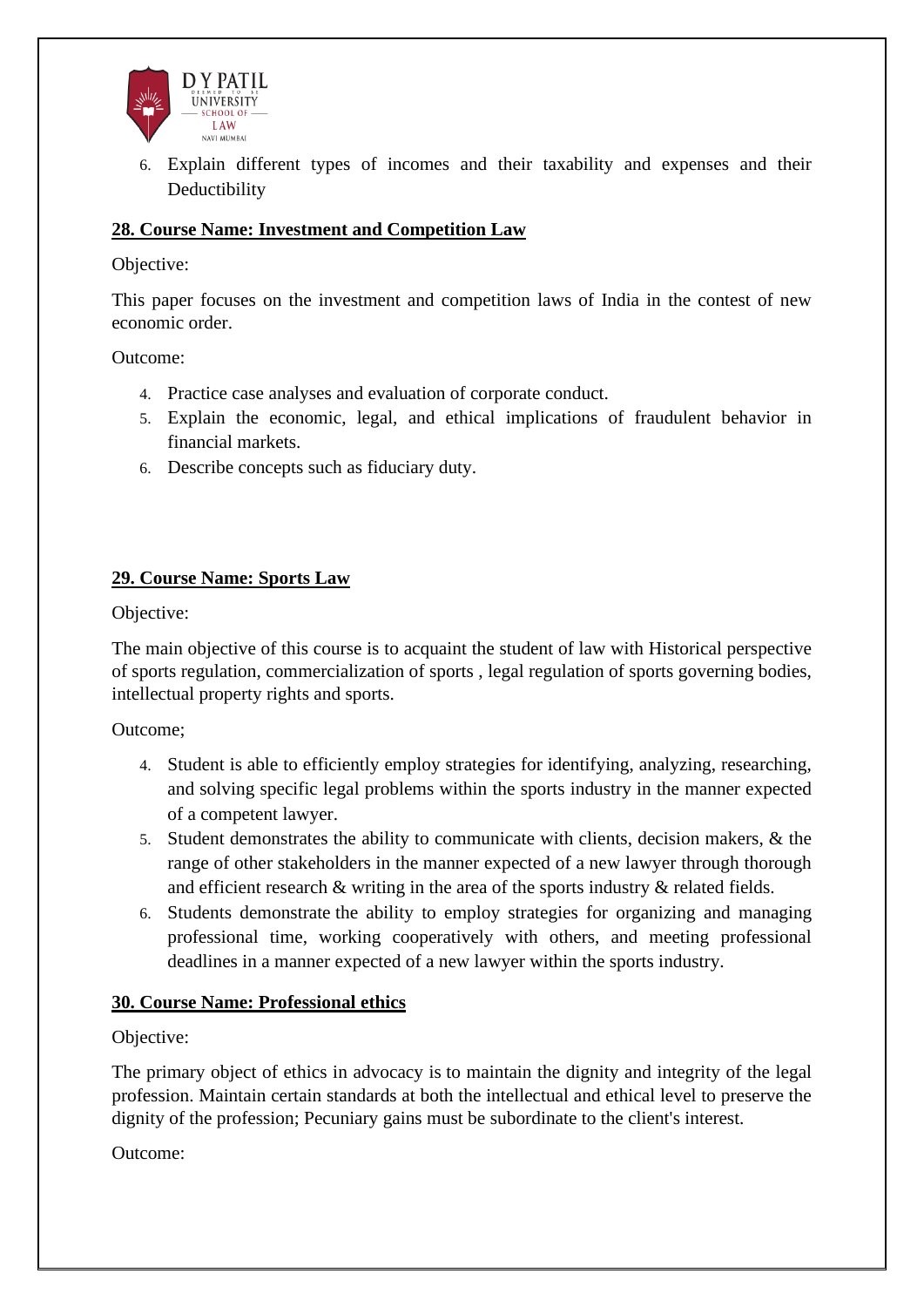6. Explain different types of incomes and their taxability and expenses and their Deductibility

**28. Course Name: Investment and Competition Law**

Objective:

This paper focuses on the investment and competition laws of India in the contest of new economic order.

Outcome:

4. Practice case analyses and evaluation of corporate conduct.
5. Explain the economic, legal, and ethical implications of fraudulent behavior in financial markets.
6. Describe concepts such as fiduciary duty.

**29. Course Name: Sports Law**

Objective:

The main objective of this course is to acquaint the student of law with Historical perspective of sports regulation, commercialization of sports , legal regulation of sports governing bodies, intellectual property rights and sports.

Outcome;

4. Student is able to efficiently employ strategies for identifying, analyzing, researching, and solving specific legal problems within the sports industry in the manner expected of a competent lawyer.
5. Student demonstrates the ability to communicate with clients, decision makers, & the range of other stakeholders in the manner expected of a new lawyer through thorough and efficient research & writing in the area of the sports industry & related fields.
6. Students demonstrate the ability to employ strategies for organizing and managing professional time, working cooperatively with others, and meeting professional deadlines in a manner expected of a new lawyer within the sports industry.

**30. Course Name: Professional ethics**

Objective:

The primary object of ethics in advocacy is to maintain the dignity and integrity of the legal profession. Maintain certain standards at both the intellectual and ethical level to preserve the dignity of the profession; Pecuniary gains must be subordinate to the client's interest.

Outcome: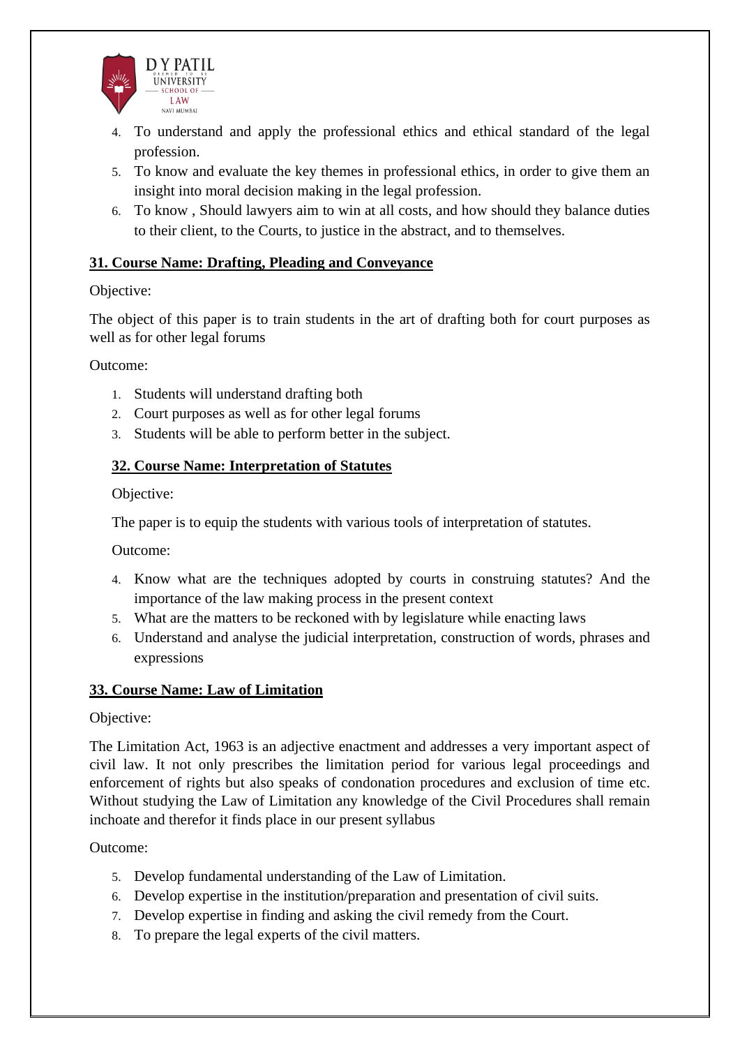4. To understand and apply the professional ethics and ethical standard of the legal profession.
5. To know and evaluate the key themes in professional ethics, in order to give them an insight into moral decision making in the legal profession.
6. To know , Should lawyers aim to win at all costs, and how should they balance duties to their client, to the Courts, to justice in the abstract, and to themselves.

**31. Course Name: Drafting, Pleading and Conveyance**

Objective:

The object of this paper is to train students in the art of drafting both for court purposes as well as for other legal forums

Outcome:

1. Students will understand drafting both
2. Court purposes as well as for other legal forums
3. Students will be able to perform better in the subject.

**32. Course Name: Interpretation of Statutes**

Objective:

The paper is to equip the students with various tools of interpretation of statutes.

Outcome:

4. Know what are the techniques adopted by courts in construing statutes? And the importance of the law making process in the present context
5. What are the matters to be reckoned with by legislature while enacting laws
6. Understand and analyse the judicial interpretation, construction of words, phrases and expressions

**33. Course Name: Law of Limitation**

Objective:

The Limitation Act, 1963 is an adjective enactment and addresses a very important aspect of civil law. It not only prescribes the limitation period for various legal proceedings and enforcement of rights but also speaks of condonation procedures and exclusion of time etc. Without studying the Law of Limitation any knowledge of the Civil Procedures shall remain inchoate and therefor it finds place in our present syllabus

Outcome:

5. Develop fundamental understanding of the Law of Limitation.
6. Develop expertise in the institution/preparation and presentation of civil suits.
7. Develop expertise in finding and asking the civil remedy from the Court.
8. To prepare the legal experts of the civil matters.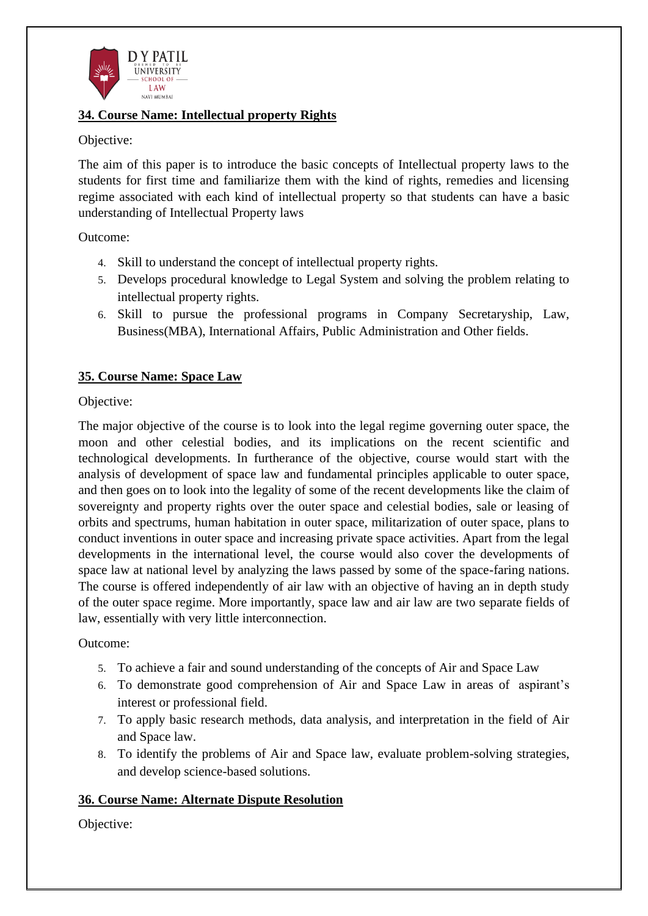**34. Course Name: Intellectual property Rights**

Objective:

The aim of this paper is to introduce the basic concepts of Intellectual property laws to the students for first time and familiarize them with the kind of rights, remedies and licensing regime associated with each kind of intellectual property so that students can have a basic understanding of Intellectual Property laws

Outcome:

4. Skill to understand the concept of intellectual property rights.
5. Develops procedural knowledge to Legal System and solving the problem relating to intellectual property rights.
6. Skill to pursue the professional programs in Company Secretaryship, Law, Business(MBA), International Affairs, Public Administration and Other fields.

**35. Course Name: Space Law**

Objective:

The major objective of the course is to look into the legal regime governing outer space, the moon and other celestial bodies, and its implications on the recent scientific and technological developments. In furtherance of the objective, course would start with the analysis of development of space law and fundamental principles applicable to outer space, and then goes on to look into the legality of some of the recent developments like the claim of sovereignty and property rights over the outer space and celestial bodies, sale or leasing of orbits and spectrums, human habitation in outer space, militarization of outer space, plans to conduct inventions in outer space and increasing private space activities. Apart from the legal developments in the international level, the course would also cover the developments of space law at national level by analyzing the laws passed by some of the space-faring nations. The course is offered independently of air law with an objective of having an in depth study of the outer space regime. More importantly, space law and air law are two separate fields of law, essentially with very little interconnection.

Outcome:

5. To achieve a fair and sound understanding of the concepts of Air and Space Law
6. To demonstrate good comprehension of Air and Space Law in areas of aspirant's interest or professional field.
7. To apply basic research methods, data analysis, and interpretation in the field of Air and Space law.
8. To identify the problems of Air and Space law, evaluate problem-solving strategies, and develop science-based solutions.

**36. Course Name: Alternate Dispute Resolution**

Objective: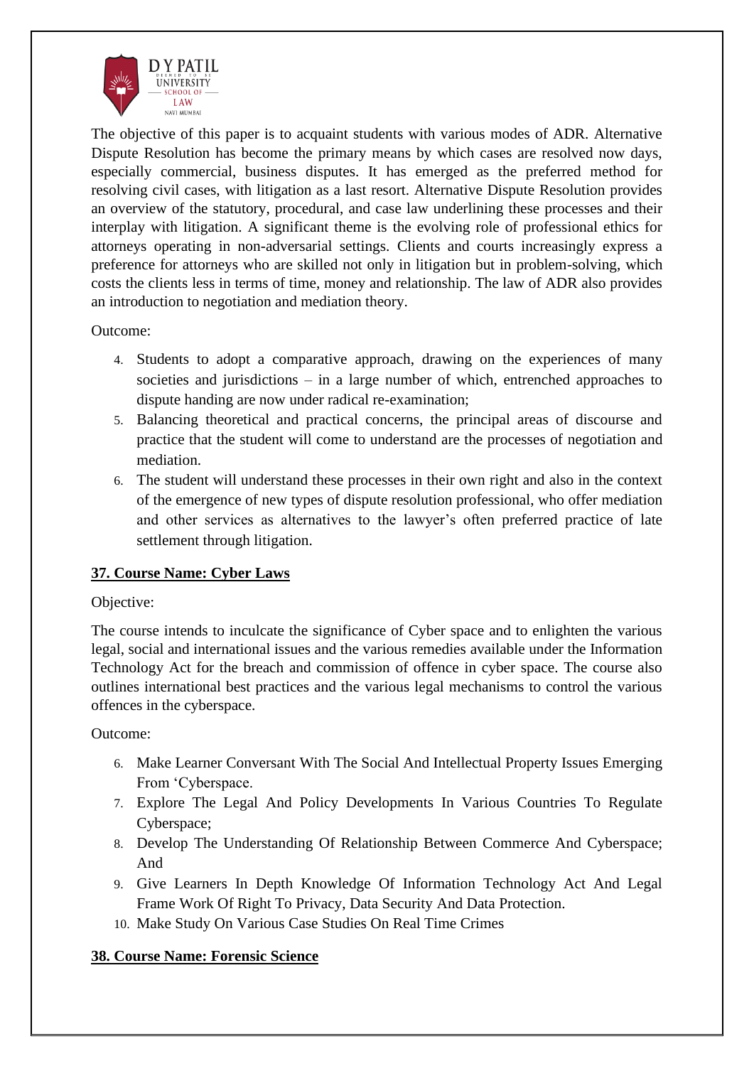The objective of this paper is to acquaint students with various modes of ADR. Alternative Dispute Resolution has become the primary means by which cases are resolved now days, especially commercial, business disputes. It has emerged as the preferred method for resolving civil cases, with litigation as a last resort. Alternative Dispute Resolution provides an overview of the statutory, procedural, and case law underlining these processes and their interplay with litigation. A significant theme is the evolving role of professional ethics for attorneys operating in non-adversarial settings. Clients and courts increasingly express a preference for attorneys who are skilled not only in litigation but in problem-solving, which costs the clients less in terms of time, money and relationship. The law of ADR also provides an introduction to negotiation and mediation theory.

Outcome:

4. Students to adopt a comparative approach, drawing on the experiences of many societies and jurisdictions – in a large number of which, entrenched approaches to dispute handing are now under radical re-examination;
5. Balancing theoretical and practical concerns, the principal areas of discourse and practice that the student will come to understand are the processes of negotiation and mediation.
6. The student will understand these processes in their own right and also in the context of the emergence of new types of dispute resolution professional, who offer mediation and other services as alternatives to the lawyer's often preferred practice of late settlement through litigation.

**37. Course Name: Cyber Laws**

Objective:

The course intends to inculcate the significance of Cyber space and to enlighten the various legal, social and international issues and the various remedies available under the Information Technology Act for the breach and commission of offence in cyber space. The course also outlines international best practices and the various legal mechanisms to control the various offences in the cyberspace.

Outcome:

6. Make Learner Conversant With The Social And Intellectual Property Issues Emerging From 'Cyberspace.
7. Explore The Legal And Policy Developments In Various Countries To Regulate Cyberspace;
8. Develop The Understanding Of Relationship Between Commerce And Cyberspace; And
9. Give Learners In Depth Knowledge Of Information Technology Act And Legal Frame Work Of Right To Privacy, Data Security And Data Protection.
10. Make Study On Various Case Studies On Real Time Crimes

**38. Course Name: Forensic Science**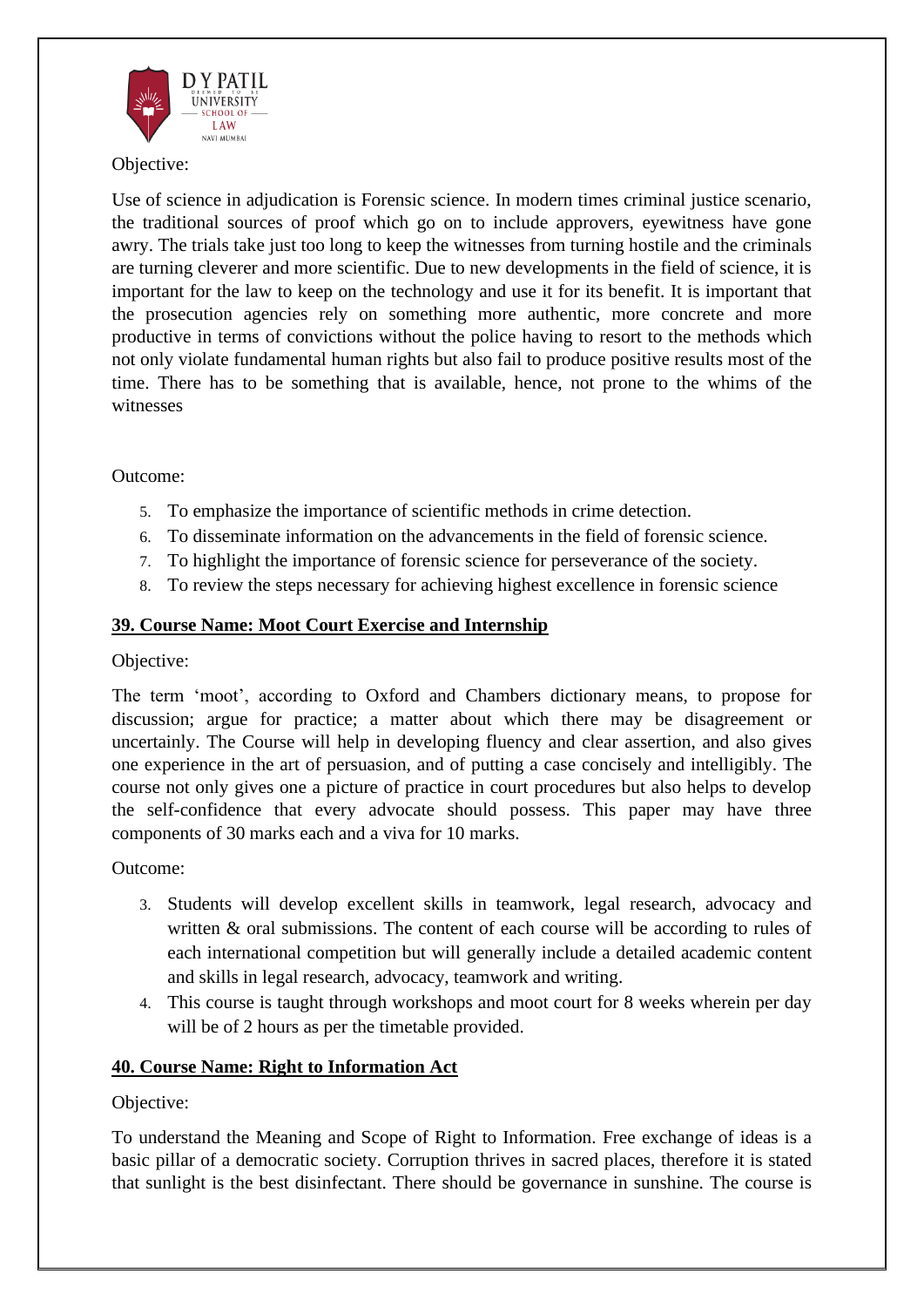Objective:

Use of science in adjudication is Forensic science. In modern times criminal justice scenario, the traditional sources of proof which go on to include approvers, eyewitness have gone awry. The trials take just too long to keep the witnesses from turning hostile and the criminals are turning cleverer and more scientific. Due to new developments in the field of science, it is important for the law to keep on the technology and use it for its benefit. It is important that the prosecution agencies rely on something more authentic, more concrete and more productive in terms of convictions without the police having to resort to the methods which not only violate fundamental human rights but also fail to produce positive results most of the time. There has to be something that is available, hence, not prone to the whims of the witnesses

Outcome:

5. To emphasize the importance of scientific methods in crime detection.
6. To disseminate information on the advancements in the field of forensic science.
7. To highlight the importance of forensic science for perseverance of the society.
8. To review the steps necessary for achieving highest excellence in forensic science

**39. Course Name: Moot Court Exercise and Internship**

Objective:

The term 'moot', according to Oxford and Chambers dictionary means, to propose for discussion; argue for practice; a matter about which there may be disagreement or uncertainly. The Course will help in developing fluency and clear assertion, and also gives one experience in the art of persuasion, and of putting a case concisely and intelligibly. The course not only gives one a picture of practice in court procedures but also helps to develop the self-confidence that every advocate should possess. This paper may have three components of 30 marks each and a viva for 10 marks.

Outcome:

3. Students will develop excellent skills in teamwork, legal research, advocacy and written & oral submissions. The content of each course will be according to rules of each international competition but will generally include a detailed academic content and skills in legal research, advocacy, teamwork and writing.
4. This course is taught through workshops and moot court for 8 weeks wherein per day will be of 2 hours as per the timetable provided.

**40. Course Name: Right to Information Act**

Objective:

To understand the Meaning and Scope of Right to Information. Free exchange of ideas is a basic pillar of a democratic society. Corruption thrives in sacred places, therefore it is stated that sunlight is the best disinfectant. There should be governance in sunshine. The course is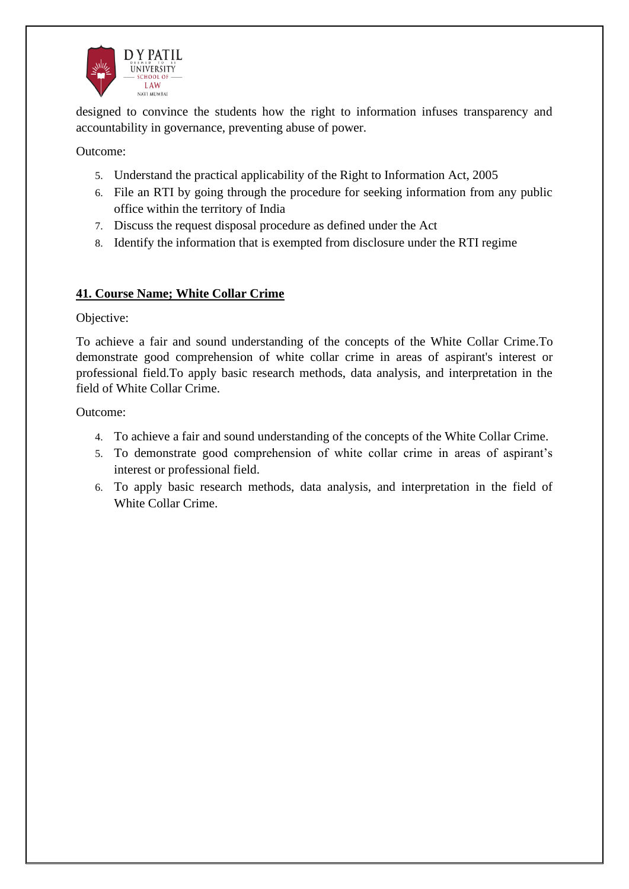designed to convince the students how the right to information infuses transparency and accountability in governance, preventing abuse of power.

Outcome:

5. Understand the practical applicability of the Right to Information Act, 2005
6. File an RTI by going through the procedure for seeking information from any public office within the territory of India
7. Discuss the request disposal procedure as defined under the Act
8. Identify the information that is exempted from disclosure under the RTI regime

**41. Course Name; White Collar Crime**

Objective:

To achieve a fair and sound understanding of the concepts of the White Collar Crime.To demonstrate good comprehension of white collar crime in areas of aspirant's interest or professional field.To apply basic research methods, data analysis, and interpretation in the field of White Collar Crime.

Outcome:

4. To achieve a fair and sound understanding of the concepts of the White Collar Crime.
5. To demonstrate good comprehension of white collar crime in areas of aspirant's interest or professional field.
6. To apply basic research methods, data analysis, and interpretation in the field of White Collar Crime.